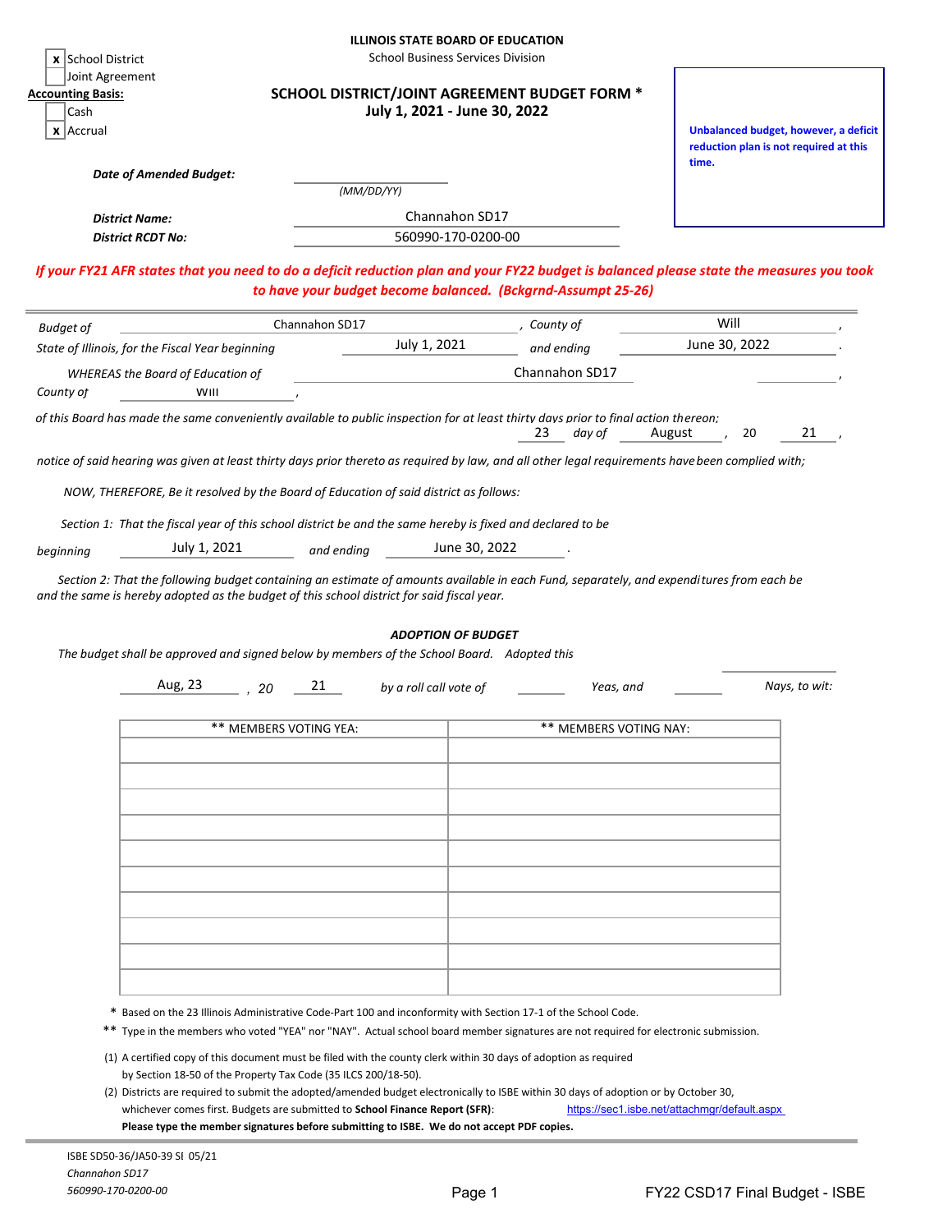ILLINOIS STATE BOARD OF EDUCATION

School Business Services Division

[x] School District
[ ] Joint Agreement

**Accounting Basis:**
[ ] Cash
[x] Accrual

## SCHOOL DISTRICT/JOINT AGREEMENT BUDGET FORM *
## July 1, 2021 - June 30, 2022

**Unbalanced budget, however, a deficit reduction plan is not required at this time.**

*Date of Amended Budget:* ____________ *(MM/DD/YY)*

*District Name:* Channahon SD17

*District RCDT No:* 560990-170-0200-00

**If your FY21 AFR states that you need to do a deficit reduction plan and your FY22 budget is balanced please state the measures you took to have your budget become balanced. (Bckgrnd-Assumpt 25-26)**

*Budget of* Channahon SD17 *, County of* Will ,
*State of Illinois, for the Fiscal Year beginning* July 1, 2021 *and ending* June 30, 2022 .

*WHEREAS the Board of Education of* Channahon SD17 ,
*County of* Will ,
*of this Board has made the same conveniently available to public inspection for at least thirty days prior to final action thereon;* 23 *day of* August , 20 21 ,
*notice of said hearing was given at least thirty days prior thereto as required by law, and all other legal requirements have been complied with;*

*NOW, THEREFORE, Be it resolved by the Board of Education of said district as follows:*

*Section 1: That the fiscal year of this school district be and the same hereby is fixed and declared to be*
*beginning* July 1, 2021 *and ending* June 30, 2022 .

*Section 2: That the following budget containing an estimate of amounts available in each Fund, separately, and expenditures from each be and the same is hereby adopted as the budget of this school district for said fiscal year.*

### *ADOPTION OF BUDGET*

*The budget shall be approved and signed below by members of the School Board. Adopted this*

Aug, 23 *, 20* 21 *by a roll call vote of* ______ *Yeas, and* ______ *Nays, to wit:*

| ** MEMBERS VOTING YEA: | ** MEMBERS VOTING NAY: |
|---|---|
| | |
| | |
| | |
| | |
| | |
| | |
| | |
| | |
| | |
| | |

\* Based on the 23 Illinois Administrative Code-Part 100 and inconformity with Section 17-1 of the School Code.

\*\* Type in the members who voted "YEA" nor "NAY". Actual school board member signatures are not required for electronic submission.

(1) A certified copy of this document must be filed with the county clerk within 30 days of adoption as required by Section 18-50 of the Property Tax Code (35 ILCS 200/18-50).

(2) Districts are required to submit the adopted/amended budget electronically to ISBE within 30 days of adoption or by October 30, whichever comes first. Budgets are submitted to **School Finance Report (SFR)**: https://sec1.isbe.net/attachmgr/default.aspx
**Please type the member signatures before submitting to ISBE. We do not accept PDF copies.**

ISBE SD50-36/JA50-39 SI 05/21
*Channahon SD17*
*560990-170-0200-00*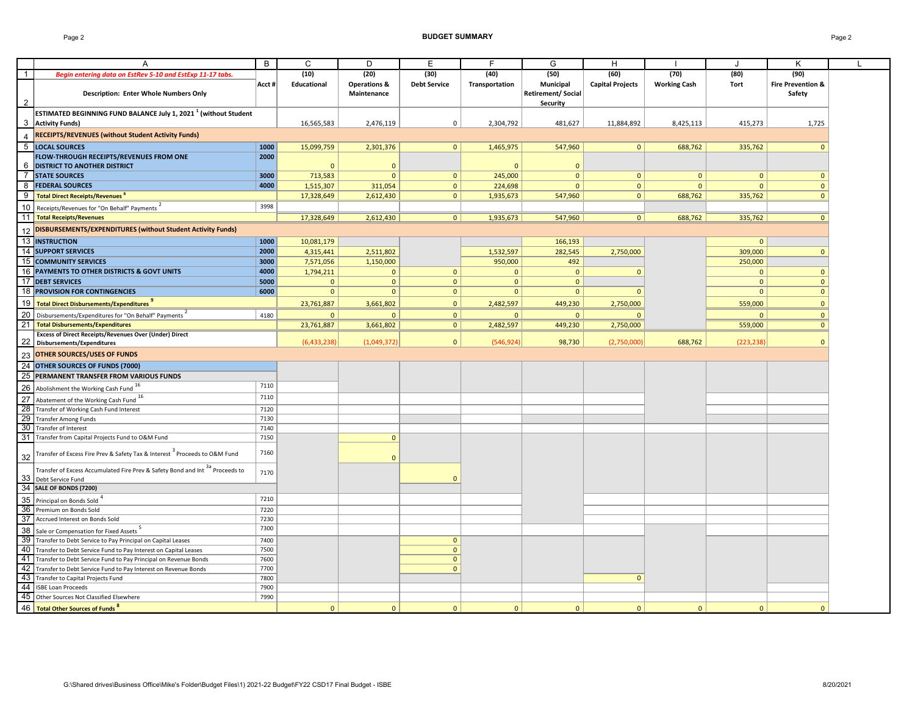## BUDGET SUMMARY

| | A | B | C | D | E | F | G | H | I | J | K |
|---|---|---|---|---|---|---|---|---|---|---|---|
| 1 | *Begin entering data on EstRev 5-10 and EstExp 11-17 tabs.* | | (10) | (20) | (30) | (40) | (50) | (60) | (70) | (80) | (90) |
| 2 | **Description: Enter Whole Numbers Only** | Acct # | Educational | Operations & Maintenance | Debt Service | Transportation | Municipal Retirement/ Social Security | Capital Projects | Working Cash | Tort | Fire Prevention & Safety |
| 3 | **ESTIMATED BEGINNING FUND BALANCE July 1, 2021 [1] (without Student Activity Funds)** | | 16,565,583 | 2,476,119 | 0 | 2,304,792 | 481,627 | 11,884,892 | 8,425,113 | 415,273 | 1,725 |
| 4 | **RECEIPTS/REVENUES (without Student Activity Funds)** | | | | | | | | | | |
| 5 | **LOCAL SOURCES** | 1000 | 15,099,759 | 2,301,376 | 0 | 1,465,975 | 547,960 | 0 | 688,762 | 335,762 | 0 |
| 6 | **FLOW-THROUGH RECEIPTS/REVENUES FROM ONE DISTRICT TO ANOTHER DISTRICT** | 2000 | 0 | 0 | | 0 | 0 | | | | |
| 7 | **STATE SOURCES** | 3000 | 713,583 | 0 | 0 | 245,000 | 0 | 0 | 0 | 0 | 0 |
| 8 | **FEDERAL SOURCES** | 4000 | 1,515,307 | 311,054 | 0 | 224,698 | 0 | 0 | 0 | 0 | 0 |
| 9 | **Total Direct Receipts/Revenues [8]** | | 17,328,649 | 2,612,430 | 0 | 1,935,673 | 547,960 | 0 | 688,762 | 335,762 | 0 |
| 10 | Receipts/Revenues for "On Behalf" Payments [2] | 3998 | | | | | | | | | |
| 11 | **Total Receipts/Revenues** | | 17,328,649 | 2,612,430 | 0 | 1,935,673 | 547,960 | 0 | 688,762 | 335,762 | 0 |
| 12 | **DISBURSEMENTS/EXPENDITURES (without Student Activity Funds)** | | | | | | | | | | |
| 13 | **INSTRUCTION** | 1000 | 10,081,179 | | | | 166,193 | | | 0 | |
| 14 | **SUPPORT SERVICES** | 2000 | 4,315,441 | 2,511,802 | | 1,532,597 | 282,545 | 2,750,000 | | 309,000 | 0 |
| 15 | **COMMUNITY SERVICES** | 3000 | 7,571,056 | 1,150,000 | | 950,000 | 492 | | | 250,000 | |
| 16 | **PAYMENTS TO OTHER DISTRICTS & GOVT UNITS** | 4000 | 1,794,211 | 0 | 0 | 0 | 0 | 0 | | 0 | 0 |
| 17 | **DEBT SERVICES** | 5000 | 0 | 0 | 0 | 0 | 0 | | | 0 | 0 |
| 18 | **PROVISION FOR CONTINGENCIES** | 6000 | 0 | 0 | 0 | 0 | 0 | 0 | | 0 | 0 |
| 19 | **Total Direct Disbursements/Expenditures [9]** | | 23,761,887 | 3,661,802 | 0 | 2,482,597 | 449,230 | 2,750,000 | | 559,000 | 0 |
| 20 | Disbursements/Expenditures for "On Behalf" Payments [2] | 4180 | 0 | 0 | 0 | 0 | 0 | 0 | | 0 | 0 |
| 21 | **Total Disbursements/Expenditures** | | 23,761,887 | 3,661,802 | 0 | 2,482,597 | 449,230 | 2,750,000 | | 559,000 | 0 |
| 22 | **Excess of Direct Receipts/Revenues Over (Under) Direct Disbursements/Expenditures** | | (6,433,238) | (1,049,372) | 0 | (546,924) | 98,730 | (2,750,000) | 688,762 | (223,238) | 0 |
| 23 | **OTHER SOURCES/USES OF FUNDS** | | | | | | | | | | |
| 24 | **OTHER SOURCES OF FUNDS (7000)** | | | | | | | | | | |
| 25 | **PERMANENT TRANSFER FROM VARIOUS FUNDS** | | | | | | | | | | |
| 26 | Abolishment the Working Cash Fund [16] | 7110 | | | | | | | | | |
| 27 | Abatement of the Working Cash Fund [16] | 7110 | | | | | | | | | |
| 28 | Transfer of Working Cash Fund Interest | 7120 | | | | | | | | | |
| 29 | Transfer Among Funds | 7130 | | | | | | | | | |
| 30 | Transfer of Interest | 7140 | | | | | | | | | |
| 31 | Transfer from Capital Projects Fund to O&M Fund | 7150 | | 0 | | | | | | | |
| 32 | Transfer of Excess Fire Prev & Safety Tax & Interest [3] Proceeds to O&M Fund | 7160 | | 0 | | | | | | | |
| 33 | Transfer of Excess Accumulated Fire Prev & Safety Bond and Int [3a] Proceeds to Debt Service Fund | 7170 | | | 0 | | | | | | |
| 34 | **SALE OF BONDS (7200)** | | | | | | | | | | |
| 35 | Principal on Bonds Sold [4] | 7210 | | | | | | | | | |
| 36 | Premium on Bonds Sold | 7220 | | | | | | | | | |
| 37 | Accrued Interest on Bonds Sold | 7230 | | | | | | | | | |
| 38 | Sale or Compensation for Fixed Assets [5] | 7300 | | | | | | | | | |
| 39 | Transfer to Debt Service to Pay Principal on Capital Leases | 7400 | | | 0 | | | | | | |
| 40 | Transfer to Debt Service Fund to Pay Interest on Capital Leases | 7500 | | | 0 | | | | | | |
| 41 | Transfer to Debt Service Fund to Pay Principal on Revenue Bonds | 7600 | | | 0 | | | | | | |
| 42 | Transfer to Debt Service Fund to Pay Interest on Revenue Bonds | 7700 | | | 0 | | | | | | |
| 43 | Transfer to Capital Projects Fund | 7800 | | | | | | 0 | | | |
| 44 | ISBE Loan Proceeds | 7900 | | | | | | | | | |
| 45 | Other Sources Not Classified Elsewhere | 7990 | | | | | | | | | |
| 46 | **Total Other Sources of Funds [8]** | | 0 | 0 | 0 | 0 | 0 | 0 | 0 | 0 | 0 |

G:\Shared drives\Business Office\Mike's Folder\Budget Files\1) 2021-22 Budget\FY22 CSD17 Final Budget - ISBE

8/20/2021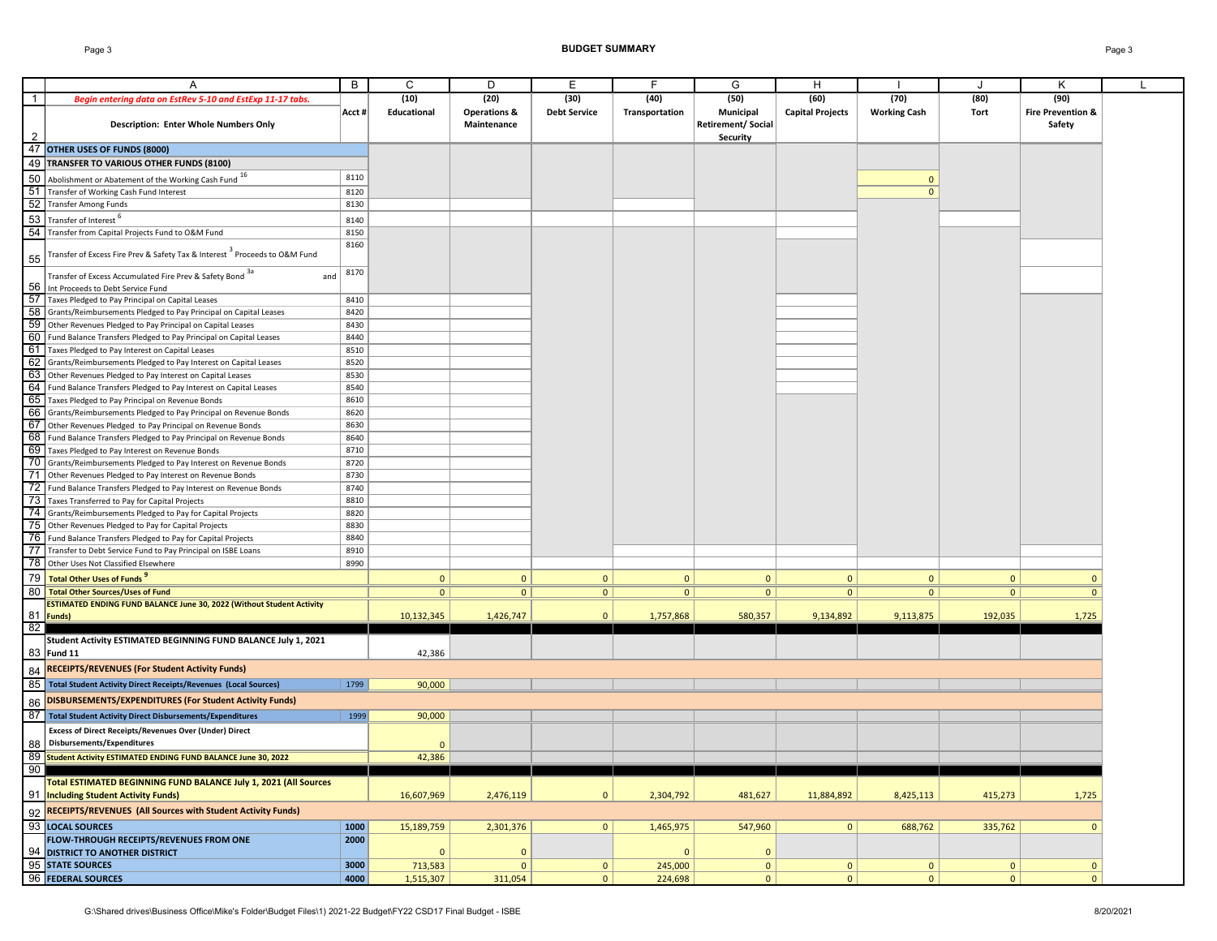## BUDGET SUMMARY

| | A | B | C | D | E | F | G | H | I | J | K |
|---|---|---|---|---|---|---|---|---|---|---|---|
| 1 | *Begin entering data on EstRev 5-10 and EstExp 11-17 tabs.* | | (10) | (20) | (30) | (40) | (50) | (60) | (70) | (80) | (90) |
| 2 | **Description: Enter Whole Numbers Only** | Acct # | Educational | Operations & Maintenance | Debt Service | Transportation | Municipal Retirement/ Social Security | Capital Projects | Working Cash | Tort | Fire Prevention & Safety |
| 47 | **OTHER USES OF FUNDS (8000)** | | | | | | | | | | |
| 49 | **TRANSFER TO VARIOUS OTHER FUNDS (8100)** | | | | | | | | | | |
| 50 | Abolishment or Abatement of the Working Cash Fund [16] | 8110 | | | | | | | 0 | | |
| 51 | Transfer of Working Cash Fund Interest | 8120 | | | | | | | 0 | | |
| 52 | Transfer Among Funds | 8130 | | | | | | | | | |
| 53 | Transfer of Interest [6] | 8140 | | | | | | | | | |
| 54 | Transfer from Capital Projects Fund to O&M Fund | 8150 | | | | | | | | | |
| 55 | Transfer of Excess Fire Prev & Safety Tax & Interest [3] Proceeds to O&M Fund | 8160 | | | | | | | | | |
| 56 | Transfer of Excess Accumulated Fire Prev & Safety Bond [3a] and Int Proceeds to Debt Service Fund | 8170 | | | | | | | | | |
| 57 | Taxes Pledged to Pay Principal on Capital Leases | 8410 | | | | | | | | | |
| 58 | Grants/Reimbursements Pledged to Pay Principal on Capital Leases | 8420 | | | | | | | | | |
| 59 | Other Revenues Pledged to Pay Principal on Capital Leases | 8430 | | | | | | | | | |
| 60 | Fund Balance Transfers Pledged to Pay Principal on Capital Leases | 8440 | | | | | | | | | |
| 61 | Taxes Pledged to Pay Interest on Capital Leases | 8510 | | | | | | | | | |
| 62 | Grants/Reimbursements Pledged to Pay Interest on Capital Leases | 8520 | | | | | | | | | |
| 63 | Other Revenues Pledged to Pay Interest on Capital Leases | 8530 | | | | | | | | | |
| 64 | Fund Balance Transfers Pledged to Pay Interest on Capital Leases | 8540 | | | | | | | | | |
| 65 | Taxes Pledged to Pay Principal on Revenue Bonds | 8610 | | | | | | | | | |
| 66 | Grants/Reimbursements Pledged to Pay Principal on Revenue Bonds | 8620 | | | | | | | | | |
| 67 | Other Revenues Pledged to Pay Principal on Revenue Bonds | 8630 | | | | | | | | | |
| 68 | Fund Balance Transfers Pledged to Pay Principal on Revenue Bonds | 8640 | | | | | | | | | |
| 69 | Taxes Pledged to Pay Interest on Revenue Bonds | 8710 | | | | | | | | | |
| 70 | Grants/Reimbursements Pledged to Pay Interest on Revenue Bonds | 8720 | | | | | | | | | |
| 71 | Other Revenues Pledged to Pay Interest on Revenue Bonds | 8730 | | | | | | | | | |
| 72 | Fund Balance Transfers Pledged to Pay Interest on Revenue Bonds | 8740 | | | | | | | | | |
| 73 | Taxes Transferred to Pay for Capital Projects | 8810 | | | | | | | | | |
| 74 | Grants/Reimbursements Pledged to Pay for Capital Projects | 8820 | | | | | | | | | |
| 75 | Other Revenues Pledged to Pay for Capital Projects | 8830 | | | | | | | | | |
| 76 | Fund Balance Transfers Pledged to Pay for Capital Projects | 8840 | | | | | | | | | |
| 77 | Transfer to Debt Service Fund to Pay Principal on ISBE Loans | 8910 | | | | | | | | | |
| 78 | Other Uses Not Classified Elsewhere | 8990 | | | | | | | | | |
| 79 | **Total Other Uses of Funds [9]** | | 0 | 0 | 0 | 0 | 0 | 0 | 0 | 0 | 0 |
| 80 | **Total Other Sources/Uses of Fund** | | 0 | 0 | 0 | 0 | 0 | 0 | 0 | 0 | 0 |
| 81 | **ESTIMATED ENDING FUND BALANCE June 30, 2022 (Without Student Activity Funds)** | | 10,132,345 | 1,426,747 | 0 | 1,757,868 | 580,357 | 9,134,892 | 9,113,875 | 192,035 | 1,725 |
| 82 | | | | | | | | | | | |
| 83 | **Student Activity ESTIMATED BEGINNING FUND BALANCE July 1, 2021 Fund 11** | | 42,386 | | | | | | | | |
| 84 | **RECEIPTS/REVENUES (For Student Activity Funds)** | | | | | | | | | | |
| 85 | **Total Student Activity Direct Receipts/Revenues (Local Sources)** | 1799 | 90,000 | | | | | | | | |
| 86 | **DISBURSEMENTS/EXPENDITURES (For Student Activity Funds)** | | | | | | | | | | |
| 87 | **Total Student Activity Direct Disbursements/Expenditures** | 1999 | 90,000 | | | | | | | | |
| 88 | **Excess of Direct Receipts/Revenues Over (Under) Direct Disbursements/Expenditures** | | 0 | | | | | | | | |
| 89 | **Student Activity ESTIMATED ENDING FUND BALANCE June 30, 2022** | | 42,386 | | | | | | | | |
| 90 | | | | | | | | | | | |
| 91 | **Total ESTIMATED BEGINNING FUND BALANCE July 1, 2021 (All Sources Including Student Activity Funds)** | | 16,607,969 | 2,476,119 | 0 | 2,304,792 | 481,627 | 11,884,892 | 8,425,113 | 415,273 | 1,725 |
| 92 | **RECEIPTS/REVENUES (All Sources with Student Activity Funds)** | | | | | | | | | | |
| 93 | **LOCAL SOURCES** | 1000 | 15,189,759 | 2,301,376 | 0 | 1,465,975 | 547,960 | 0 | 688,762 | 335,762 | 0 |
| 94 | **FLOW-THROUGH RECEIPTS/REVENUES FROM ONE DISTRICT TO ANOTHER DISTRICT** | 2000 | 0 | 0 | | 0 | 0 | | | | |
| 95 | **STATE SOURCES** | 3000 | 713,583 | 0 | 0 | 245,000 | 0 | 0 | 0 | 0 | 0 |
| 96 | **FEDERAL SOURCES** | 4000 | 1,515,307 | 311,054 | 0 | 224,698 | 0 | 0 | 0 | 0 | 0 |

G:\Shared drives\Business Office\Mike's Folder\Budget Files\1) 2021-22 Budget\FY22 CSD17 Final Budget - ISBE 8/20/2021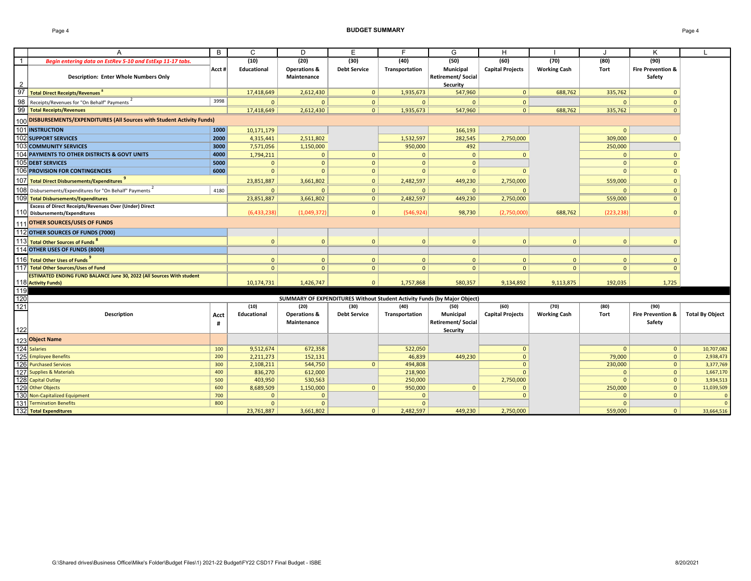# BUDGET SUMMARY

| | A | B | C | D | E | F | G | H | I | J | K | L |
|---|---|---|---|---|---|---|---|---|---|---|---|---|
| 1 | *Begin entering data on EstRev 5-10 and EstExp 11-17 tabs.* | | (10) | (20) | (30) | (40) | (50) | (60) | (70) | (80) | (90) | |
| 2 | **Description: Enter Whole Numbers Only** | Acct # | Educational | Operations & Maintenance | Debt Service | Transportation | Municipal Retirement/ Social Security | Capital Projects | Working Cash | Tort | Fire Prevention & Safety | |
| 97 | **Total Direct Receipts/Revenues** [8] | | 17,418,649 | 2,612,430 | 0 | 1,935,673 | 547,960 | 0 | 688,762 | 335,762 | 0 | |
| 98 | Receipts/Revenues for "On Behalf" Payments [2] | 3998 | 0 | 0 | 0 | 0 | 0 | 0 | | 0 | 0 | |
| 99 | **Total Receipts/Revenues** | | 17,418,649 | 2,612,430 | 0 | 1,935,673 | 547,960 | 0 | 688,762 | 335,762 | 0 | |
| 100 | **DISBURSEMENTS/EXPENDITURES (All Sources with Student Activity Funds)** | | | | | | | | | | | |
| 101 | **INSTRUCTION** | 1000 | 10,171,179 | | | | 166,193 | | | 0 | | |
| 102 | **SUPPORT SERVICES** | 2000 | 4,315,441 | 2,511,802 | | 1,532,597 | 282,545 | 2,750,000 | | 309,000 | 0 | |
| 103 | **COMMUNITY SERVICES** | 3000 | 7,571,056 | 1,150,000 | | 950,000 | 492 | | | 250,000 | | |
| 104 | **PAYMENTS TO OTHER DISTRICTS & GOVT UNITS** | 4000 | 1,794,211 | 0 | 0 | 0 | 0 | 0 | | 0 | 0 | |
| 105 | **DEBT SERVICES** | 5000 | 0 | 0 | 0 | 0 | 0 | | | 0 | 0 | |
| 106 | **PROVISION FOR CONTINGENCIES** | 6000 | 0 | 0 | 0 | 0 | 0 | 0 | | 0 | 0 | |
| 107 | **Total Direct Disbursements/Expenditures** [9] | | 23,851,887 | 3,661,802 | 0 | 2,482,597 | 449,230 | 2,750,000 | | 559,000 | 0 | |
| 108 | Disbursements/Expenditures for "On Behalf" Payments [2] | 4180 | 0 | 0 | 0 | 0 | 0 | 0 | | 0 | 0 | |
| 109 | **Total Disbursements/Expenditures** | | 23,851,887 | 3,661,802 | 0 | 2,482,597 | 449,230 | 2,750,000 | | 559,000 | 0 | |
| 110 | **Excess of Direct Receipts/Revenues Over (Under) Direct Disbursements/Expenditures** | | (6,433,238) | (1,049,372) | 0 | (546,924) | 98,730 | (2,750,000) | 688,762 | (223,238) | 0 | |
| 111 | **OTHER SOURCES/USES OF FUNDS** | | | | | | | | | | | |
| 112 | **OTHER SOURCES OF FUNDS (7000)** | | | | | | | | | | | |
| 113 | **Total Other Sources of Funds** [8] | | 0 | 0 | 0 | 0 | 0 | 0 | 0 | 0 | 0 | |
| 114 | **OTHER USES OF FUNDS (8000)** | | | | | | | | | | | |
| 116 | **Total Other Uses of Funds** [9] | | 0 | 0 | 0 | 0 | 0 | 0 | 0 | 0 | 0 | |
| 117 | **Total Other Sources/Uses of Fund** | | 0 | 0 | 0 | 0 | 0 | 0 | 0 | 0 | 0 | |
| 118 | **ESTIMATED ENDING FUND BALANCE June 30, 2022 (All Sources With student Activity Funds)** | | 10,174,731 | 1,426,747 | 0 | 1,757,868 | 580,357 | 9,134,892 | 9,113,875 | 192,035 | 1,725 | |

**SUMMARY OF EXPENDITURES Without Student Activity Funds (by Major Object)**

| | Description | Acct # | (10) Educational | (20) Operations & Maintenance | (30) Debt Service | (40) Transportation | (50) Municipal Retirement/ Social Security | (60) Capital Projects | (70) Working Cash | (80) Tort | (90) Fire Prevention & Safety | Total By Object |
|---|---|---|---|---|---|---|---|---|---|---|---|---|
| 123 | **Object Name** | | | | | | | | | | | |
| 124 | Salaries | 100 | 9,512,674 | 672,358 | | 522,050 | | 0 | | 0 | 0 | 10,707,082 |
| 125 | Employee Benefits | 200 | 2,211,273 | 152,131 | | 46,839 | 449,230 | 0 | | 79,000 | 0 | 2,938,473 |
| 126 | Purchased Services | 300 | 2,108,211 | 544,750 | 0 | 494,808 | | 0 | | 230,000 | 0 | 3,377,769 |
| 127 | Supplies & Materials | 400 | 836,270 | 612,000 | | 218,900 | | 0 | | 0 | 0 | 1,667,170 |
| 128 | Capital Outlay | 500 | 403,950 | 530,563 | | 250,000 | | 2,750,000 | | 0 | 0 | 3,934,513 |
| 129 | Other Objects | 600 | 8,689,509 | 1,150,000 | 0 | 950,000 | 0 | 0 | | 250,000 | 0 | 11,039,509 |
| 130 | Non-Capitalized Equipment | 700 | 0 | 0 | | 0 | | 0 | | 0 | 0 | 0 |
| 131 | Termination Benefits | 800 | 0 | 0 | | 0 | | | | 0 | | 0 |
| 132 | **Total Expenditures** | | 23,761,887 | 3,661,802 | 0 | 2,482,597 | 449,230 | 2,750,000 | | 559,000 | 0 | 33,664,516 |

G:\Shared drives\Business Office\Mike's Folder\Budget Files\1) 2021-22 Budget\FY22 CSD17 Final Budget - ISBE 8/20/2021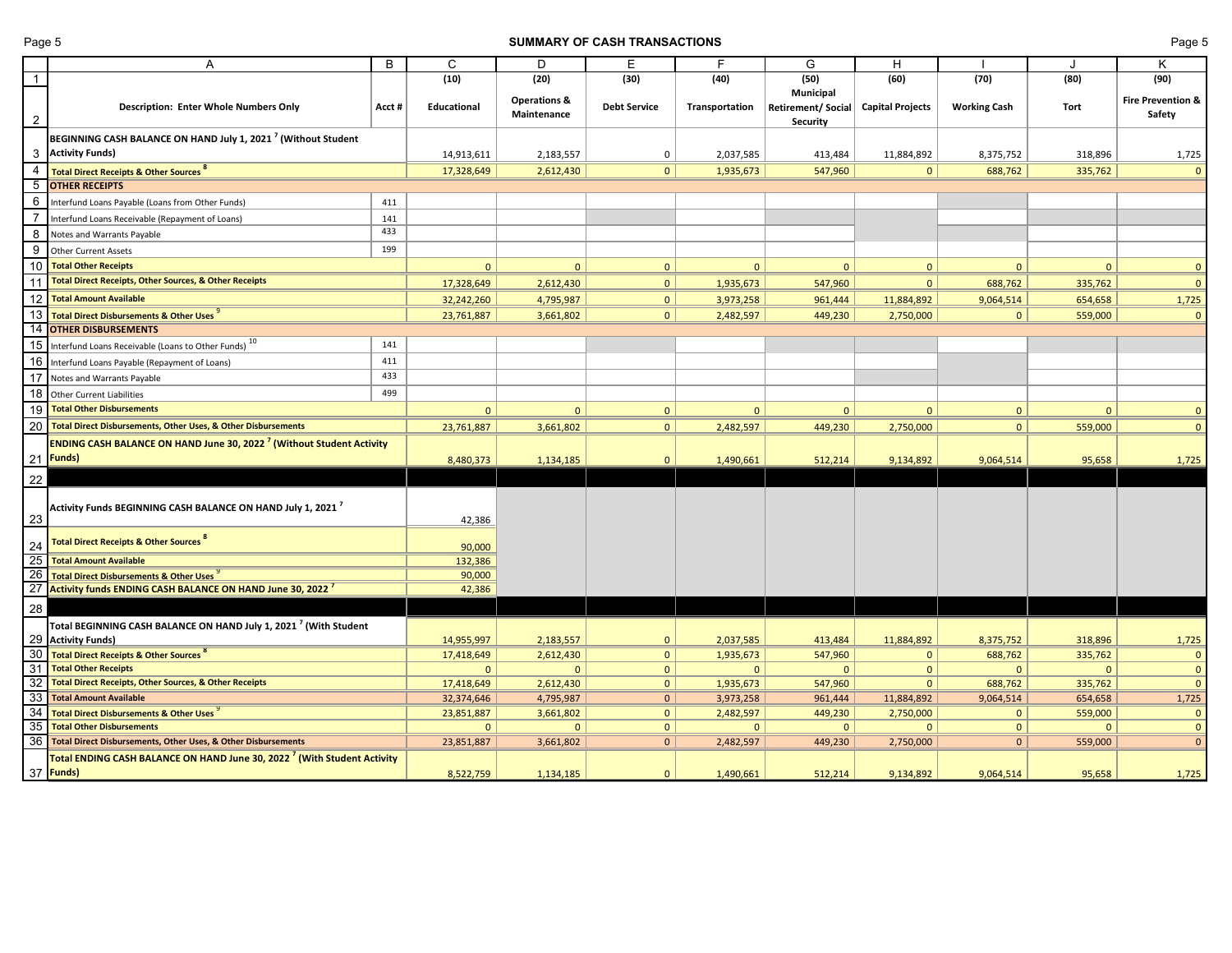# SUMMARY OF CASH TRANSACTIONS

| | A | B | C | D | E | F | G | H | I | J | K |
|---|---|---|---|---|---|---|---|---|---|---|---|
| 1 | | | (10) | (20) | (30) | (40) | (50) | (60) | (70) | (80) | (90) |
| 2 | Description: Enter Whole Numbers Only | Acct # | Educational | Operations & Maintenance | Debt Service | Transportation | Municipal Retirement/ Social Security | Capital Projects | Working Cash | Tort | Fire Prevention & Safety |
| 3 | BEGINNING CASH BALANCE ON HAND July 1, 2021 [7] (Without Student Activity Funds) | | 14,913,611 | 2,183,557 | 0 | 2,037,585 | 413,484 | 11,884,892 | 8,375,752 | 318,896 | 1,725 |
| 4 | Total Direct Receipts & Other Sources [8] | | 17,328,649 | 2,612,430 | 0 | 1,935,673 | 547,960 | 0 | 688,762 | 335,762 | 0 |
| 5 | OTHER RECEIPTS | | | | | | | | | | |
| 6 | Interfund Loans Payable (Loans from Other Funds) | 411 | | | | | | | | | |
| 7 | Interfund Loans Receivable (Repayment of Loans) | 141 | | | | | | | | | |
| 8 | Notes and Warrants Payable | 433 | | | | | | | | | |
| 9 | Other Current Assets | 199 | | | | | | | | | |
| 10 | Total Other Receipts | | 0 | 0 | 0 | 0 | 0 | 0 | 0 | 0 | 0 |
| 11 | Total Direct Receipts, Other Sources, & Other Receipts | | 17,328,649 | 2,612,430 | 0 | 1,935,673 | 547,960 | 0 | 688,762 | 335,762 | 0 |
| 12 | Total Amount Available | | 32,242,260 | 4,795,987 | 0 | 3,973,258 | 961,444 | 11,884,892 | 9,064,514 | 654,658 | 1,725 |
| 13 | Total Direct Disbursements & Other Uses [9] | | 23,761,887 | 3,661,802 | 0 | 2,482,597 | 449,230 | 2,750,000 | 0 | 559,000 | 0 |
| 14 | OTHER DISBURSEMENTS | | | | | | | | | | |
| 15 | Interfund Loans Receivable (Loans to Other Funds) [10] | 141 | | | | | | | | | |
| 16 | Interfund Loans Payable (Repayment of Loans) | 411 | | | | | | | | | |
| 17 | Notes and Warrants Payable | 433 | | | | | | | | | |
| 18 | Other Current Liabilities | 499 | | | | | | | | | |
| 19 | Total Other Disbursements | | 0 | 0 | 0 | 0 | 0 | 0 | 0 | 0 | 0 |
| 20 | Total Direct Disbursements, Other Uses, & Other Disbursements | | 23,761,887 | 3,661,802 | 0 | 2,482,597 | 449,230 | 2,750,000 | 0 | 559,000 | 0 |
| 21 | ENDING CASH BALANCE ON HAND June 30, 2022 [7] (Without Student Activity Funds) | | 8,480,373 | 1,134,185 | 0 | 1,490,661 | 512,214 | 9,134,892 | 9,064,514 | 95,658 | 1,725 |
| 22 | | | | | | | | | | | |
| 23 | Activity Funds BEGINNING CASH BALANCE ON HAND July 1, 2021 [7] | | 42,386 | | | | | | | | |
| 24 | Total Direct Receipts & Other Sources [8] | | 90,000 | | | | | | | | |
| 25 | Total Amount Available | | 132,386 | | | | | | | | |
| 26 | Total Direct Disbursements & Other Uses [9] | | 90,000 | | | | | | | | |
| 27 | Activity funds ENDING CASH BALANCE ON HAND June 30, 2022 [7] | | 42,386 | | | | | | | | |
| 28 | | | | | | | | | | | |
| 29 | Total BEGINNING CASH BALANCE ON HAND July 1, 2021 [7] (With Student Activity Funds) | | 14,955,997 | 2,183,557 | 0 | 2,037,585 | 413,484 | 11,884,892 | 8,375,752 | 318,896 | 1,725 |
| 30 | Total Direct Receipts & Other Sources [8] | | 17,418,649 | 2,612,430 | 0 | 1,935,673 | 547,960 | 0 | 688,762 | 335,762 | 0 |
| 31 | Total Other Receipts | | 0 | 0 | 0 | 0 | 0 | 0 | 0 | 0 | 0 |
| 32 | Total Direct Receipts, Other Sources, & Other Receipts | | 17,418,649 | 2,612,430 | 0 | 1,935,673 | 547,960 | 0 | 688,762 | 335,762 | 0 |
| 33 | Total Amount Available | | 32,374,646 | 4,795,987 | 0 | 3,973,258 | 961,444 | 11,884,892 | 9,064,514 | 654,658 | 1,725 |
| 34 | Total Direct Disbursements & Other Uses [9] | | 23,851,887 | 3,661,802 | 0 | 2,482,597 | 449,230 | 2,750,000 | 0 | 559,000 | 0 |
| 35 | Total Other Disbursements | | 0 | 0 | 0 | 0 | 0 | 0 | 0 | 0 | 0 |
| 36 | Total Direct Disbursements, Other Uses, & Other Disbursements | | 23,851,887 | 3,661,802 | 0 | 2,482,597 | 449,230 | 2,750,000 | 0 | 559,000 | 0 |
| 37 | Total ENDING CASH BALANCE ON HAND June 30, 2022 [7] (With Student Activity Funds) | | 8,522,759 | 1,134,185 | 0 | 1,490,661 | 512,214 | 9,134,892 | 9,064,514 | 95,658 | 1,725 |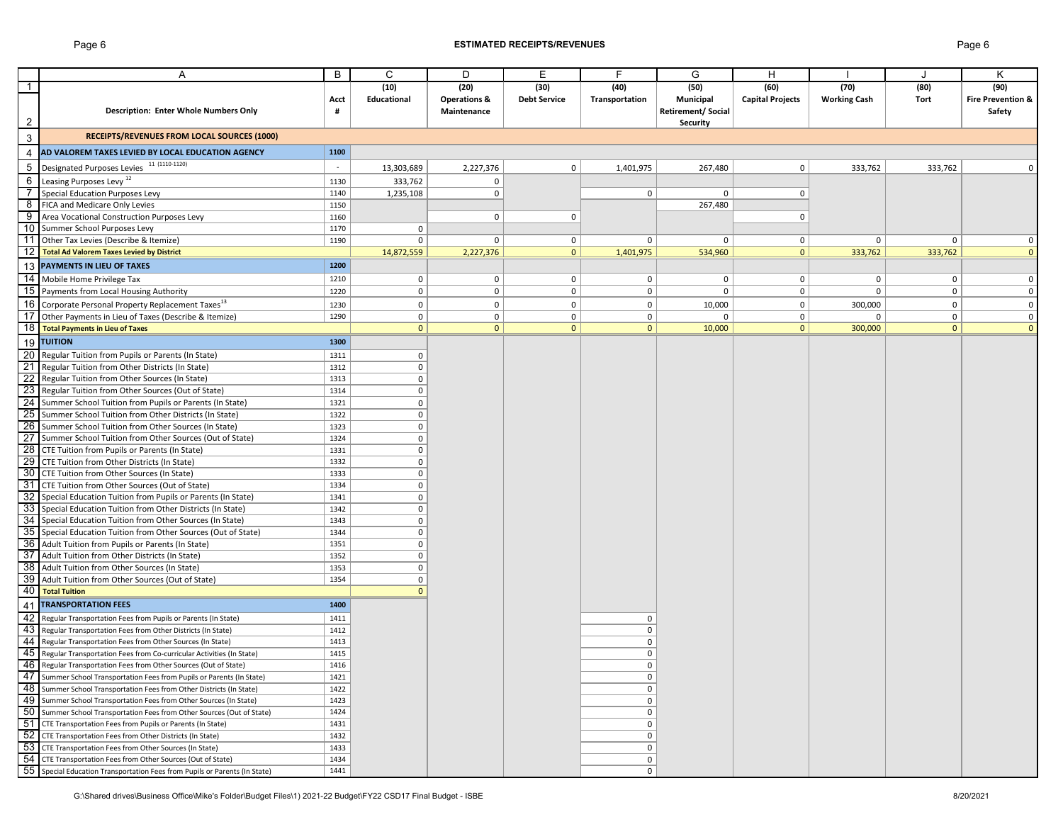# ESTIMATED RECEIPTS/REVENUES

| | A | B | C | D | E | F | G | H | I | J | K |
|---|---|---|---|---|---|---|---|---|---|---|---|
| 1 | | | (10) | (20) | (30) | (40) | (50) | (60) | (70) | (80) | (90) |
| 2 | Description: Enter Whole Numbers Only | Acct # | Educational | Operations & Maintenance | Debt Service | Transportation | Municipal Retirement/ Social Security | Capital Projects | Working Cash | Tort | Fire Prevention & Safety |
| 3 | RECEIPTS/REVENUES FROM LOCAL SOURCES (1000) | | | | | | | | | | |
| 4 | AD VALOREM TAXES LEVIED BY LOCAL EDUCATION AGENCY | 1100 | | | | | | | | | |
| 5 | Designated Purposes Levies [11] (1110-1120) | - | 13,303,689 | 2,227,376 | 0 | 1,401,975 | 267,480 | 0 | 333,762 | 333,762 | 0 |
| 6 | Leasing Purposes Levy [12] | 1130 | 333,762 | 0 | | | | | | | |
| 7 | Special Education Purposes Levy | 1140 | 1,235,108 | 0 | | 0 | 0 | 0 | | | |
| 8 | FICA and Medicare Only Levies | 1150 | | | | | 267,480 | | | | |
| 9 | Area Vocational Construction Purposes Levy | 1160 | | 0 | 0 | | | 0 | | | |
| 10 | Summer School Purposes Levy | 1170 | 0 | | | | | | | | |
| 11 | Other Tax Levies (Describe & Itemize) | 1190 | 0 | 0 | 0 | 0 | 0 | 0 | 0 | 0 | 0 |
| 12 | Total Ad Valorem Taxes Levied by District | | 14,872,559 | 2,227,376 | 0 | 1,401,975 | 534,960 | 0 | 333,762 | 333,762 | 0 |
| 13 | PAYMENTS IN LIEU OF TAXES | 1200 | | | | | | | | | |
| 14 | Mobile Home Privilege Tax | 1210 | 0 | 0 | 0 | 0 | 0 | 0 | 0 | 0 | 0 |
| 15 | Payments from Local Housing Authority | 1220 | 0 | 0 | 0 | 0 | 0 | 0 | 0 | 0 | 0 |
| 16 | Corporate Personal Property Replacement Taxes[13] | 1230 | 0 | 0 | 0 | 0 | 10,000 | 0 | 300,000 | 0 | 0 |
| 17 | Other Payments in Lieu of Taxes (Describe & Itemize) | 1290 | 0 | 0 | 0 | 0 | 0 | 0 | 0 | 0 | 0 |
| 18 | Total Payments in Lieu of Taxes | | 0 | 0 | 0 | 0 | 10,000 | 0 | 300,000 | 0 | 0 |
| 19 | TUITION | 1300 | | | | | | | | | |
| 20 | Regular Tuition from Pupils or Parents (In State) | 1311 | 0 | | | | | | | | |
| 21 | Regular Tuition from Other Districts (In State) | 1312 | 0 | | | | | | | | |
| 22 | Regular Tuition from Other Sources (In State) | 1313 | 0 | | | | | | | | |
| 23 | Regular Tuition from Other Sources (Out of State) | 1314 | 0 | | | | | | | | |
| 24 | Summer School Tuition from Pupils or Parents (In State) | 1321 | 0 | | | | | | | | |
| 25 | Summer School Tuition from Other Districts (In State) | 1322 | 0 | | | | | | | | |
| 26 | Summer School Tuition from Other Sources (In State) | 1323 | 0 | | | | | | | | |
| 27 | Summer School Tuition from Other Sources (Out of State) | 1324 | 0 | | | | | | | | |
| 28 | CTE Tuition from Pupils or Parents (In State) | 1331 | 0 | | | | | | | | |
| 29 | CTE Tuition from Other Districts (In State) | 1332 | 0 | | | | | | | | |
| 30 | CTE Tuition from Other Sources (In State) | 1333 | 0 | | | | | | | | |
| 31 | CTE Tuition from Other Sources (Out of State) | 1334 | 0 | | | | | | | | |
| 32 | Special Education Tuition from Pupils or Parents (In State) | 1341 | 0 | | | | | | | | |
| 33 | Special Education Tuition from Other Districts (In State) | 1342 | 0 | | | | | | | | |
| 34 | Special Education Tuition from Other Sources (In State) | 1343 | 0 | | | | | | | | |
| 35 | Special Education Tuition from Other Sources (Out of State) | 1344 | 0 | | | | | | | | |
| 36 | Adult Tuition from Pupils or Parents (In State) | 1351 | 0 | | | | | | | | |
| 37 | Adult Tuition from Other Districts (In State) | 1352 | 0 | | | | | | | | |
| 38 | Adult Tuition from Other Sources (In State) | 1353 | 0 | | | | | | | | |
| 39 | Adult Tuition from Other Sources (Out of State) | 1354 | 0 | | | | | | | | |
| 40 | Total Tuition | | 0 | | | | | | | | |
| 41 | TRANSPORTATION FEES | 1400 | | | | | | | | | |
| 42 | Regular Transportation Fees from Pupils or Parents (In State) | 1411 | | | | 0 | | | | | |
| 43 | Regular Transportation Fees from Other Districts (In State) | 1412 | | | | 0 | | | | | |
| 44 | Regular Transportation Fees from Other Sources (In State) | 1413 | | | | 0 | | | | | |
| 45 | Regular Transportation Fees from Co-curricular Activities (In State) | 1415 | | | | 0 | | | | | |
| 46 | Regular Transportation Fees from Other Sources (Out of State) | 1416 | | | | 0 | | | | | |
| 47 | Summer School Transportation Fees from Pupils or Parents (In State) | 1421 | | | | 0 | | | | | |
| 48 | Summer School Transportation Fees from Other Districts (In State) | 1422 | | | | 0 | | | | | |
| 49 | Summer School Transportation Fees from Other Sources (In State) | 1423 | | | | 0 | | | | | |
| 50 | Summer School Transportation Fees from Other Sources (Out of State) | 1424 | | | | 0 | | | | | |
| 51 | CTE Transportation Fees from Pupils or Parents (In State) | 1431 | | | | 0 | | | | | |
| 52 | CTE Transportation Fees from Other Districts (In State) | 1432 | | | | 0 | | | | | |
| 53 | CTE Transportation Fees from Other Sources (In State) | 1433 | | | | 0 | | | | | |
| 54 | CTE Transportation Fees from Other Sources (Out of State) | 1434 | | | | 0 | | | | | |
| 55 | Special Education Transportation Fees from Pupils or Parents (In State) | 1441 | | | | 0 | | | | | |

G:\Shared drives\Business Office\Mike's Folder\Budget Files\1) 2021-22 Budget\FY22 CSD17 Final Budget - ISBE 8/20/2021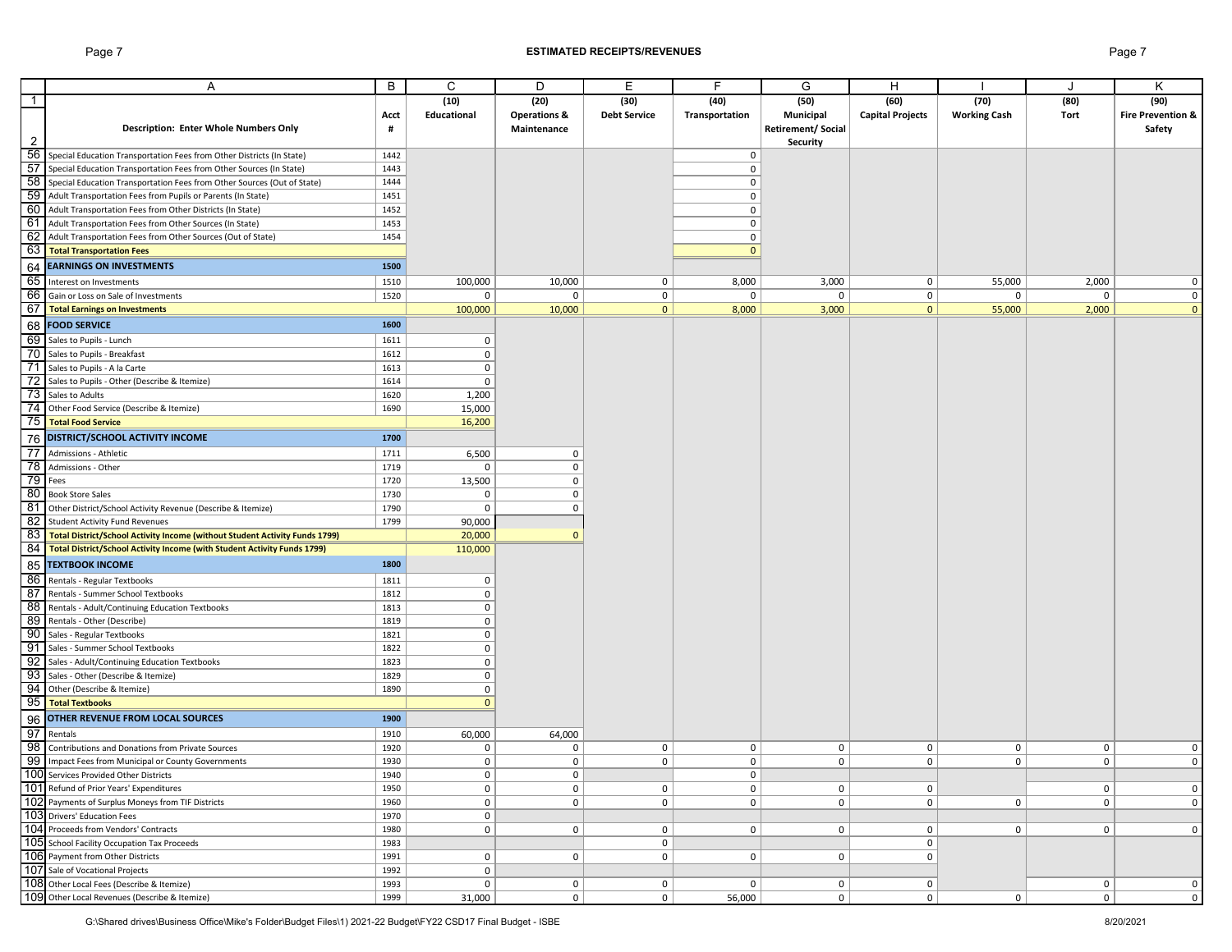## ESTIMATED RECEIPTS/REVENUES

| | A | B | C | D | E | F | G | H | I | J | K |
|---|---|---|---|---|---|---|---|---|---|---|---|
| 1 | | | (10) | (20) | (30) | (40) | (50) | (60) | (70) | (80) | (90) |
| 2 | **Description: Enter Whole Numbers Only** | Acct # | Educational | Operations & Maintenance | Debt Service | Transportation | Municipal Retirement/ Social Security | Capital Projects | Working Cash | Tort | Fire Prevention & Safety |
| 56 | Special Education Transportation Fees from Other Districts (In State) | 1442 | | | | 0 | | | | | |
| 57 | Special Education Transportation Fees from Other Sources (In State) | 1443 | | | | 0 | | | | | |
| 58 | Special Education Transportation Fees from Other Sources (Out of State) | 1444 | | | | 0 | | | | | |
| 59 | Adult Transportation Fees from Pupils or Parents (In State) | 1451 | | | | 0 | | | | | |
| 60 | Adult Transportation Fees from Other Districts (In State) | 1452 | | | | 0 | | | | | |
| 61 | Adult Transportation Fees from Other Sources (In State) | 1453 | | | | 0 | | | | | |
| 62 | Adult Transportation Fees from Other Sources (Out of State) | 1454 | | | | 0 | | | | | |
| 63 | **Total Transportation Fees** | | | | | 0 | | | | | |
| 64 | **EARNINGS ON INVESTMENTS** | **1500** | | | | | | | | | |
| 65 | Interest on Investments | 1510 | 100,000 | 10,000 | 0 | 8,000 | 3,000 | 0 | 55,000 | 2,000 | 0 |
| 66 | Gain or Loss on Sale of Investments | 1520 | 0 | 0 | 0 | 0 | 0 | 0 | 0 | 0 | 0 |
| 67 | **Total Earnings on Investments** | | 100,000 | 10,000 | 0 | 8,000 | 3,000 | 0 | 55,000 | 2,000 | 0 |
| 68 | **FOOD SERVICE** | **1600** | | | | | | | | | |
| 69 | Sales to Pupils - Lunch | 1611 | 0 | | | | | | | | |
| 70 | Sales to Pupils - Breakfast | 1612 | 0 | | | | | | | | |
| 71 | Sales to Pupils - A la Carte | 1613 | 0 | | | | | | | | |
| 72 | Sales to Pupils - Other (Describe & Itemize) | 1614 | 0 | | | | | | | | |
| 73 | Sales to Adults | 1620 | 1,200 | | | | | | | | |
| 74 | Other Food Service (Describe & Itemize) | 1690 | 15,000 | | | | | | | | |
| 75 | **Total Food Service** | | 16,200 | | | | | | | | |
| 76 | **DISTRICT/SCHOOL ACTIVITY INCOME** | **1700** | | | | | | | | | |
| 77 | Admissions - Athletic | 1711 | 6,500 | 0 | | | | | | | |
| 78 | Admissions - Other | 1719 | 0 | 0 | | | | | | | |
| 79 | Fees | 1720 | 13,500 | 0 | | | | | | | |
| 80 | Book Store Sales | 1730 | 0 | 0 | | | | | | | |
| 81 | Other District/School Activity Revenue (Describe & Itemize) | 1790 | 0 | 0 | | | | | | | |
| 82 | Student Activity Fund Revenues | 1799 | 90,000 | | | | | | | | |
| 83 | **Total District/School Activity Income (without Student Activity Funds 1799)** | | 20,000 | 0 | | | | | | | |
| 84 | **Total District/School Activity Income (with Student Activity Funds 1799)** | | 110,000 | | | | | | | | |
| 85 | **TEXTBOOK INCOME** | **1800** | | | | | | | | | |
| 86 | Rentals - Regular Textbooks | 1811 | 0 | | | | | | | | |
| 87 | Rentals - Summer School Textbooks | 1812 | 0 | | | | | | | | |
| 88 | Rentals - Adult/Continuing Education Textbooks | 1813 | 0 | | | | | | | | |
| 89 | Rentals - Other (Describe) | 1819 | 0 | | | | | | | | |
| 90 | Sales - Regular Textbooks | 1821 | 0 | | | | | | | | |
| 91 | Sales - Summer School Textbooks | 1822 | 0 | | | | | | | | |
| 92 | Sales - Adult/Continuing Education Textbooks | 1823 | 0 | | | | | | | | |
| 93 | Sales - Other (Describe & Itemize) | 1829 | 0 | | | | | | | | |
| 94 | Other (Describe & Itemize) | 1890 | 0 | | | | | | | | |
| 95 | **Total Textbooks** | | 0 | | | | | | | | |
| 96 | **OTHER REVENUE FROM LOCAL SOURCES** | **1900** | | | | | | | | | |
| 97 | Rentals | 1910 | 60,000 | 64,000 | | | | | | | |
| 98 | Contributions and Donations from Private Sources | 1920 | 0 | 0 | 0 | 0 | 0 | 0 | 0 | 0 | 0 |
| 99 | Impact Fees from Municipal or County Governments | 1930 | 0 | 0 | 0 | 0 | 0 | 0 | 0 | 0 | 0 |
| 100 | Services Provided Other Districts | 1940 | 0 | 0 | | 0 | | | | | |
| 101 | Refund of Prior Years' Expenditures | 1950 | 0 | 0 | 0 | 0 | 0 | 0 | | 0 | 0 |
| 102 | Payments of Surplus Moneys from TIF Districts | 1960 | 0 | 0 | 0 | 0 | 0 | 0 | 0 | 0 | 0 |
| 103 | Drivers' Education Fees | 1970 | 0 | | | | | | | | |
| 104 | Proceeds from Vendors' Contracts | 1980 | 0 | 0 | 0 | 0 | 0 | 0 | 0 | 0 | 0 |
| 105 | School Facility Occupation Tax Proceeds | 1983 | | | 0 | | | 0 | | | |
| 106 | Payment from Other Districts | 1991 | 0 | 0 | 0 | 0 | 0 | 0 | | | |
| 107 | Sale of Vocational Projects | 1992 | 0 | | | | | | | | |
| 108 | Other Local Fees (Describe & Itemize) | 1993 | 0 | 0 | 0 | 0 | 0 | 0 | | 0 | 0 |
| 109 | Other Local Revenues (Describe & Itemize) | 1999 | 31,000 | 0 | 0 | 56,000 | 0 | 0 | 0 | 0 | 0 |

G:\Shared drives\Business Office\Mike's Folder\Budget Files\1) 2021-22 Budget\FY22 CSD17 Final Budget - ISBE

8/20/2021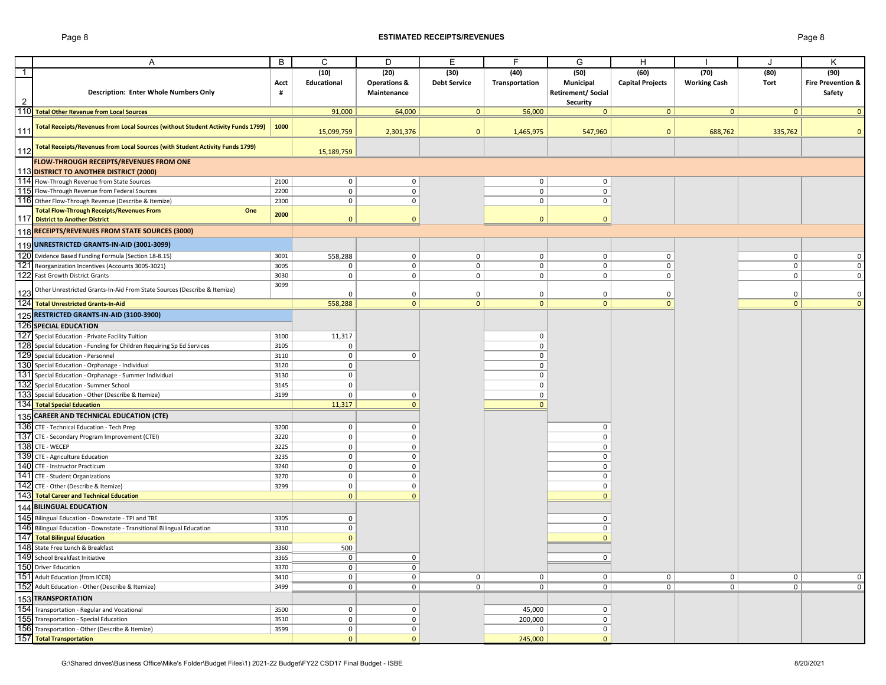## ESTIMATED RECEIPTS/REVENUES

| | A | B | C | D | E | F | G | H | I | J | K |
|---|---|---|---|---|---|---|---|---|---|---|---|
| 1 | Description: Enter Whole Numbers Only | Acct # | (10) Educational | (20) Operations & Maintenance | (30) Debt Service | (40) Transportation | (50) Municipal Retirement/ Social Security | (60) Capital Projects | (70) Working Cash | (80) Tort | (90) Fire Prevention & Safety |
| 110 | **Total Other Revenue from Local Sources** | | 91,000 | 64,000 | 0 | 56,000 | 0 | 0 | 0 | 0 | 0 |
| 111 | **Total Receipts/Revenues from Local Sources (without Student Activity Funds 1799)** | 1000 | 15,099,759 | 2,301,376 | 0 | 1,465,975 | 547,960 | 0 | 688,762 | 335,762 | 0 |
| 112 | **Total Receipts/Revenues from Local Sources (with Student Activity Funds 1799)** | | 15,189,759 | | | | | | | | |
| 113 | **FLOW-THROUGH RECEIPTS/REVENUES FROM ONE DISTRICT TO ANOTHER DISTRICT (2000)** | | | | | | | | | | |
| 114 | Flow-Through Revenue from State Sources | 2100 | 0 | 0 | | 0 | 0 | | | | |
| 115 | Flow-Through Revenue from Federal Sources | 2200 | 0 | 0 | | 0 | 0 | | | | |
| 116 | Other Flow-Through Revenue (Describe & Itemize) | 2300 | 0 | 0 | | 0 | 0 | | | | |
| 117 | **Total Flow-Through Receipts/Revenues From One District to Another District** | 2000 | 0 | 0 | | 0 | 0 | | | | |
| 118 | **RECEIPTS/REVENUES FROM STATE SOURCES (3000)** | | | | | | | | | | |
| 119 | **UNRESTRICTED GRANTS-IN-AID (3001-3099)** | | | | | | | | | | |
| 120 | Evidence Based Funding Formula (Section 18-8.15) | 3001 | 558,288 | 0 | 0 | 0 | 0 | 0 | | 0 | 0 |
| 121 | Reorganization Incentives (Accounts 3005-3021) | 3005 | 0 | 0 | 0 | 0 | 0 | 0 | | 0 | 0 |
| 122 | Fast Growth District Grants | 3030 | 0 | 0 | 0 | 0 | 0 | 0 | | 0 | 0 |
| 123 | Other Unrestricted Grants-In-Aid From State Sources (Describe & Itemize) | 3099 | 0 | 0 | 0 | 0 | 0 | 0 | | 0 | 0 |
| 124 | **Total Unrestricted Grants-In-Aid** | | 558,288 | 0 | 0 | 0 | 0 | 0 | | 0 | 0 |
| 125 | **RESTRICTED GRANTS-IN-AID (3100-3900)** | | | | | | | | | | |
| 126 | **SPECIAL EDUCATION** | | | | | | | | | | |
| 127 | Special Education - Private Facility Tuition | 3100 | 11,317 | | | 0 | | | | | |
| 128 | Special Education - Funding for Children Requiring Sp Ed Services | 3105 | 0 | | | 0 | | | | | |
| 129 | Special Education - Personnel | 3110 | 0 | 0 | | 0 | | | | | |
| 130 | Special Education - Orphanage - Individual | 3120 | 0 | | | 0 | | | | | |
| 131 | Special Education - Orphanage - Summer Individual | 3130 | 0 | | | 0 | | | | | |
| 132 | Special Education - Summer School | 3145 | 0 | | | 0 | | | | | |
| 133 | Special Education - Other (Describe & Itemize) | 3199 | 0 | 0 | | 0 | | | | | |
| 134 | **Total Special Education** | | 11,317 | 0 | | 0 | | | | | |
| 135 | **CAREER AND TECHNICAL EDUCATION (CTE)** | | | | | | | | | | |
| 136 | CTE - Technical Education - Tech Prep | 3200 | 0 | 0 | | | 0 | | | | |
| 137 | CTE - Secondary Program Improvement (CTEI) | 3220 | 0 | 0 | | | 0 | | | | |
| 138 | CTE - WECEP | 3225 | 0 | 0 | | | 0 | | | | |
| 139 | CTE - Agriculture Education | 3235 | 0 | 0 | | | 0 | | | | |
| 140 | CTE - Instructor Practicum | 3240 | 0 | 0 | | | 0 | | | | |
| 141 | CTE - Student Organizations | 3270 | 0 | 0 | | | 0 | | | | |
| 142 | CTE - Other (Describe & Itemize) | 3299 | 0 | 0 | | | 0 | | | | |
| 143 | **Total Career and Technical Education** | | 0 | 0 | | | 0 | | | | |
| 144 | **BILINGUAL EDUCATION** | | | | | | | | | | |
| 145 | Bilingual Education - Downstate - TPI and TBE | 3305 | 0 | | | | 0 | | | | |
| 146 | Bilingual Education - Downstate - Transitional Bilingual Education | 3310 | 0 | | | | 0 | | | | |
| 147 | **Total Bilingual Education** | | 0 | | | | 0 | | | | |
| 148 | State Free Lunch & Breakfast | 3360 | 500 | | | | | | | | |
| 149 | School Breakfast Initiative | 3365 | 0 | 0 | | | 0 | | | | |
| 150 | Driver Education | 3370 | 0 | 0 | | | | | | | |
| 151 | Adult Education (from ICCB) | 3410 | 0 | 0 | 0 | 0 | 0 | 0 | 0 | 0 | 0 |
| 152 | Adult Education - Other (Describe & Itemize) | 3499 | 0 | 0 | 0 | 0 | 0 | 0 | 0 | 0 | 0 |
| 153 | **TRANSPORTATION** | | | | | | | | | | |
| 154 | Transportation - Regular and Vocational | 3500 | 0 | 0 | | 45,000 | 0 | | | | |
| 155 | Transportation - Special Education | 3510 | 0 | 0 | | 200,000 | 0 | | | | |
| 156 | Transportation - Other (Describe & Itemize) | 3599 | 0 | 0 | | 0 | 0 | | | | |
| 157 | **Total Transportation** | | 0 | 0 | | 245,000 | 0 | | | | |

G:\Shared drives\Business Office\Mike's Folder\Budget Files\1) 2021-22 Budget\FY22 CSD17 Final Budget - ISBE 8/20/2021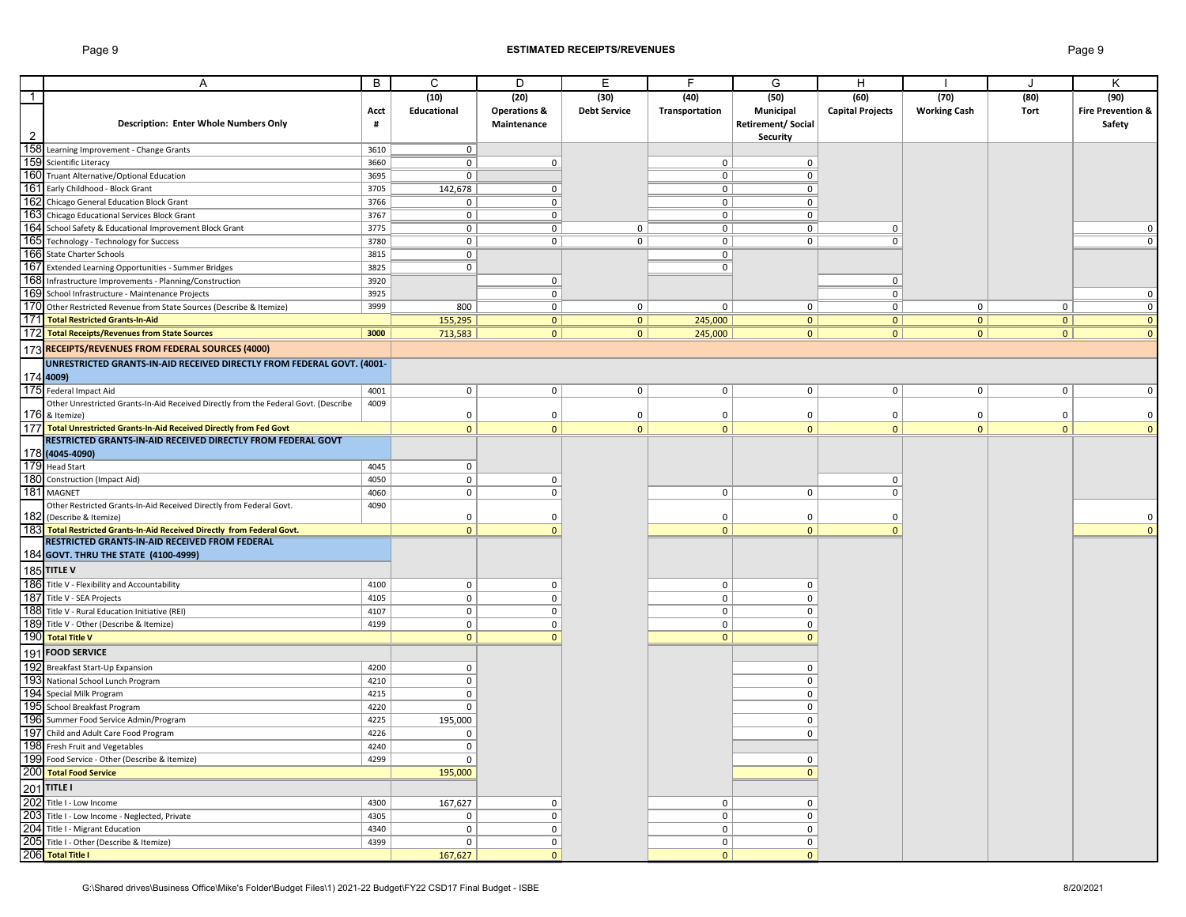# ESTIMATED RECEIPTS/REVENUES

| | A | B | C | D | E | F | G | H | I | J | K |
|---|---|---|---|---|---|---|---|---|---|---|---|
| 1 | Description: Enter Whole Numbers Only | Acct # | (10) Educational | (20) Operations & Maintenance | (30) Debt Service | (40) Transportation | (50) Municipal Retirement/ Social Security | (60) Capital Projects | (70) Working Cash | (80) Tort | (90) Fire Prevention & Safety |
| 158 | Learning Improvement - Change Grants | 3610 | 0 | | | | | | | | |
| 159 | Scientific Literacy | 3660 | 0 | 0 | | 0 | 0 | | | | |
| 160 | Truant Alternative/Optional Education | 3695 | 0 | | | 0 | 0 | | | | |
| 161 | Early Childhood - Block Grant | 3705 | 142,678 | 0 | | 0 | 0 | | | | |
| 162 | Chicago General Education Block Grant | 3766 | 0 | 0 | | 0 | 0 | | | | |
| 163 | Chicago Educational Services Block Grant | 3767 | 0 | 0 | | 0 | 0 | | | | |
| 164 | School Safety & Educational Improvement Block Grant | 3775 | 0 | 0 | 0 | 0 | 0 | 0 | | | 0 |
| 165 | Technology - Technology for Success | 3780 | 0 | 0 | 0 | 0 | 0 | 0 | | | 0 |
| 166 | State Charter Schools | 3815 | 0 | | | 0 | | | | | |
| 167 | Extended Learning Opportunities - Summer Bridges | 3825 | 0 | | | 0 | | | | | |
| 168 | Infrastructure Improvements - Planning/Construction | 3920 | | 0 | | | | 0 | | | |
| 169 | School Infrastructure - Maintenance Projects | 3925 | | 0 | | | | 0 | | | 0 |
| 170 | Other Restricted Revenue from State Sources (Describe & Itemize) | 3999 | 800 | 0 | 0 | 0 | 0 | 0 | 0 | 0 | 0 |
| 171 | **Total Restricted Grants-In-Aid** | | 155,295 | 0 | 0 | 245,000 | 0 | 0 | 0 | 0 | 0 |
| 172 | **Total Receipts/Revenues from State Sources** | 3000 | 713,583 | 0 | 0 | 245,000 | 0 | 0 | 0 | 0 | 0 |
| 173 | **RECEIPTS/REVENUES FROM FEDERAL SOURCES (4000)** | | | | | | | | | | |
| 174 | **UNRESTRICTED GRANTS-IN-AID RECEIVED DIRECTLY FROM FEDERAL GOVT. (4001-4009)** | | | | | | | | | | |
| 175 | Federal Impact Aid | 4001 | 0 | 0 | 0 | 0 | 0 | 0 | 0 | 0 | 0 |
| 176 | Other Unrestricted Grants-In-Aid Received Directly from the Federal Govt. (Describe & Itemize) | 4009 | 0 | 0 | 0 | 0 | 0 | 0 | 0 | 0 | 0 |
| 177 | **Total Unrestricted Grants-In-Aid Received Directly from Fed Govt** | | 0 | 0 | 0 | 0 | 0 | 0 | 0 | 0 | 0 |
| 178 | **RESTRICTED GRANTS-IN-AID RECEIVED DIRECTLY FROM FEDERAL GOVT (4045-4090)** | | | | | | | | | | |
| 179 | Head Start | 4045 | 0 | | | | | | | | |
| 180 | Construction (Impact Aid) | 4050 | 0 | 0 | | | | 0 | | | |
| 181 | MAGNET | 4060 | 0 | 0 | | 0 | 0 | 0 | | | |
| 182 | Other Restricted Grants-In-Aid Received Directly from Federal Govt. (Describe & Itemize) | 4090 | 0 | 0 | | 0 | 0 | 0 | | | 0 |
| 183 | **Total Restricted Grants-In-Aid Received Directly from Federal Govt.** | | 0 | 0 | | 0 | 0 | 0 | | | 0 |
| 184 | **RESTRICTED GRANTS-IN-AID RECEIVED FROM FEDERAL GOVT. THRU THE STATE (4100-4999)** | | | | | | | | | | |
| 185 | **TITLE V** | | | | | | | | | | |
| 186 | Title V - Flexibility and Accountability | 4100 | 0 | 0 | | 0 | 0 | | | | |
| 187 | Title V - SEA Projects | 4105 | 0 | 0 | | 0 | 0 | | | | |
| 188 | Title V - Rural Education Initiative (REI) | 4107 | 0 | 0 | | 0 | 0 | | | | |
| 189 | Title V - Other (Describe & Itemize) | 4199 | 0 | 0 | | 0 | 0 | | | | |
| 190 | **Total Title V** | | 0 | 0 | | 0 | 0 | | | | |
| 191 | **FOOD SERVICE** | | | | | | | | | | |
| 192 | Breakfast Start-Up Expansion | 4200 | 0 | | | | 0 | | | | |
| 193 | National School Lunch Program | 4210 | 0 | | | | 0 | | | | |
| 194 | Special Milk Program | 4215 | 0 | | | | 0 | | | | |
| 195 | School Breakfast Program | 4220 | 0 | | | | 0 | | | | |
| 196 | Summer Food Service Admin/Program | 4225 | 195,000 | | | | 0 | | | | |
| 197 | Child and Adult Care Food Program | 4226 | 0 | | | | 0 | | | | |
| 198 | Fresh Fruit and Vegetables | 4240 | 0 | | | | | | | | |
| 199 | Food Service - Other (Describe & Itemize) | 4299 | 0 | | | | 0 | | | | |
| 200 | **Total Food Service** | | 195,000 | | | | 0 | | | | |
| 201 | **TITLE I** | | | | | | | | | | |
| 202 | Title I - Low Income | 4300 | 167,627 | 0 | | 0 | 0 | | | | |
| 203 | Title I - Low Income - Neglected, Private | 4305 | 0 | 0 | | 0 | 0 | | | | |
| 204 | Title I - Migrant Education | 4340 | 0 | 0 | | 0 | 0 | | | | |
| 205 | Title I - Other (Describe & Itemize) | 4399 | 0 | 0 | | 0 | 0 | | | | |
| 206 | **Total Title I** | | 167,627 | 0 | | 0 | 0 | | | | |

G:\Shared drives\Business Office\Mike's Folder\Budget Files\1) 2021-22 Budget\FY22 CSD17 Final Budget - ISBE

8/20/2021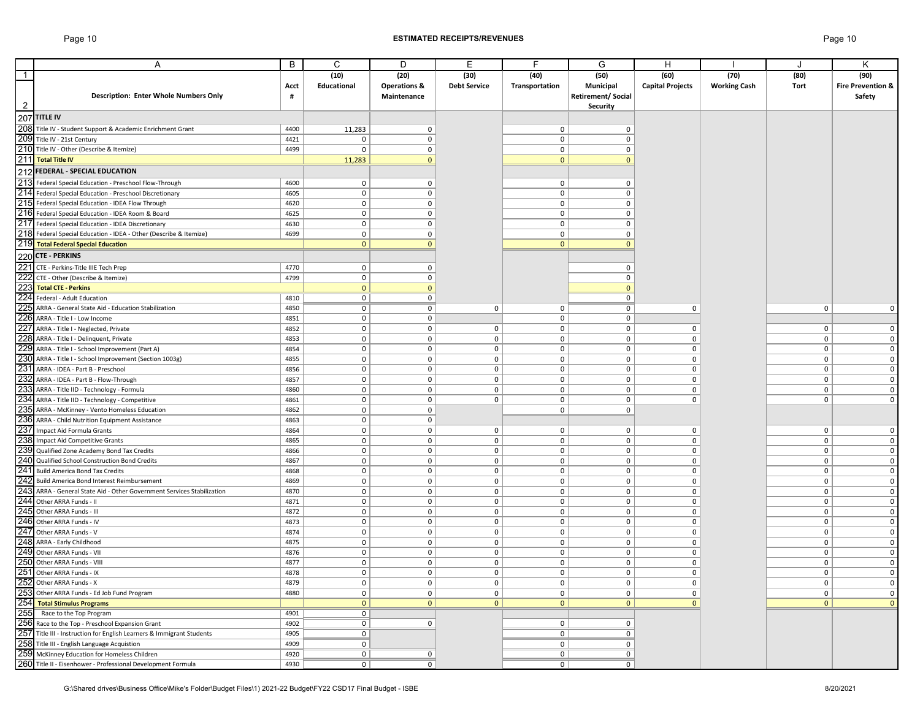## ESTIMATED RECEIPTS/REVENUES

| | A | B | C | D | E | F | G | H | I | J | K |
|---|---|---|---|---|---|---|---|---|---|---|---|
| 1 | | | (10) | (20) | (30) | (40) | (50) | (60) | (70) | (80) | (90) |
| 2 | Description: Enter Whole Numbers Only | Acct # | Educational | Operations & Maintenance | Debt Service | Transportation | Municipal Retirement/ Social Security | Capital Projects | Working Cash | Tort | Fire Prevention & Safety |
| 207 | **TITLE IV** | | | | | | | | | | |
| 208 | Title IV - Student Support & Academic Enrichment Grant | 4400 | 11,283 | 0 | | 0 | 0 | | | | |
| 209 | Title IV - 21st Century | 4421 | 0 | 0 | | 0 | 0 | | | | |
| 210 | Title IV - Other (Describe & Itemize) | 4499 | 0 | 0 | | 0 | 0 | | | | |
| 211 | **Total Title IV** | | 11,283 | 0 | | 0 | 0 | | | | |
| 212 | **FEDERAL - SPECIAL EDUCATION** | | | | | | | | | | |
| 213 | Federal Special Education - Preschool Flow-Through | 4600 | 0 | 0 | | 0 | 0 | | | | |
| 214 | Federal Special Education - Preschool Discretionary | 4605 | 0 | 0 | | 0 | 0 | | | | |
| 215 | Federal Special Education - IDEA Flow Through | 4620 | 0 | 0 | | 0 | 0 | | | | |
| 216 | Federal Special Education - IDEA Room & Board | 4625 | 0 | 0 | | 0 | 0 | | | | |
| 217 | Federal Special Education - IDEA Discretionary | 4630 | 0 | 0 | | 0 | 0 | | | | |
| 218 | Federal Special Education - IDEA - Other (Describe & Itemize) | 4699 | 0 | 0 | | 0 | 0 | | | | |
| 219 | **Total Federal Special Education** | | 0 | 0 | | 0 | 0 | | | | |
| 220 | **CTE - PERKINS** | | | | | | | | | | |
| 221 | CTE - Perkins-Title IIIE Tech Prep | 4770 | 0 | 0 | | | 0 | | | | |
| 222 | CTE - Other (Describe & Itemize) | 4799 | 0 | 0 | | | 0 | | | | |
| 223 | **Total CTE - Perkins** | | 0 | 0 | | | 0 | | | | |
| 224 | Federal - Adult Education | 4810 | 0 | 0 | | | 0 | | | | |
| 225 | ARRA - General State Aid - Education Stabilization | 4850 | 0 | 0 | 0 | 0 | 0 | 0 | | 0 | 0 |
| 226 | ARRA - Title I - Low Income | 4851 | 0 | 0 | | 0 | 0 | | | | |
| 227 | ARRA - Title I - Neglected, Private | 4852 | 0 | 0 | 0 | 0 | 0 | 0 | | 0 | 0 |
| 228 | ARRA - Title I - Delinquent, Private | 4853 | 0 | 0 | 0 | 0 | 0 | 0 | | 0 | 0 |
| 229 | ARRA - Title I - School Improvement (Part A) | 4854 | 0 | 0 | 0 | 0 | 0 | 0 | | 0 | 0 |
| 230 | ARRA - Title I - School Improvement (Section 1003g) | 4855 | 0 | 0 | 0 | 0 | 0 | 0 | | 0 | 0 |
| 231 | ARRA - IDEA - Part B - Preschool | 4856 | 0 | 0 | 0 | 0 | 0 | 0 | | 0 | 0 |
| 232 | ARRA - IDEA - Part B - Flow-Through | 4857 | 0 | 0 | 0 | 0 | 0 | 0 | | 0 | 0 |
| 233 | ARRA - Title IID - Technology - Formula | 4860 | 0 | 0 | 0 | 0 | 0 | 0 | | 0 | 0 |
| 234 | ARRA - Title IID - Technology - Competitive | 4861 | 0 | 0 | 0 | 0 | 0 | 0 | | 0 | 0 |
| 235 | ARRA - McKinney - Vento Homeless Education | 4862 | 0 | 0 | | 0 | 0 | | | | |
| 236 | ARRA - Child Nutrition Equipment Assistance | 4863 | 0 | 0 | | | | | | | |
| 237 | Impact Aid Formula Grants | 4864 | 0 | 0 | 0 | 0 | 0 | 0 | | 0 | 0 |
| 238 | Impact Aid Competitive Grants | 4865 | 0 | 0 | 0 | 0 | 0 | 0 | | 0 | 0 |
| 239 | Qualified Zone Academy Bond Tax Credits | 4866 | 0 | 0 | 0 | 0 | 0 | 0 | | 0 | 0 |
| 240 | Qualified School Construction Bond Credits | 4867 | 0 | 0 | 0 | 0 | 0 | 0 | | 0 | 0 |
| 241 | Build America Bond Tax Credits | 4868 | 0 | 0 | 0 | 0 | 0 | 0 | | 0 | 0 |
| 242 | Build America Bond Interest Reimbursement | 4869 | 0 | 0 | 0 | 0 | 0 | 0 | | 0 | 0 |
| 243 | ARRA - General State Aid - Other Government Services Stabilization | 4870 | 0 | 0 | 0 | 0 | 0 | 0 | | 0 | 0 |
| 244 | Other ARRA Funds - II | 4871 | 0 | 0 | 0 | 0 | 0 | 0 | | 0 | 0 |
| 245 | Other ARRA Funds - III | 4872 | 0 | 0 | 0 | 0 | 0 | 0 | | 0 | 0 |
| 246 | Other ARRA Funds - IV | 4873 | 0 | 0 | 0 | 0 | 0 | 0 | | 0 | 0 |
| 247 | Other ARRA Funds - V | 4874 | 0 | 0 | 0 | 0 | 0 | 0 | | 0 | 0 |
| 248 | ARRA - Early Childhood | 4875 | 0 | 0 | 0 | 0 | 0 | 0 | | 0 | 0 |
| 249 | Other ARRA Funds - VII | 4876 | 0 | 0 | 0 | 0 | 0 | 0 | | 0 | 0 |
| 250 | Other ARRA Funds - VIII | 4877 | 0 | 0 | 0 | 0 | 0 | 0 | | 0 | 0 |
| 251 | Other ARRA Funds - IX | 4878 | 0 | 0 | 0 | 0 | 0 | 0 | | 0 | 0 |
| 252 | Other ARRA Funds - X | 4879 | 0 | 0 | 0 | 0 | 0 | 0 | | 0 | 0 |
| 253 | Other ARRA Funds - Ed Job Fund Program | 4880 | 0 | 0 | 0 | 0 | 0 | 0 | | 0 | 0 |
| 254 | **Total Stimulus Programs** | | 0 | 0 | 0 | 0 | 0 | 0 | | 0 | 0 |
| 255 | Race to the Top Program | 4901 | 0 | | | | | | | | |
| 256 | Race to the Top - Preschool Expansion Grant | 4902 | 0 | 0 | | 0 | 0 | | | | |
| 257 | Title III - Instruction for English Learners & Immigrant Students | 4905 | 0 | | | 0 | 0 | | | | |
| 258 | Title III - English Language Acquistion | 4909 | 0 | | | 0 | 0 | | | | |
| 259 | McKinney Education for Homeless Children | 4920 | 0 | 0 | | 0 | 0 | | | | |
| 260 | Title II - Eisenhower - Professional Development Formula | 4930 | 0 | 0 | | 0 | 0 | | | | |

G:\Shared drives\Business Office\Mike's Folder\Budget Files\1) 2021-22 Budget\FY22 CSD17 Final Budget - ISBE

8/20/2021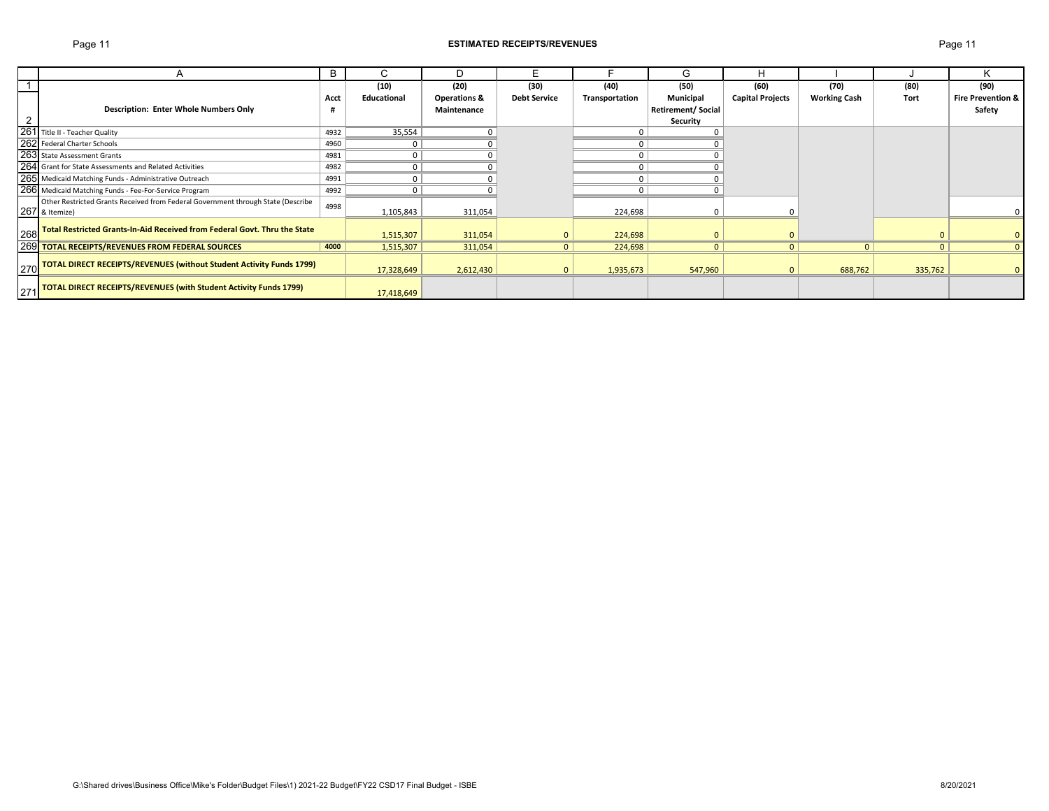## ESTIMATED RECEIPTS/REVENUES

| | A | B | C | D | E | F | G | H | I | J | K |
|---|---|---|---|---|---|---|---|---|---|---|---|
| 1 | | | (10) | (20) | (30) | (40) | (50) | (60) | (70) | (80) | (90) |
| 2 | **Description: Enter Whole Numbers Only** | Acct # | Educational | Operations & Maintenance | Debt Service | Transportation | Municipal Retirement/ Social Security | Capital Projects | Working Cash | Tort | Fire Prevention & Safety |
| 261 | Title II - Teacher Quality | 4932 | 35,554 | 0 | | 0 | 0 | | | | |
| 262 | Federal Charter Schools | 4960 | 0 | 0 | | 0 | 0 | | | | |
| 263 | State Assessment Grants | 4981 | 0 | 0 | | 0 | 0 | | | | |
| 264 | Grant for State Assessments and Related Activities | 4982 | 0 | 0 | | 0 | 0 | | | | |
| 265 | Medicaid Matching Funds - Administrative Outreach | 4991 | 0 | 0 | | 0 | 0 | | | | |
| 266 | Medicaid Matching Funds - Fee-For-Service Program | 4992 | 0 | 0 | | 0 | 0 | | | | |
| 267 | Other Restricted Grants Received from Federal Government through State (Describe & Itemize) | 4998 | 1,105,843 | 311,054 | | 224,698 | 0 | 0 | | | 0 |
| 268 | **Total Restricted Grants-In-Aid Received from Federal Govt. Thru the State** | | 1,515,307 | 311,054 | 0 | 224,698 | 0 | 0 | | 0 | 0 |
| 269 | **TOTAL RECEIPTS/REVENUES FROM FEDERAL SOURCES** | **4000** | 1,515,307 | 311,054 | 0 | 224,698 | 0 | 0 | 0 | 0 | 0 |
| 270 | **TOTAL DIRECT RECEIPTS/REVENUES (without Student Activity Funds 1799)** | | 17,328,649 | 2,612,430 | 0 | 1,935,673 | 547,960 | 0 | 688,762 | 335,762 | 0 |
| 271 | **TOTAL DIRECT RECEIPTS/REVENUES (with Student Activity Funds 1799)** | | 17,418,649 | | | | | | | | |

G:\Shared drives\Business Office\Mike's Folder\Budget Files\1) 2021-22 Budget\FY22 CSD17 Final Budget - ISBE

8/20/2021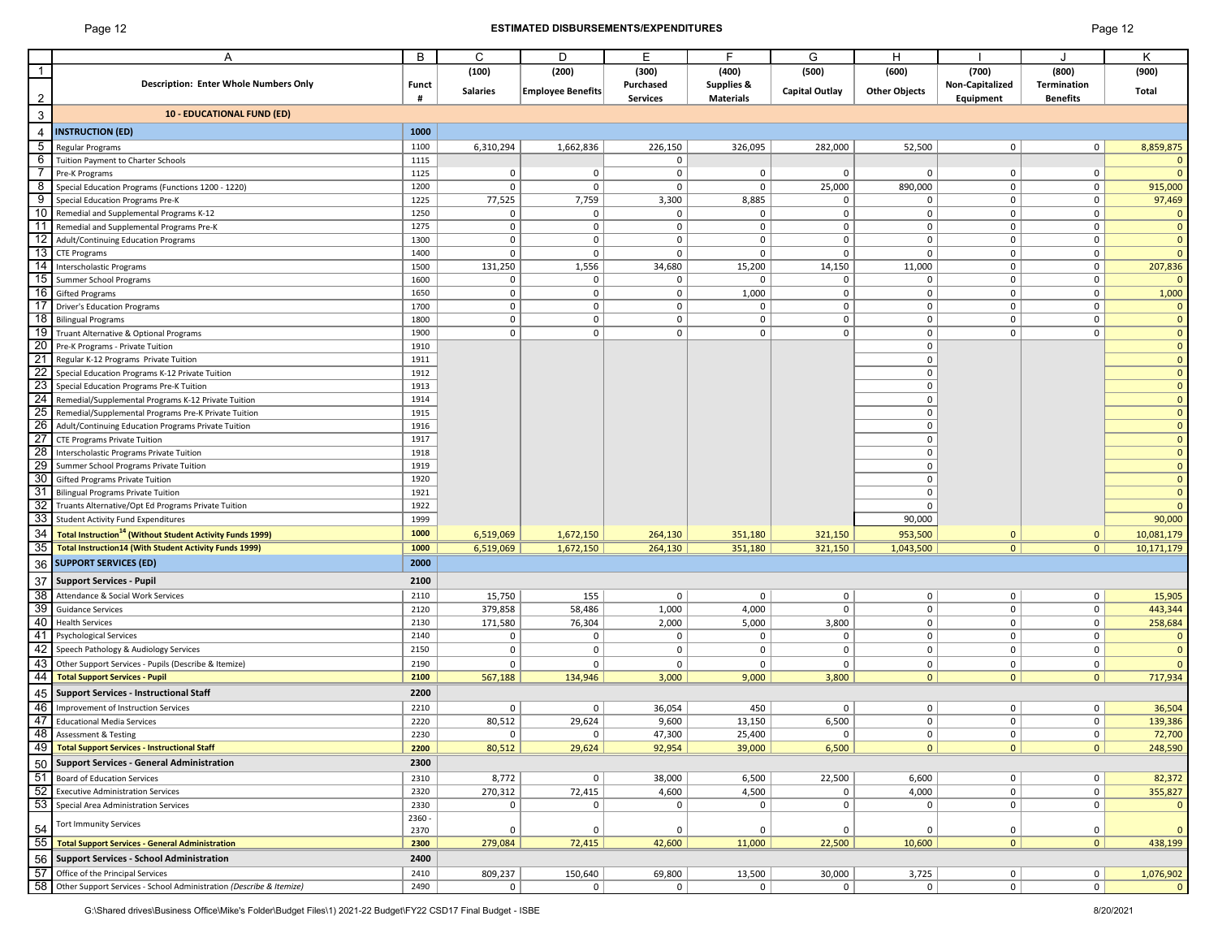## ESTIMATED DISBURSEMENTS/EXPENDITURES

| | A | B | C | D | E | F | G | H | I | J | K |
|---|---|---|---|---|---|---|---|---|---|---|---|
| 1 | | | (100) | (200) | (300) | (400) | (500) | (600) | (700) | (800) | (900) |
| 2 | **Description: Enter Whole Numbers Only** | **Funct #** | **Salaries** | **Employee Benefits** | **Purchased Services** | **Supplies & Materials** | **Capital Outlay** | **Other Objects** | **Non-Capitalized Equipment** | **Termination Benefits** | **Total** |
| 3 | **10 - EDUCATIONAL FUND (ED)** | | | | | | | | | | |
| 4 | **INSTRUCTION (ED)** | **1000** | | | | | | | | | |
| 5 | Regular Programs | 1100 | 6,310,294 | 1,662,836 | 226,150 | 326,095 | 282,000 | 52,500 | 0 | 0 | 8,859,875 |
| 6 | Tuition Payment to Charter Schools | 1115 | | | 0 | | | | | | 0 |
| 7 | Pre-K Programs | 1125 | 0 | 0 | 0 | 0 | 0 | 0 | 0 | 0 | 0 |
| 8 | Special Education Programs (Functions 1200 - 1220) | 1200 | 0 | 0 | 0 | 0 | 25,000 | 890,000 | 0 | 0 | 915,000 |
| 9 | Special Education Programs Pre-K | 1225 | 77,525 | 7,759 | 3,300 | 8,885 | 0 | 0 | 0 | 0 | 97,469 |
| 10 | Remedial and Supplemental Programs K-12 | 1250 | 0 | 0 | 0 | 0 | 0 | 0 | 0 | 0 | 0 |
| 11 | Remedial and Supplemental Programs Pre-K | 1275 | 0 | 0 | 0 | 0 | 0 | 0 | 0 | 0 | 0 |
| 12 | Adult/Continuing Education Programs | 1300 | 0 | 0 | 0 | 0 | 0 | 0 | 0 | 0 | 0 |
| 13 | CTE Programs | 1400 | 0 | 0 | 0 | 0 | 0 | 0 | 0 | 0 | 0 |
| 14 | Interscholastic Programs | 1500 | 131,250 | 1,556 | 34,680 | 15,200 | 14,150 | 11,000 | 0 | 0 | 207,836 |
| 15 | Summer School Programs | 1600 | 0 | 0 | 0 | 0 | 0 | 0 | 0 | 0 | 0 |
| 16 | Gifted Programs | 1650 | 0 | 0 | 0 | 1,000 | 0 | 0 | 0 | 0 | 1,000 |
| 17 | Driver's Education Programs | 1700 | 0 | 0 | 0 | 0 | 0 | 0 | 0 | 0 | 0 |
| 18 | Bilingual Programs | 1800 | 0 | 0 | 0 | 0 | 0 | 0 | 0 | 0 | 0 |
| 19 | Truant Alternative & Optional Programs | 1900 | 0 | 0 | 0 | 0 | 0 | 0 | 0 | 0 | 0 |
| 20 | Pre-K Programs - Private Tuition | 1910 | | | | | | 0 | | | 0 |
| 21 | Regular K-12 Programs Private Tuition | 1911 | | | | | | 0 | | | 0 |
| 22 | Special Education Programs K-12 Private Tuition | 1912 | | | | | | 0 | | | 0 |
| 23 | Special Education Programs Pre-K Tuition | 1913 | | | | | | 0 | | | 0 |
| 24 | Remedial/Supplemental Programs K-12 Private Tuition | 1914 | | | | | | 0 | | | 0 |
| 25 | Remedial/Supplemental Programs Pre-K Private Tuition | 1915 | | | | | | 0 | | | 0 |
| 26 | Adult/Continuing Education Programs Private Tuition | 1916 | | | | | | 0 | | | 0 |
| 27 | CTE Programs Private Tuition | 1917 | | | | | | 0 | | | 0 |
| 28 | Interscholastic Programs Private Tuition | 1918 | | | | | | 0 | | | 0 |
| 29 | Summer School Programs Private Tuition | 1919 | | | | | | 0 | | | 0 |
| 30 | Gifted Programs Private Tuition | 1920 | | | | | | 0 | | | 0 |
| 31 | Bilingual Programs Private Tuition | 1921 | | | | | | 0 | | | 0 |
| 32 | Truants Alternative/Opt Ed Programs Private Tuition | 1922 | | | | | | 0 | | | 0 |
| 33 | Student Activity Fund Expenditures | 1999 | | | | | | 90,000 | | | 90,000 |
| 34 | **Total Instruction[14] (Without Student Activity Funds 1999)** | **1000** | 6,519,069 | 1,672,150 | 264,130 | 351,180 | 321,150 | 953,500 | 0 | 0 | 10,081,179 |
| 35 | **Total Instruction14 (With Student Activity Funds 1999)** | **1000** | 6,519,069 | 1,672,150 | 264,130 | 351,180 | 321,150 | 1,043,500 | 0 | 0 | 10,171,179 |
| 36 | **SUPPORT SERVICES (ED)** | **2000** | | | | | | | | | |
| 37 | **Support Services - Pupil** | **2100** | | | | | | | | | |
| 38 | Attendance & Social Work Services | 2110 | 15,750 | 155 | 0 | 0 | 0 | 0 | 0 | 0 | 15,905 |
| 39 | Guidance Services | 2120 | 379,858 | 58,486 | 1,000 | 4,000 | 0 | 0 | 0 | 0 | 443,344 |
| 40 | Health Services | 2130 | 171,580 | 76,304 | 2,000 | 5,000 | 3,800 | 0 | 0 | 0 | 258,684 |
| 41 | Psychological Services | 2140 | 0 | 0 | 0 | 0 | 0 | 0 | 0 | 0 | 0 |
| 42 | Speech Pathology & Audiology Services | 2150 | 0 | 0 | 0 | 0 | 0 | 0 | 0 | 0 | 0 |
| 43 | Other Support Services - Pupils (Describe & Itemize) | 2190 | 0 | 0 | 0 | 0 | 0 | 0 | 0 | 0 | 0 |
| 44 | **Total Support Services - Pupil** | **2100** | 567,188 | 134,946 | 3,000 | 9,000 | 3,800 | 0 | 0 | 0 | 717,934 |
| 45 | **Support Services - Instructional Staff** | **2200** | | | | | | | | | |
| 46 | Improvement of Instruction Services | 2210 | 0 | 0 | 36,054 | 450 | 0 | 0 | 0 | 0 | 36,504 |
| 47 | Educational Media Services | 2220 | 80,512 | 29,624 | 9,600 | 13,150 | 6,500 | 0 | 0 | 0 | 139,386 |
| 48 | Assessment & Testing | 2230 | 0 | 0 | 47,300 | 25,400 | 0 | 0 | 0 | 0 | 72,700 |
| 49 | **Total Support Services - Instructional Staff** | **2200** | 80,512 | 29,624 | 92,954 | 39,000 | 6,500 | 0 | 0 | 0 | 248,590 |
| 50 | **Support Services - General Administration** | **2300** | | | | | | | | | |
| 51 | Board of Education Services | 2310 | 8,772 | 0 | 38,000 | 6,500 | 22,500 | 6,600 | 0 | 0 | 82,372 |
| 52 | Executive Administration Services | 2320 | 270,312 | 72,415 | 4,600 | 4,500 | 0 | 4,000 | 0 | 0 | 355,827 |
| 53 | Special Area Administration Services | 2330 | 0 | 0 | 0 | 0 | 0 | 0 | 0 | 0 | 0 |
| 54 | Tort Immunity Services | 2360 - 2370 | 0 | 0 | 0 | 0 | 0 | 0 | 0 | 0 | 0 |
| 55 | **Total Support Services - General Administration** | **2300** | 279,084 | 72,415 | 42,600 | 11,000 | 22,500 | 10,600 | 0 | 0 | 438,199 |
| 56 | **Support Services - School Administration** | **2400** | | | | | | | | | |
| 57 | Office of the Principal Services | 2410 | 809,237 | 150,640 | 69,800 | 13,500 | 30,000 | 3,725 | 0 | 0 | 1,076,902 |
| 58 | Other Support Services - School Administration *(Describe & Itemize)* | 2490 | 0 | 0 | 0 | 0 | 0 | 0 | 0 | 0 | 0 |

G:\Shared drives\Business Office\Mike's Folder\Budget Files\1) 2021-22 Budget\FY22 CSD17 Final Budget - ISBE    8/20/2021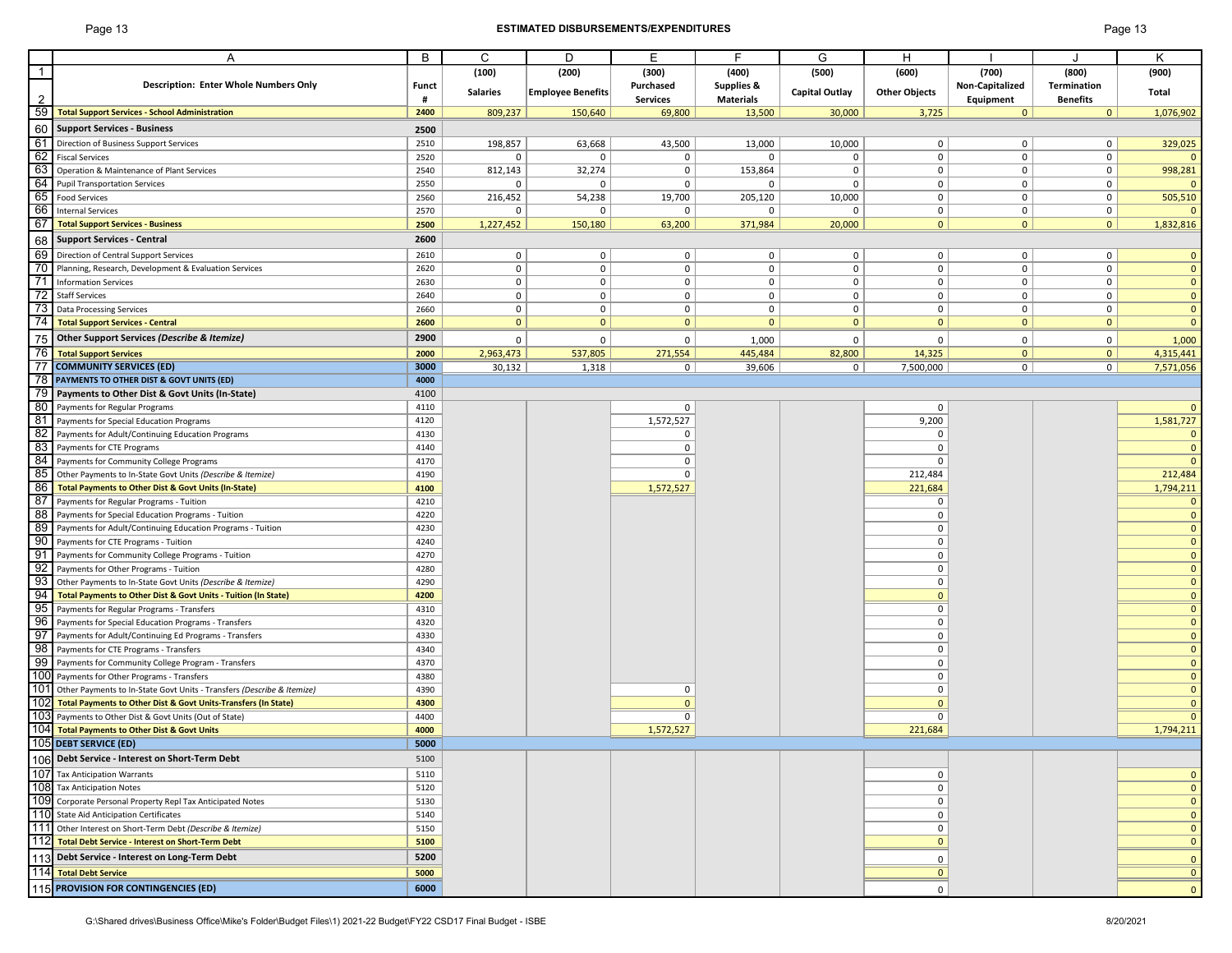## ESTIMATED DISBURSEMENTS/EXPENDITURES

| | A | B | C | D | E | F | G | H | I | J | K |
|---|---|---|---|---|---|---|---|---|---|---|---|
| 1 | Description: Enter Whole Numbers Only | Funct # | (100) Salaries | (200) Employee Benefits | (300) Purchased Services | (400) Supplies & Materials | (500) Capital Outlay | (600) Other Objects | (700) Non-Capitalized Equipment | (800) Termination Benefits | (900) Total |
| 59 | **Total Support Services - School Administration** | 2400 | 809,237 | 150,640 | 69,800 | 13,500 | 30,000 | 3,725 | 0 | 0 | 1,076,902 |
| 60 | **Support Services - Business** | 2500 | | | | | | | | | |
| 61 | Direction of Business Support Services | 2510 | 198,857 | 63,668 | 43,500 | 13,000 | 10,000 | 0 | 0 | 0 | 329,025 |
| 62 | Fiscal Services | 2520 | 0 | 0 | 0 | 0 | 0 | 0 | 0 | 0 | 0 |
| 63 | Operation & Maintenance of Plant Services | 2540 | 812,143 | 32,274 | 0 | 153,864 | 0 | 0 | 0 | 0 | 998,281 |
| 64 | Pupil Transportation Services | 2550 | 0 | 0 | 0 | 0 | 0 | 0 | 0 | 0 | 0 |
| 65 | Food Services | 2560 | 216,452 | 54,238 | 19,700 | 205,120 | 10,000 | 0 | 0 | 0 | 505,510 |
| 66 | Internal Services | 2570 | 0 | 0 | 0 | 0 | 0 | 0 | 0 | 0 | 0 |
| 67 | **Total Support Services - Business** | 2500 | 1,227,452 | 150,180 | 63,200 | 371,984 | 20,000 | 0 | 0 | 0 | 1,832,816 |
| 68 | **Support Services - Central** | 2600 | | | | | | | | | |
| 69 | Direction of Central Support Services | 2610 | 0 | 0 | 0 | 0 | 0 | 0 | 0 | 0 | 0 |
| 70 | Planning, Research, Development & Evaluation Services | 2620 | 0 | 0 | 0 | 0 | 0 | 0 | 0 | 0 | 0 |
| 71 | Information Services | 2630 | 0 | 0 | 0 | 0 | 0 | 0 | 0 | 0 | 0 |
| 72 | Staff Services | 2640 | 0 | 0 | 0 | 0 | 0 | 0 | 0 | 0 | 0 |
| 73 | Data Processing Services | 2660 | 0 | 0 | 0 | 0 | 0 | 0 | 0 | 0 | 0 |
| 74 | **Total Support Services - Central** | 2600 | 0 | 0 | 0 | 0 | 0 | 0 | 0 | 0 | 0 |
| 75 | **Other Support Services *(Describe & Itemize)*** | 2900 | 0 | 0 | 0 | 1,000 | 0 | 0 | 0 | 0 | 1,000 |
| 76 | **Total Support Services** | 2000 | 2,963,473 | 537,805 | 271,554 | 445,484 | 82,800 | 14,325 | 0 | 0 | 4,315,441 |
| 77 | **COMMUNITY SERVICES (ED)** | 3000 | 30,132 | 1,318 | 0 | 39,606 | 0 | 7,500,000 | 0 | 0 | 7,571,056 |
| 78 | **PAYMENTS TO OTHER DIST & GOVT UNITS (ED)** | 4000 | | | | | | | | | |
| 79 | **Payments to Other Dist & Govt Units (In-State)** | 4100 | | | | | | | | | |
| 80 | Payments for Regular Programs | 4110 | | | 0 | | | 0 | | | 0 |
| 81 | Payments for Special Education Programs | 4120 | | | 1,572,527 | | | 9,200 | | | 1,581,727 |
| 82 | Payments for Adult/Continuing Education Programs | 4130 | | | 0 | | | 0 | | | 0 |
| 83 | Payments for CTE Programs | 4140 | | | 0 | | | 0 | | | 0 |
| 84 | Payments for Community College Programs | 4170 | | | 0 | | | 0 | | | 0 |
| 85 | Other Payments to In-State Govt Units *(Describe & Itemize)* | 4190 | | | 0 | | | 212,484 | | | 212,484 |
| 86 | **Total Payments to Other Dist & Govt Units (In-State)** | 4100 | | | 1,572,527 | | | 221,684 | | | 1,794,211 |
| 87 | Payments for Regular Programs - Tuition | 4210 | | | | | | 0 | | | 0 |
| 88 | Payments for Special Education Programs - Tuition | 4220 | | | | | | 0 | | | 0 |
| 89 | Payments for Adult/Continuing Education Programs - Tuition | 4230 | | | | | | 0 | | | 0 |
| 90 | Payments for CTE Programs - Tuition | 4240 | | | | | | 0 | | | 0 |
| 91 | Payments for Community College Programs - Tuition | 4270 | | | | | | 0 | | | 0 |
| 92 | Payments for Other Programs - Tuition | 4280 | | | | | | 0 | | | 0 |
| 93 | Other Payments to In-State Govt Units *(Describe & Itemize)* | 4290 | | | | | | 0 | | | 0 |
| 94 | **Total Payments to Other Dist & Govt Units - Tuition (In State)** | 4200 | | | | | | 0 | | | 0 |
| 95 | Payments for Regular Programs - Transfers | 4310 | | | | | | 0 | | | 0 |
| 96 | Payments for Special Education Programs - Transfers | 4320 | | | | | | 0 | | | 0 |
| 97 | Payments for Adult/Continuing Ed Programs - Transfers | 4330 | | | | | | 0 | | | 0 |
| 98 | Payments for CTE Programs - Transfers | 4340 | | | | | | 0 | | | 0 |
| 99 | Payments for Community College Program - Transfers | 4370 | | | | | | 0 | | | 0 |
| 100 | Payments for Other Programs - Transfers | 4380 | | | | | | 0 | | | 0 |
| 101 | Other Payments to In-State Govt Units - Transfers *(Describe & Itemize)* | 4390 | | | 0 | | | 0 | | | 0 |
| 102 | **Total Payments to Other Dist & Govt Units-Transfers (In State)** | 4300 | | | 0 | | | 0 | | | 0 |
| 103 | Payments to Other Dist & Govt Units (Out of State) | 4400 | | | 0 | | | 0 | | | 0 |
| 104 | **Total Payments to Other Dist & Govt Units** | 4000 | | | 1,572,527 | | | 221,684 | | | 1,794,211 |
| 105 | **DEBT SERVICE (ED)** | 5000 | | | | | | | | | |
| 106 | **Debt Service - Interest on Short-Term Debt** | 5100 | | | | | | | | | |
| 107 | Tax Anticipation Warrants | 5110 | | | | | | 0 | | | 0 |
| 108 | Tax Anticipation Notes | 5120 | | | | | | 0 | | | 0 |
| 109 | Corporate Personal Property Repl Tax Anticipated Notes | 5130 | | | | | | 0 | | | 0 |
| 110 | State Aid Anticipation Certificates | 5140 | | | | | | 0 | | | 0 |
| 111 | Other Interest on Short-Term Debt *(Describe & Itemize)* | 5150 | | | | | | 0 | | | 0 |
| 112 | **Total Debt Service - Interest on Short-Term Debt** | 5100 | | | | | | 0 | | | 0 |
| 113 | **Debt Service - Interest on Long-Term Debt** | 5200 | | | | | | 0 | | | 0 |
| 114 | **Total Debt Service** | 5000 | | | | | | 0 | | | 0 |
| 115 | **PROVISION FOR CONTINGENCIES (ED)** | 6000 | | | | | | 0 | | | 0 |

G:\Shared drives\Business Office\Mike's Folder\Budget Files\1) 2021-22 Budget\FY22 CSD17 Final Budget - ISBE

8/20/2021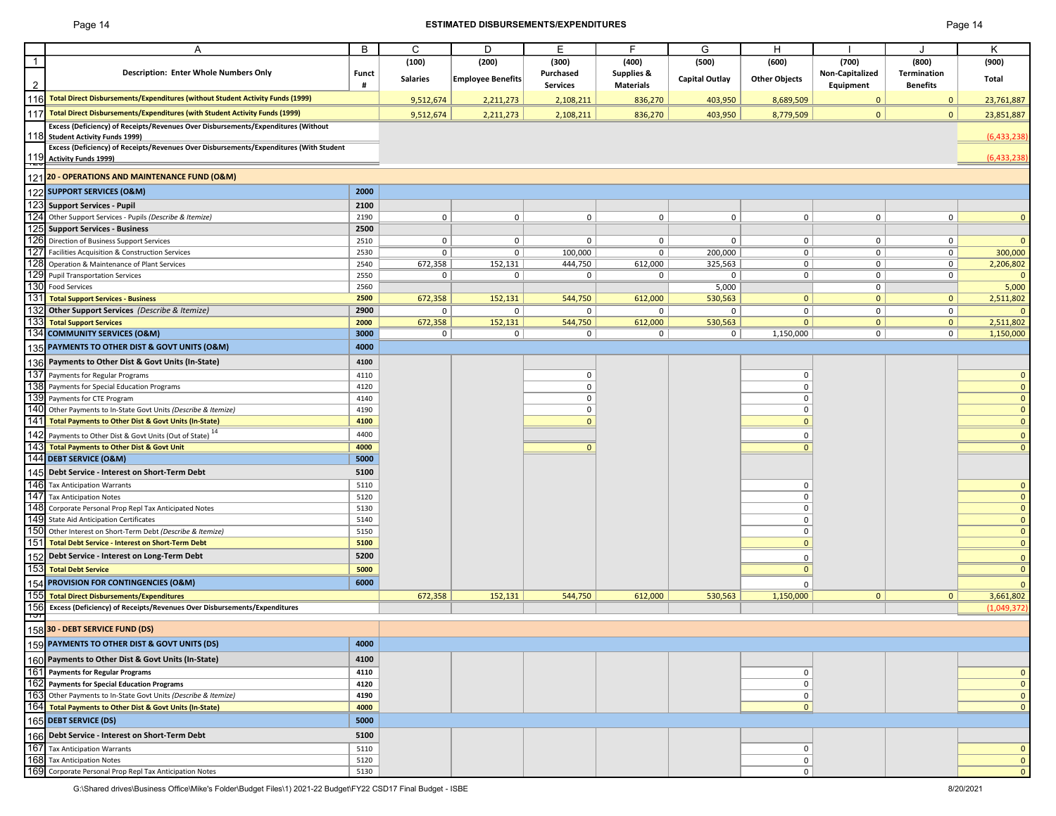## ESTIMATED DISBURSEMENTS/EXPENDITURES

| | A | B | C | D | E | F | G | H | I | J | K |
|---|---|---|---|---|---|---|---|---|---|---|---|
| 1 | | | (100) | (200) | (300) | (400) | (500) | (600) | (700) | (800) | (900) |
| 2 | **Description: Enter Whole Numbers Only** | **Funct #** | **Salaries** | **Employee Benefits** | **Purchased Services** | **Supplies & Materials** | **Capital Outlay** | **Other Objects** | **Non-Capitalized Equipment** | **Termination Benefits** | **Total** |
| 116 | **Total Direct Disbursements/Expenditures (without Student Activity Funds (1999)** | | 9,512,674 | 2,211,273 | 2,108,211 | 836,270 | 403,950 | 8,689,509 | 0 | 0 | 23,761,887 |
| 117 | **Total Direct Disbursements/Expenditures (with Student Activity Funds (1999)** | | 9,512,674 | 2,211,273 | 2,108,211 | 836,270 | 403,950 | 8,779,509 | 0 | 0 | 23,851,887 |
| 118 | **Excess (Deficiency) of Receipts/Revenues Over Disbursements/Expenditures (Without Student Activity Funds 1999)** | | | | | | | | | | (6,433,238) |
| 119 | **Excess (Deficiency) of Receipts/Revenues Over Disbursements/Expenditures (With Student Activity Funds 1999)** | | | | | | | | | | (6,433,238) |
| 121 | **20 - OPERATIONS AND MAINTENANCE FUND (O&M)** | | | | | | | | | | |
| 122 | **SUPPORT SERVICES (O&M)** | **2000** | | | | | | | | | |
| 123 | **Support Services - Pupil** | **2100** | | | | | | | | | |
| 124 | Other Support Services - Pupils *(Describe & Itemize)* | 2190 | 0 | 0 | 0 | 0 | 0 | 0 | 0 | 0 | 0 |
| 125 | **Support Services - Business** | **2500** | | | | | | | | | |
| 126 | Direction of Business Support Services | 2510 | 0 | 0 | 0 | 0 | 0 | 0 | 0 | 0 | 0 |
| 127 | Facilities Acquisition & Construction Services | 2530 | 0 | 0 | 100,000 | 0 | 200,000 | 0 | 0 | 0 | 300,000 |
| 128 | Operation & Maintenance of Plant Services | 2540 | 672,358 | 152,131 | 444,750 | 612,000 | 325,563 | 0 | 0 | 0 | 2,206,802 |
| 129 | Pupil Transportation Services | 2550 | 0 | 0 | 0 | 0 | 0 | 0 | 0 | 0 | 0 |
| 130 | Food Services | 2560 | | | | | 5,000 | | 0 | | 5,000 |
| 131 | **Total Support Services - Business** | **2500** | 672,358 | 152,131 | 544,750 | 612,000 | 530,563 | 0 | 0 | 0 | 2,511,802 |
| 132 | **Other Support Services** *(Describe & Itemize)* | **2900** | 0 | 0 | 0 | 0 | 0 | 0 | 0 | 0 | 0 |
| 133 | **Total Support Services** | **2000** | 672,358 | 152,131 | 544,750 | 612,000 | 530,563 | 0 | 0 | 0 | 2,511,802 |
| 134 | **COMMUNITY SERVICES (O&M)** | **3000** | 0 | 0 | 0 | 0 | 0 | 1,150,000 | 0 | 0 | 1,150,000 |
| 135 | **PAYMENTS TO OTHER DIST & GOVT UNITS (O&M)** | **4000** | | | | | | | | | |
| 136 | **Payments to Other Dist & Govt Units (In-State)** | **4100** | | | | | | | | | |
| 137 | Payments for Regular Programs | 4110 | | | 0 | | | 0 | | | 0 |
| 138 | Payments for Special Education Programs | 4120 | | | 0 | | | 0 | | | 0 |
| 139 | Payments for CTE Program | 4140 | | | 0 | | | 0 | | | 0 |
| 140 | Other Payments to In-State Govt Units *(Describe & Itemize)* | 4190 | | | 0 | | | 0 | | | 0 |
| 141 | **Total Payments to Other Dist & Govt Units (In-State)** | **4100** | | | 0 | | | 0 | | | 0 |
| 142 | Payments to Other Dist & Govt Units (Out of State) [14] | 4400 | | | | | | 0 | | | 0 |
| 143 | **Total Payments to Other Dist & Govt Unit** | **4000** | | | 0 | | | 0 | | | 0 |
| 144 | **DEBT SERVICE (O&M)** | **5000** | | | | | | | | | |
| 145 | **Debt Service - Interest on Short-Term Debt** | **5100** | | | | | | | | | |
| 146 | Tax Anticipation Warrants | 5110 | | | | | | 0 | | | 0 |
| 147 | Tax Anticipation Notes | 5120 | | | | | | 0 | | | 0 |
| 148 | Corporate Personal Prop Repl Tax Anticipated Notes | 5130 | | | | | | 0 | | | 0 |
| 149 | State Aid Anticipation Certificates | 5140 | | | | | | 0 | | | 0 |
| 150 | Other Interest on Short-Term Debt *(Describe & Itemize)* | 5150 | | | | | | 0 | | | 0 |
| 151 | **Total Debt Service - Interest on Short-Term Debt** | **5100** | | | | | | 0 | | | 0 |
| 152 | **Debt Service - Interest on Long-Term Debt** | **5200** | | | | | | 0 | | | 0 |
| 153 | **Total Debt Service** | **5000** | | | | | | 0 | | | 0 |
| 154 | **PROVISION FOR CONTINGENCIES (O&M)** | **6000** | | | | | | 0 | | | 0 |
| 155 | **Total Direct Disbursements/Expenditures** | | 672,358 | 152,131 | 544,750 | 612,000 | 530,563 | 1,150,000 | 0 | 0 | 3,661,802 |
| 156 | **Excess (Deficiency) of Receipts/Revenues Over Disbursements/Expenditures** | | | | | | | | | | (1,049,372) |
| 158 | **30 - DEBT SERVICE FUND (DS)** | | | | | | | | | | |
| 159 | **PAYMENTS TO OTHER DIST & GOVT UNITS (DS)** | **4000** | | | | | | | | | |
| 160 | **Payments to Other Dist & Govt Units (In-State)** | **4100** | | | | | | | | | |
| 161 | **Payments for Regular Programs** | **4110** | | | | | | 0 | | | 0 |
| 162 | **Payments for Special Education Programs** | **4120** | | | | | | 0 | | | 0 |
| 163 | Other Payments to In-State Govt Units *(Describe & Itemize)* | 4190 | | | | | | 0 | | | 0 |
| 164 | **Total Payments to Other Dist & Govt Units (In-State)** | **4000** | | | | | | 0 | | | 0 |
| 165 | **DEBT SERVICE (DS)** | **5000** | | | | | | | | | |
| 166 | **Debt Service - Interest on Short-Term Debt** | **5100** | | | | | | | | | |
| 167 | Tax Anticipation Warrants | 5110 | | | | | | 0 | | | 0 |
| 168 | Tax Anticipation Notes | 5120 | | | | | | 0 | | | 0 |
| 169 | Corporate Personal Prop Repl Tax Anticipation Notes | 5130 | | | | | | 0 | | | 0 |

G:\Shared drives\Business Office\Mike's Folder\Budget Files\1) 2021-22 Budget\FY22 CSD17 Final Budget - ISBE

8/20/2021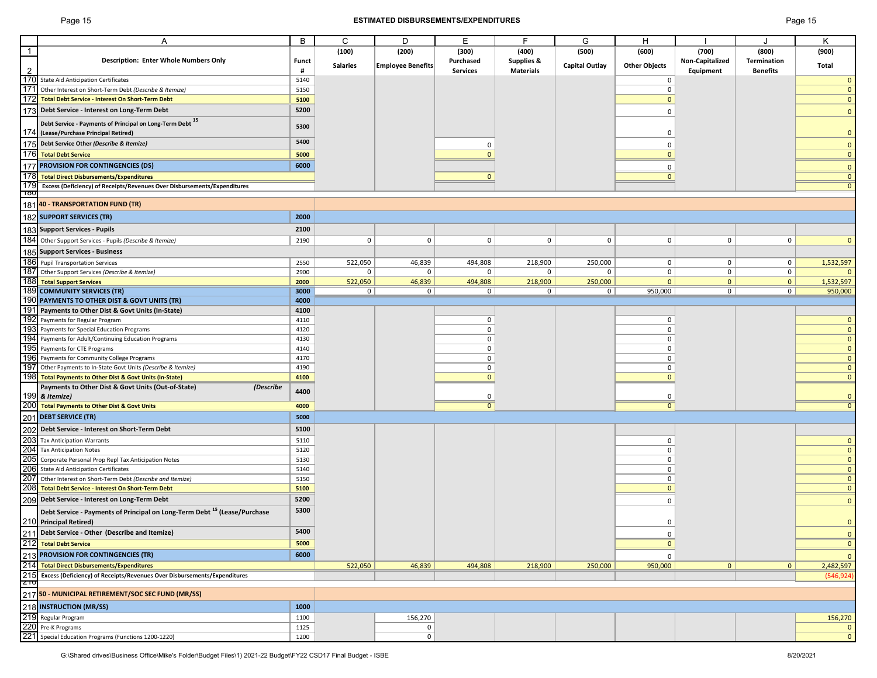## ESTIMATED DISBURSEMENTS/EXPENDITURES

| | A | B | C | D | E | F | G | H | I | J | K |
|---|---|---|---|---|---|---|---|---|---|---|---|
| 1 | | | (100) | (200) | (300) | (400) | (500) | (600) | (700) | (800) | (900) |
| 2 | Description: Enter Whole Numbers Only | Funct # | Salaries | Employee Benefits | Purchased Services | Supplies & Materials | Capital Outlay | Other Objects | Non-Capitalized Equipment | Termination Benefits | Total |
| 170 | State Aid Anticipation Certificates | 5140 | | | | | | 0 | | | 0 |
| 171 | Other Interest on Short-Term Debt *(Describe & Itemize)* | 5150 | | | | | | 0 | | | 0 |
| 172 | **Total Debt Service - Interest On Short-Term Debt** | **5100** | | | | | | 0 | | | 0 |
| 173 | **Debt Service - Interest on Long-Term Debt** | **5200** | | | | | | 0 | | | 0 |
| 174 | **Debt Service - Payments of Principal on Long-Term Debt [15] (Lease/Purchase Principal Retired)** | **5300** | | | | | | 0 | | | 0 |
| 175 | **Debt Service Other *(Describe & Itemize)*** | **5400** | | | 0 | | | 0 | | | 0 |
| 176 | **Total Debt Service** | **5000** | | | 0 | | | 0 | | | 0 |
| 177 | **PROVISION FOR CONTINGENCIES (DS)** | **6000** | | | | | | 0 | | | 0 |
| 178 | **Total Direct Disbursements/Expenditures** | | | | 0 | | | 0 | | | 0 |
| 179 | **Excess (Deficiency) of Receipts/Revenues Over Disbursements/Expenditures** | | | | | | | | | | 0 |
| 181 | **40 - TRANSPORTATION FUND (TR)** | | | | | | | | | | |
| 182 | **SUPPORT SERVICES (TR)** | **2000** | | | | | | | | | |
| 183 | **Support Services - Pupils** | **2100** | | | | | | | | | |
| 184 | Other Support Services - Pupils *(Describe & Itemize)* | 2190 | 0 | 0 | 0 | 0 | 0 | 0 | 0 | 0 | 0 |
| 185 | **Support Services - Business** | | | | | | | | | | |
| 186 | Pupil Transportation Services | 2550 | 522,050 | 46,839 | 494,808 | 218,900 | 250,000 | 0 | 0 | 0 | 1,532,597 |
| 187 | Other Support Services *(Describe & Itemize)* | 2900 | 0 | 0 | 0 | 0 | 0 | 0 | 0 | 0 | 0 |
| 188 | **Total Support Services** | **2000** | 522,050 | 46,839 | 494,808 | 218,900 | 250,000 | 0 | 0 | 0 | 1,532,597 |
| 189 | **COMMUNITY SERVICES (TR)** | **3000** | 0 | 0 | 0 | 0 | 0 | 950,000 | 0 | 0 | 950,000 |
| 190 | **PAYMENTS TO OTHER DIST & GOVT UNITS (TR)** | **4000** | | | | | | | | | |
| 191 | **Payments to Other Dist & Govt Units (In-State)** | **4100** | | | | | | | | | |
| 192 | Payments for Regular Program | 4110 | | | 0 | | | 0 | | | 0 |
| 193 | Payments for Special Education Programs | 4120 | | | 0 | | | 0 | | | 0 |
| 194 | Payments for Adult/Continuing Education Programs | 4130 | | | 0 | | | 0 | | | 0 |
| 195 | Payments for CTE Programs | 4140 | | | 0 | | | 0 | | | 0 |
| 196 | Payments for Community College Programs | 4170 | | | 0 | | | 0 | | | 0 |
| 197 | Other Payments to In-State Govt Units *(Describe & Itemize)* | 4190 | | | 0 | | | 0 | | | 0 |
| 198 | **Total Payments to Other Dist & Govt Units (In-State)** | **4100** | | | 0 | | | 0 | | | 0 |
| 199 | **Payments to Other Dist & Govt Units (Out-of-State) *(Describe & Itemize)*** | **4400** | | | 0 | | | 0 | | | 0 |
| 200 | **Total Payments to Other Dist & Govt Units** | **4000** | | | 0 | | | 0 | | | 0 |
| 201 | **DEBT SERVICE (TR)** | **5000** | | | | | | | | | |
| 202 | **Debt Service - Interest on Short-Term Debt** | **5100** | | | | | | | | | |
| 203 | Tax Anticipation Warrants | 5110 | | | | | | 0 | | | 0 |
| 204 | Tax Anticipation Notes | 5120 | | | | | | 0 | | | 0 |
| 205 | Corporate Personal Prop Repl Tax Anticipation Notes | 5130 | | | | | | 0 | | | 0 |
| 206 | State Aid Anticipation Certificates | 5140 | | | | | | 0 | | | 0 |
| 207 | Other Interest on Short-Term Debt *(Describe and Itemize)* | 5150 | | | | | | 0 | | | 0 |
| 208 | **Total Debt Service - Interest On Short-Term Debt** | **5100** | | | | | | 0 | | | 0 |
| 209 | **Debt Service - Interest on Long-Term Debt** | **5200** | | | | | | 0 | | | 0 |
| 210 | **Debt Service - Payments of Principal on Long-Term Debt [15] (Lease/Purchase Principal Retired)** | **5300** | | | | | | 0 | | | 0 |
| 211 | **Debt Service - Other (Describe and Itemize)** | **5400** | | | | | | 0 | | | 0 |
| 212 | **Total Debt Service** | **5000** | | | | | | 0 | | | 0 |
| 213 | **PROVISION FOR CONTINGENCIES (TR)** | **6000** | | | | | | 0 | | | 0 |
| 214 | **Total Direct Disbursements/Expenditures** | | 522,050 | 46,839 | 494,808 | 218,900 | 250,000 | 950,000 | 0 | 0 | 2,482,597 |
| 215 | **Excess (Deficiency) of Receipts/Revenues Over Disbursements/Expenditures** | | | | | | | | | | (546,924) |
| 217 | **50 - MUNICIPAL RETIREMENT/SOC SEC FUND (MR/SS)** | | | | | | | | | | |
| 218 | **INSTRUCTION (MR/SS)** | **1000** | | | | | | | | | |
| 219 | Regular Program | 1100 | | 156,270 | | | | | | | 156,270 |
| 220 | Pre-K Programs | 1125 | | 0 | | | | | | | 0 |
| 221 | Special Education Programs (Functions 1200-1220) | 1200 | | 0 | | | | | | | 0 |

G:\Shared drives\Business Office\Mike's Folder\Budget Files\1) 2021-22 Budget\FY22 CSD17 Final Budget - ISBE

8/20/2021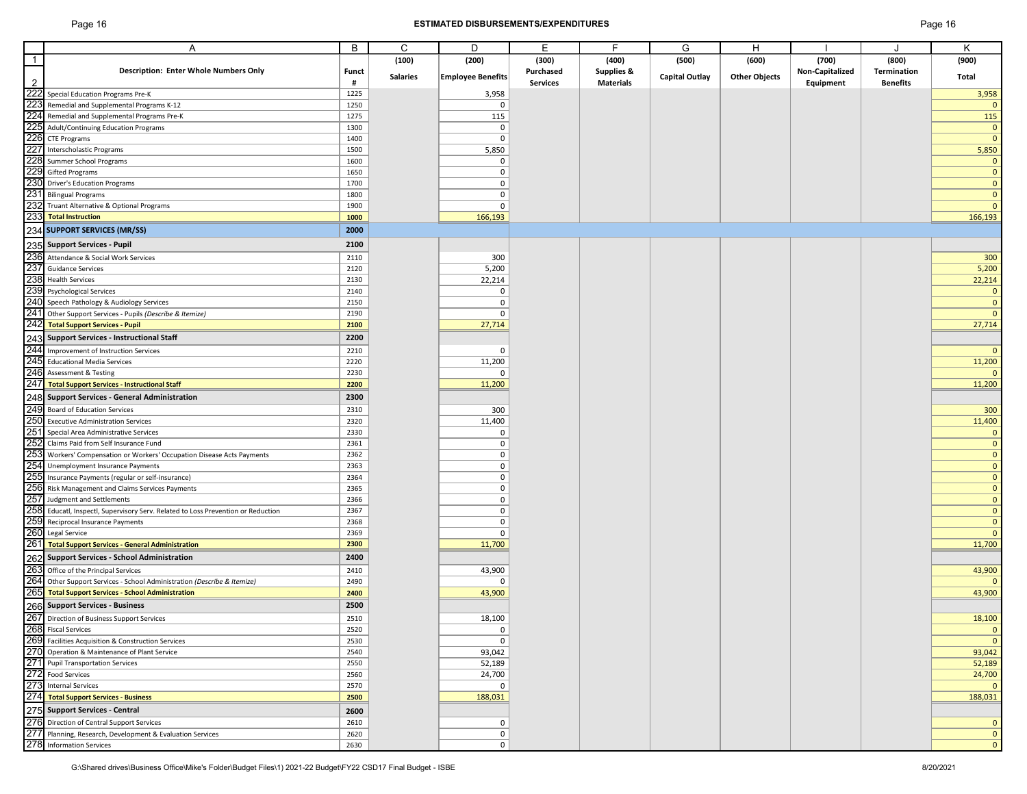## ESTIMATED DISBURSEMENTS/EXPENDITURES

| | A | B | C | D | E | F | G | H | I | J | K |
|---|---|---|---|---|---|---|---|---|---|---|---|
| 1 | | | (100) | (200) | (300) | (400) | (500) | (600) | (700) | (800) | (900) |
| 2 | **Description: Enter Whole Numbers Only** | **Funct #** | **Salaries** | **Employee Benefits** | **Purchased Services** | **Supplies & Materials** | **Capital Outlay** | **Other Objects** | **Non-Capitalized Equipment** | **Termination Benefits** | **Total** |
| 222 | Special Education Programs Pre-K | 1225 | | 3,958 | | | | | | | 3,958 |
| 223 | Remedial and Supplemental Programs K-12 | 1250 | | 0 | | | | | | | 0 |
| 224 | Remedial and Supplemental Programs Pre-K | 1275 | | 115 | | | | | | | 115 |
| 225 | Adult/Continuing Education Programs | 1300 | | 0 | | | | | | | 0 |
| 226 | CTE Programs | 1400 | | 0 | | | | | | | 0 |
| 227 | Interscholastic Programs | 1500 | | 5,850 | | | | | | | 5,850 |
| 228 | Summer School Programs | 1600 | | 0 | | | | | | | 0 |
| 229 | Gifted Programs | 1650 | | 0 | | | | | | | 0 |
| 230 | Driver's Education Programs | 1700 | | 0 | | | | | | | 0 |
| 231 | Bilingual Programs | 1800 | | 0 | | | | | | | 0 |
| 232 | Truant Alternative & Optional Programs | 1900 | | 0 | | | | | | | 0 |
| 233 | **Total Instruction** | **1000** | | 166,193 | | | | | | | 166,193 |
| 234 | **SUPPORT SERVICES (MR/SS)** | **2000** | | | | | | | | | |
| 235 | **Support Services - Pupil** | **2100** | | | | | | | | | |
| 236 | Attendance & Social Work Services | 2110 | | 300 | | | | | | | 300 |
| 237 | Guidance Services | 2120 | | 5,200 | | | | | | | 5,200 |
| 238 | Health Services | 2130 | | 22,214 | | | | | | | 22,214 |
| 239 | Psychological Services | 2140 | | 0 | | | | | | | 0 |
| 240 | Speech Pathology & Audiology Services | 2150 | | 0 | | | | | | | 0 |
| 241 | Other Support Services - Pupils *(Describe & Itemize)* | 2190 | | 0 | | | | | | | 0 |
| 242 | **Total Support Services - Pupil** | **2100** | | 27,714 | | | | | | | 27,714 |
| 243 | **Support Services - Instructional Staff** | **2200** | | | | | | | | | |
| 244 | Improvement of Instruction Services | 2210 | | 0 | | | | | | | 0 |
| 245 | Educational Media Services | 2220 | | 11,200 | | | | | | | 11,200 |
| 246 | Assessment & Testing | 2230 | | 0 | | | | | | | 0 |
| 247 | **Total Support Services - Instructional Staff** | **2200** | | 11,200 | | | | | | | 11,200 |
| 248 | **Support Services - General Administration** | **2300** | | | | | | | | | |
| 249 | Board of Education Services | 2310 | | 300 | | | | | | | 300 |
| 250 | Executive Administration Services | 2320 | | 11,400 | | | | | | | 11,400 |
| 251 | Special Area Administrative Services | 2330 | | 0 | | | | | | | 0 |
| 252 | Claims Paid from Self Insurance Fund | 2361 | | 0 | | | | | | | 0 |
| 253 | Workers' Compensation or Workers' Occupation Disease Acts Payments | 2362 | | 0 | | | | | | | 0 |
| 254 | Unemployment Insurance Payments | 2363 | | 0 | | | | | | | 0 |
| 255 | Insurance Payments (regular or self-insurance) | 2364 | | 0 | | | | | | | 0 |
| 256 | Risk Management and Claims Services Payments | 2365 | | 0 | | | | | | | 0 |
| 257 | Judgment and Settlements | 2366 | | 0 | | | | | | | 0 |
| 258 | Educatl, Inspectl, Supervisory Serv. Related to Loss Prevention or Reduction | 2367 | | 0 | | | | | | | 0 |
| 259 | Reciprocal Insurance Payments | 2368 | | 0 | | | | | | | 0 |
| 260 | Legal Service | 2369 | | 0 | | | | | | | 0 |
| 261 | **Total Support Services - General Administration** | **2300** | | 11,700 | | | | | | | 11,700 |
| 262 | **Support Services - School Administration** | **2400** | | | | | | | | | |
| 263 | Office of the Principal Services | 2410 | | 43,900 | | | | | | | 43,900 |
| 264 | Other Support Services - School Administration *(Describe & Itemize)* | 2490 | | 0 | | | | | | | 0 |
| 265 | **Total Support Services - School Administration** | **2400** | | 43,900 | | | | | | | 43,900 |
| 266 | **Support Services - Business** | **2500** | | | | | | | | | |
| 267 | Direction of Business Support Services | 2510 | | 18,100 | | | | | | | 18,100 |
| 268 | Fiscal Services | 2520 | | 0 | | | | | | | 0 |
| 269 | Facilities Acquisition & Construction Services | 2530 | | 0 | | | | | | | 0 |
| 270 | Operation & Maintenance of Plant Service | 2540 | | 93,042 | | | | | | | 93,042 |
| 271 | Pupil Transportation Services | 2550 | | 52,189 | | | | | | | 52,189 |
| 272 | Food Services | 2560 | | 24,700 | | | | | | | 24,700 |
| 273 | Internal Services | 2570 | | 0 | | | | | | | 0 |
| 274 | **Total Support Services - Business** | **2500** | | 188,031 | | | | | | | 188,031 |
| 275 | **Support Services - Central** | **2600** | | | | | | | | | |
| 276 | Direction of Central Support Services | 2610 | | 0 | | | | | | | 0 |
| 277 | Planning, Research, Development & Evaluation Services | 2620 | | 0 | | | | | | | 0 |
| 278 | Information Services | 2630 | | 0 | | | | | | | 0 |

G:\Shared drives\Business Office\Mike's Folder\Budget Files\1) 2021-22 Budget\FY22 CSD17 Final Budget - ISBE 8/20/2021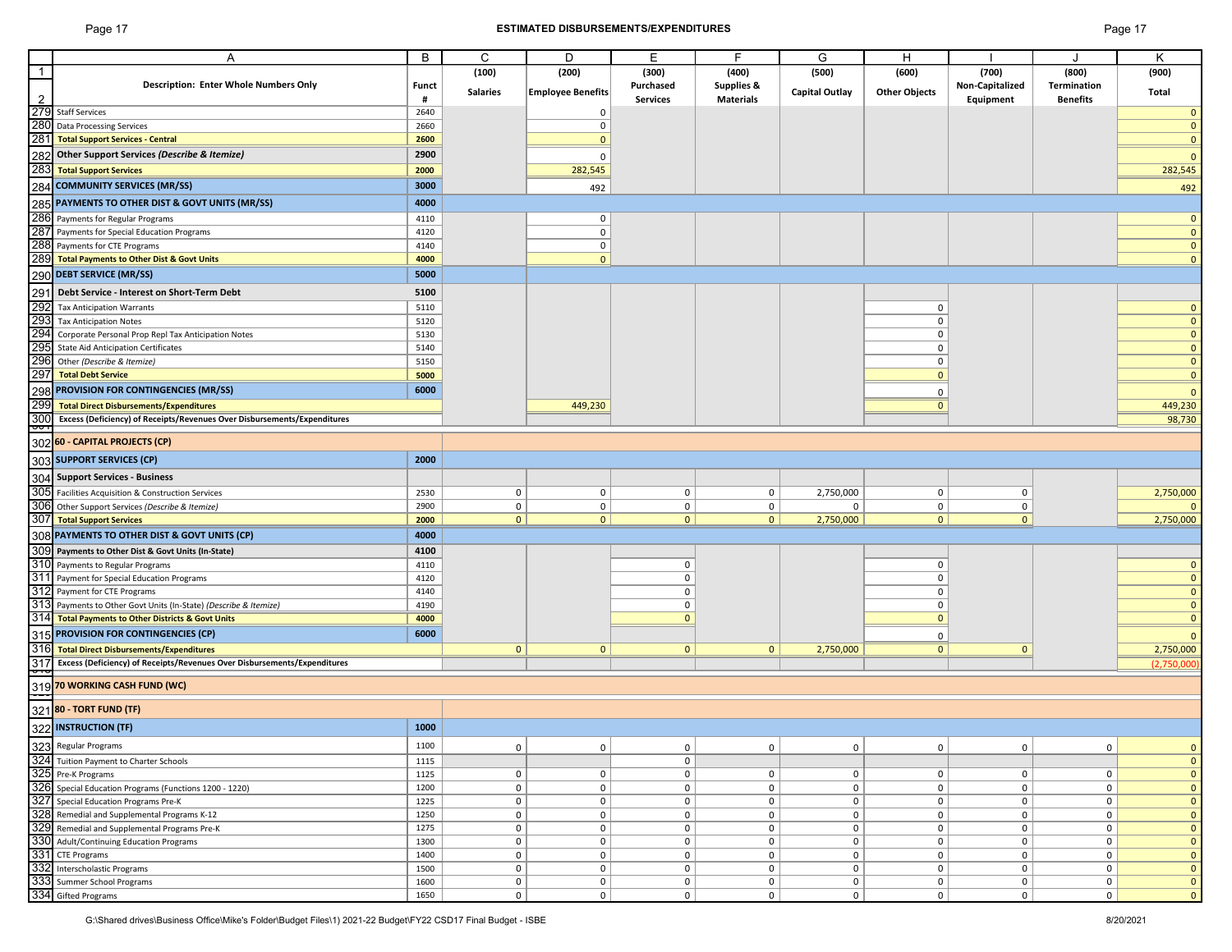# ESTIMATED DISBURSEMENTS/EXPENDITURES

| | A | B | C | D | E | F | G | H | I | J | K |
|---|---|---|---|---|---|---|---|---|---|---|---|
| 1 | | | (100) | (200) | (300) | (400) | (500) | (600) | (700) | (800) | (900) |
| 2 | **Description: Enter Whole Numbers Only** | **Funct #** | **Salaries** | **Employee Benefits** | **Purchased Services** | **Supplies & Materials** | **Capital Outlay** | **Other Objects** | **Non-Capitalized Equipment** | **Termination Benefits** | **Total** |
| 279 | Staff Services | 2640 | | 0 | | | | | | | 0 |
| 280 | Data Processing Services | 2660 | | 0 | | | | | | | 0 |
| 281 | **Total Support Services - Central** | **2600** | | 0 | | | | | | | 0 |
| 282 | **Other Support Services *(Describe & Itemize)*** | **2900** | | 0 | | | | | | | 0 |
| 283 | **Total Support Services** | **2000** | | 282,545 | | | | | | | 282,545 |
| 284 | **COMMUNITY SERVICES (MR/SS)** | **3000** | | 492 | | | | | | | 492 |
| 285 | **PAYMENTS TO OTHER DIST & GOVT UNITS (MR/SS)** | **4000** | | | | | | | | | |
| 286 | Payments for Regular Programs | 4110 | | 0 | | | | | | | 0 |
| 287 | Payments for Special Education Programs | 4120 | | 0 | | | | | | | 0 |
| 288 | Payments for CTE Programs | 4140 | | 0 | | | | | | | 0 |
| 289 | **Total Payments to Other Dist & Govt Units** | **4000** | | 0 | | | | | | | 0 |
| 290 | **DEBT SERVICE (MR/SS)** | **5000** | | | | | | | | | |
| 291 | **Debt Service - Interest on Short-Term Debt** | **5100** | | | | | | | | | |
| 292 | Tax Anticipation Warrants | 5110 | | | | | | 0 | | | 0 |
| 293 | Tax Anticipation Notes | 5120 | | | | | | 0 | | | 0 |
| 294 | Corporate Personal Prop Repl Tax Anticipation Notes | 5130 | | | | | | 0 | | | 0 |
| 295 | State Aid Anticipation Certificates | 5140 | | | | | | 0 | | | 0 |
| 296 | Other *(Describe & Itemize)* | 5150 | | | | | | 0 | | | 0 |
| 297 | **Total Debt Service** | **5000** | | | | | | 0 | | | 0 |
| 298 | **PROVISION FOR CONTINGENCIES (MR/SS)** | **6000** | | | | | | 0 | | | 0 |
| 299 | **Total Direct Disbursements/Expenditures** | | | 449,230 | | | | 0 | | | 449,230 |
| 300 | **Excess (Deficiency) of Receipts/Revenues Over Disbursements/Expenditures** | | | | | | | | | | 98,730 |
| 302 | **60 - CAPITAL PROJECTS (CP)** | | | | | | | | | | |
| 303 | **SUPPORT SERVICES (CP)** | **2000** | | | | | | | | | |
| 304 | **Support Services - Business** | | | | | | | | | | |
| 305 | Facilities Acquisition & Construction Services | 2530 | 0 | 0 | 0 | 0 | 2,750,000 | 0 | 0 | | 2,750,000 |
| 306 | Other Support Services *(Describe & Itemize)* | 2900 | 0 | 0 | 0 | 0 | 0 | 0 | 0 | | 0 |
| 307 | **Total Support Services** | **2000** | 0 | 0 | 0 | 0 | 2,750,000 | 0 | 0 | | 2,750,000 |
| 308 | **PAYMENTS TO OTHER DIST & GOVT UNITS (CP)** | **4000** | | | | | | | | | |
| 309 | **Payments to Other Dist & Govt Units (In-State)** | **4100** | | | | | | | | | |
| 310 | Payments to Regular Programs | 4110 | | | 0 | | | 0 | | | 0 |
| 311 | Payment for Special Education Programs | 4120 | | | 0 | | | 0 | | | 0 |
| 312 | Payment for CTE Programs | 4140 | | | 0 | | | 0 | | | 0 |
| 313 | Payments to Other Govt Units (In-State) *(Describe & Itemize)* | 4190 | | | 0 | | | 0 | | | 0 |
| 314 | **Total Payments to Other Districts & Govt Units** | **4000** | | | 0 | | | 0 | | | 0 |
| 315 | **PROVISION FOR CONTINGENCIES (CP)** | **6000** | | | | | | 0 | | | 0 |
| 316 | **Total Direct Disbursements/Expenditures** | | 0 | 0 | 0 | 0 | 2,750,000 | 0 | 0 | | 2,750,000 |
| 317 | **Excess (Deficiency) of Receipts/Revenues Over Disbursements/Expenditures** | | | | | | | | | | (2,750,000) |
| 319 | **70 WORKING CASH FUND (WC)** | | | | | | | | | | |
| 321 | **80 - TORT FUND (TF)** | | | | | | | | | | |
| 322 | **INSTRUCTION (TF)** | **1000** | | | | | | | | | |
| 323 | Regular Programs | 1100 | 0 | 0 | 0 | 0 | 0 | 0 | 0 | 0 | 0 |
| 324 | Tuition Payment to Charter Schools | 1115 | | | 0 | | | | | | 0 |
| 325 | Pre-K Programs | 1125 | 0 | 0 | 0 | 0 | 0 | 0 | 0 | 0 | 0 |
| 326 | Special Education Programs (Functions 1200 - 1220) | 1200 | 0 | 0 | 0 | 0 | 0 | 0 | 0 | 0 | 0 |
| 327 | Special Education Programs Pre-K | 1225 | 0 | 0 | 0 | 0 | 0 | 0 | 0 | 0 | 0 |
| 328 | Remedial and Supplemental Programs K-12 | 1250 | 0 | 0 | 0 | 0 | 0 | 0 | 0 | 0 | 0 |
| 329 | Remedial and Supplemental Programs Pre-K | 1275 | 0 | 0 | 0 | 0 | 0 | 0 | 0 | 0 | 0 |
| 330 | Adult/Continuing Education Programs | 1300 | 0 | 0 | 0 | 0 | 0 | 0 | 0 | 0 | 0 |
| 331 | CTE Programs | 1400 | 0 | 0 | 0 | 0 | 0 | 0 | 0 | 0 | 0 |
| 332 | Interscholastic Programs | 1500 | 0 | 0 | 0 | 0 | 0 | 0 | 0 | 0 | 0 |
| 333 | Summer School Programs | 1600 | 0 | 0 | 0 | 0 | 0 | 0 | 0 | 0 | 0 |
| 334 | Gifted Programs | 1650 | 0 | 0 | 0 | 0 | 0 | 0 | 0 | 0 | 0 |

G:\Shared drives\Business Office\Mike's Folder\Budget Files\1) 2021-22 Budget\FY22 CSD17 Final Budget - ISBE 8/20/2021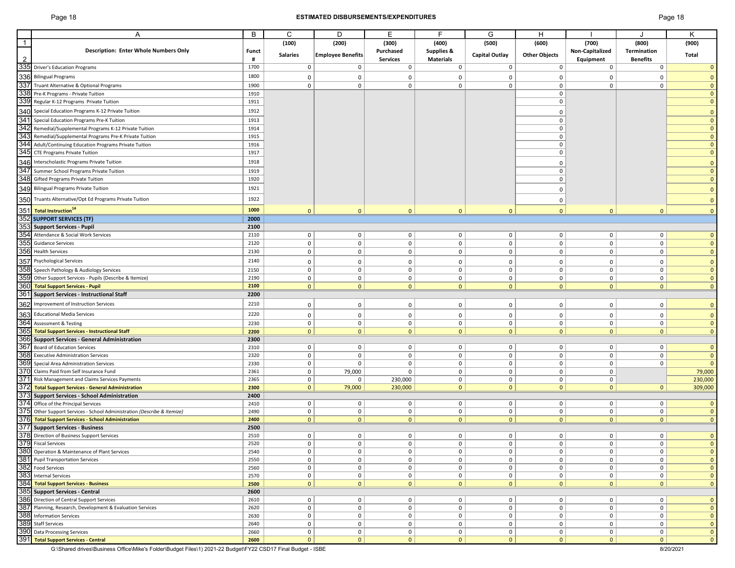## ESTIMATED DISBURSEMENTS/EXPENDITURES

| | A | B | C | D | E | F | G | H | I | J | K |
|---|---|---|---|---|---|---|---|---|---|---|---|
| 1 | Description: Enter Whole Numbers Only | Funct # | (100) Salaries | (200) Employee Benefits | (300) Purchased Services | (400) Supplies & Materials | (500) Capital Outlay | (600) Other Objects | (700) Non-Capitalized Equipment | (800) Termination Benefits | (900) Total |
| 335 | Driver's Education Programs | 1700 | 0 | 0 | 0 | 0 | 0 | 0 | 0 | 0 | 0 |
| 336 | Bilingual Programs | 1800 | 0 | 0 | 0 | 0 | 0 | 0 | 0 | 0 | 0 |
| 337 | Truant Alternative & Optional Programs | 1900 | 0 | 0 | 0 | 0 | 0 | 0 | 0 | 0 | 0 |
| 338 | Pre-K Programs - Private Tuition | 1910 | | | | | | 0 | | | 0 |
| 339 | Regular K-12 Programs Private Tuition | 1911 | | | | | | 0 | | | 0 |
| 340 | Special Education Programs K-12 Private Tuition | 1912 | | | | | | 0 | | | 0 |
| 341 | Special Education Programs Pre-K Tuition | 1913 | | | | | | 0 | | | 0 |
| 342 | Remedial/Supplemental Programs K-12 Private Tuition | 1914 | | | | | | 0 | | | 0 |
| 343 | Remedial/Supplemental Programs Pre-K Private Tuition | 1915 | | | | | | 0 | | | 0 |
| 344 | Adult/Continuing Education Programs Private Tuition | 1916 | | | | | | 0 | | | 0 |
| 345 | CTE Programs Private Tuition | 1917 | | | | | | 0 | | | 0 |
| 346 | Interscholastic Programs Private Tuition | 1918 | | | | | | 0 | | | 0 |
| 347 | Summer School Programs Private Tuition | 1919 | | | | | | 0 | | | 0 |
| 348 | Gifted Programs Private Tuition | 1920 | | | | | | 0 | | | 0 |
| 349 | Bilingual Programs Private Tuition | 1921 | | | | | | 0 | | | 0 |
| 350 | Truants Alternative/Opt Ed Programs Private Tuition | 1922 | | | | | | 0 | | | 0 |
| 351 | **Total Instruction[14]** | **1000** | 0 | 0 | 0 | 0 | 0 | 0 | 0 | 0 | 0 |
| 352 | **SUPPORT SERVICES (TF)** | **2000** | | | | | | | | | |
| 353 | **Support Services - Pupil** | **2100** | | | | | | | | | |
| 354 | Attendance & Social Work Services | 2110 | 0 | 0 | 0 | 0 | 0 | 0 | 0 | 0 | 0 |
| 355 | Guidance Services | 2120 | 0 | 0 | 0 | 0 | 0 | 0 | 0 | 0 | 0 |
| 356 | Health Services | 2130 | 0 | 0 | 0 | 0 | 0 | 0 | 0 | 0 | 0 |
| 357 | Psychological Services | 2140 | 0 | 0 | 0 | 0 | 0 | 0 | 0 | 0 | 0 |
| 358 | Speech Pathology & Audiology Services | 2150 | 0 | 0 | 0 | 0 | 0 | 0 | 0 | 0 | 0 |
| 359 | Other Support Services - Pupils (Describe & Itemize) | 2190 | 0 | 0 | 0 | 0 | 0 | 0 | 0 | 0 | 0 |
| 360 | **Total Support Services - Pupil** | **2100** | 0 | 0 | 0 | 0 | 0 | 0 | 0 | 0 | 0 |
| 361 | **Support Services - Instructional Staff** | **2200** | | | | | | | | | |
| 362 | Improvement of Instruction Services | 2210 | 0 | 0 | 0 | 0 | 0 | 0 | 0 | 0 | 0 |
| 363 | Educational Media Services | 2220 | 0 | 0 | 0 | 0 | 0 | 0 | 0 | 0 | 0 |
| 364 | Assessment & Testing | 2230 | 0 | 0 | 0 | 0 | 0 | 0 | 0 | 0 | 0 |
| 365 | **Total Support Services - Instructional Staff** | **2200** | 0 | 0 | 0 | 0 | 0 | 0 | 0 | 0 | 0 |
| 366 | **Support Services - General Administration** | **2300** | | | | | | | | | |
| 367 | Board of Education Services | 2310 | 0 | 0 | 0 | 0 | 0 | 0 | 0 | 0 | 0 |
| 368 | Executive Administration Services | 2320 | 0 | 0 | 0 | 0 | 0 | 0 | 0 | 0 | 0 |
| 369 | Special Area Administration Services | 2330 | 0 | 0 | 0 | 0 | 0 | 0 | 0 | 0 | 0 |
| 370 | Claims Paid from Self Insurance Fund | 2361 | 0 | 79,000 | 0 | 0 | 0 | 0 | 0 | | 79,000 |
| 371 | Risk Management and Claims Services Payments | 2365 | 0 | 0 | 230,000 | 0 | 0 | 0 | 0 | | 230,000 |
| 372 | **Total Support Services - General Administration** | **2300** | 0 | 79,000 | 230,000 | 0 | 0 | 0 | 0 | 0 | 309,000 |
| 373 | **Support Services - School Administration** | **2400** | | | | | | | | | |
| 374 | Office of the Principal Services | 2410 | 0 | 0 | 0 | 0 | 0 | 0 | 0 | 0 | 0 |
| 375 | Other Support Services - School Administration *(Describe & Itemize)* | 2490 | 0 | 0 | 0 | 0 | 0 | 0 | 0 | 0 | 0 |
| 376 | **Total Support Services - School Administration** | **2400** | 0 | 0 | 0 | 0 | 0 | 0 | 0 | 0 | 0 |
| 377 | **Support Services - Business** | **2500** | | | | | | | | | |
| 378 | Direction of Business Support Services | 2510 | 0 | 0 | 0 | 0 | 0 | 0 | 0 | 0 | 0 |
| 379 | Fiscal Services | 2520 | 0 | 0 | 0 | 0 | 0 | 0 | 0 | 0 | 0 |
| 380 | Operation & Maintenance of Plant Services | 2540 | 0 | 0 | 0 | 0 | 0 | 0 | 0 | 0 | 0 |
| 381 | Pupil Transportation Services | 2550 | 0 | 0 | 0 | 0 | 0 | 0 | 0 | 0 | 0 |
| 382 | Food Services | 2560 | 0 | 0 | 0 | 0 | 0 | 0 | 0 | 0 | 0 |
| 383 | Internal Services | 2570 | 0 | 0 | 0 | 0 | 0 | 0 | 0 | 0 | 0 |
| 384 | **Total Support Services - Business** | **2500** | 0 | 0 | 0 | 0 | 0 | 0 | 0 | 0 | 0 |
| 385 | **Support Services - Central** | **2600** | | | | | | | | | |
| 386 | Direction of Central Support Services | 2610 | 0 | 0 | 0 | 0 | 0 | 0 | 0 | 0 | 0 |
| 387 | Planning, Research, Development & Evaluation Services | 2620 | 0 | 0 | 0 | 0 | 0 | 0 | 0 | 0 | 0 |
| 388 | Information Services | 2630 | 0 | 0 | 0 | 0 | 0 | 0 | 0 | 0 | 0 |
| 389 | Staff Services | 2640 | 0 | 0 | 0 | 0 | 0 | 0 | 0 | 0 | 0 |
| 390 | Data Processing Services | 2660 | 0 | 0 | 0 | 0 | 0 | 0 | 0 | 0 | 0 |
| 391 | **Total Support Services - Central** | **2600** | 0 | 0 | 0 | 0 | 0 | 0 | 0 | 0 | 0 |

G:\Shared drives\Business Office\Mike's Folder\Budget Files\1) 2021-22 Budget\FY22 CSD17 Final Budget - ISBE 8/20/2021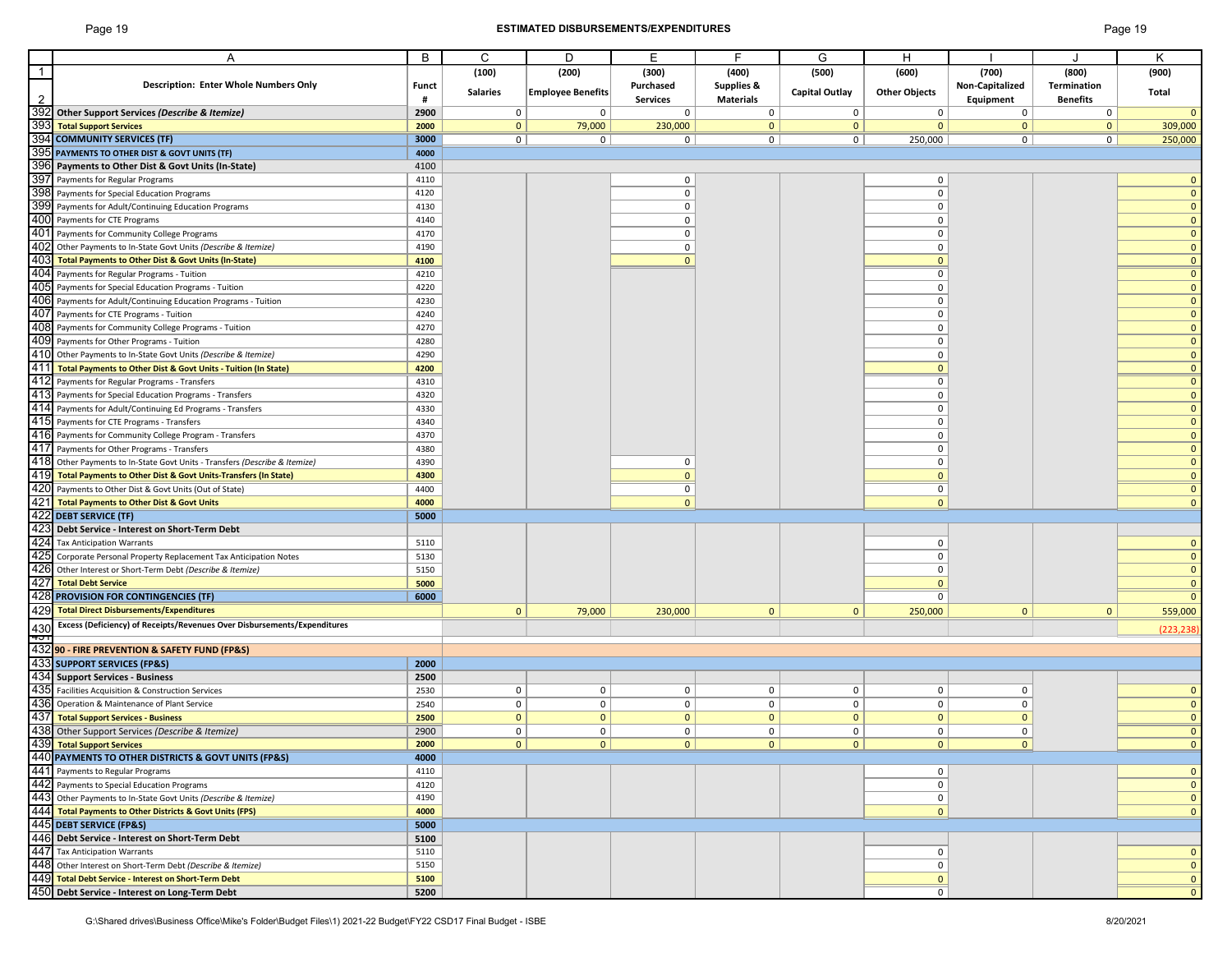## ESTIMATED DISBURSEMENTS/EXPENDITURES

| | A | B | C | D | E | F | G | H | I | J | K |
|---|---|---|---|---|---|---|---|---|---|---|---|
| 1 | **Description: Enter Whole Numbers Only** | **Funct #** | **(100) Salaries** | **(200) Employee Benefits** | **(300) Purchased Services** | **(400) Supplies & Materials** | **(500) Capital Outlay** | **(600) Other Objects** | **(700) Non-Capitalized Equipment** | **(800) Termination Benefits** | **(900) Total** |
| 392 | **Other Support Services** *(Describe & Itemize)* | 2900 | 0 | 0 | 0 | 0 | 0 | 0 | 0 | 0 | 0 |
| 393 | **Total Support Services** | 2000 | 0 | 79,000 | 230,000 | 0 | 0 | 0 | 0 | 0 | 309,000 |
| 394 | **COMMUNITY SERVICES (TF)** | 3000 | 0 | 0 | 0 | 0 | 0 | 250,000 | 0 | 0 | 250,000 |
| 395 | **PAYMENTS TO OTHER DIST & GOVT UNITS (TF)** | 4000 | | | | | | | | | |
| 396 | **Payments to Other Dist & Govt Units (In-State)** | 4100 | | | | | | | | | |
| 397 | Payments for Regular Programs | 4110 | | | 0 | | | 0 | | | 0 |
| 398 | Payments for Special Education Programs | 4120 | | | 0 | | | 0 | | | 0 |
| 399 | Payments for Adult/Continuing Education Programs | 4130 | | | 0 | | | 0 | | | 0 |
| 400 | Payments for CTE Programs | 4140 | | | 0 | | | 0 | | | 0 |
| 401 | Payments for Community College Programs | 4170 | | | 0 | | | 0 | | | 0 |
| 402 | Other Payments to In-State Govt Units *(Describe & Itemize)* | 4190 | | | 0 | | | 0 | | | 0 |
| 403 | **Total Payments to Other Dist & Govt Units (In-State)** | 4100 | | | 0 | | | 0 | | | 0 |
| 404 | Payments for Regular Programs - Tuition | 4210 | | | | | | 0 | | | 0 |
| 405 | Payments for Special Education Programs - Tuition | 4220 | | | | | | 0 | | | 0 |
| 406 | Payments for Adult/Continuing Education Programs - Tuition | 4230 | | | | | | 0 | | | 0 |
| 407 | Payments for CTE Programs - Tuition | 4240 | | | | | | 0 | | | 0 |
| 408 | Payments for Community College Programs - Tuition | 4270 | | | | | | 0 | | | 0 |
| 409 | Payments for Other Programs - Tuition | 4280 | | | | | | 0 | | | 0 |
| 410 | Other Payments to In-State Govt Units *(Describe & Itemize)* | 4290 | | | | | | 0 | | | 0 |
| 411 | **Total Payments to Other Dist & Govt Units - Tuition (In State)** | 4200 | | | | | | 0 | | | 0 |
| 412 | Payments for Regular Programs - Transfers | 4310 | | | | | | 0 | | | 0 |
| 413 | Payments for Special Education Programs - Transfers | 4320 | | | | | | 0 | | | 0 |
| 414 | Payments for Adult/Continuing Ed Programs - Transfers | 4330 | | | | | | 0 | | | 0 |
| 415 | Payments for CTE Programs - Transfers | 4340 | | | | | | 0 | | | 0 |
| 416 | Payments for Community College Program - Transfers | 4370 | | | | | | 0 | | | 0 |
| 417 | Payments for Other Programs - Transfers | 4380 | | | | | | 0 | | | 0 |
| 418 | Other Payments to In-State Govt Units - Transfers *(Describe & Itemize)* | 4390 | | | 0 | | | 0 | | | 0 |
| 419 | **Total Payments to Other Dist & Govt Units-Transfers (In State)** | 4300 | | | 0 | | | 0 | | | 0 |
| 420 | Payments to Other Dist & Govt Units (Out of State) | 4400 | | | 0 | | | 0 | | | 0 |
| 421 | **Total Payments to Other Dist & Govt Units** | 4000 | | | 0 | | | 0 | | | 0 |
| 422 | **DEBT SERVICE (TF)** | 5000 | | | | | | | | | |
| 423 | **Debt Service - Interest on Short-Term Debt** | | | | | | | | | | |
| 424 | Tax Anticipation Warrants | 5110 | | | | | | 0 | | | 0 |
| 425 | Corporate Personal Property Replacement Tax Anticipation Notes | 5130 | | | | | | 0 | | | 0 |
| 426 | Other Interest or Short-Term Debt *(Describe & Itemize)* | 5150 | | | | | | 0 | | | 0 |
| 427 | **Total Debt Service** | 5000 | | | | | | 0 | | | 0 |
| 428 | **PROVISION FOR CONTINGENCIES (TF)** | 6000 | | | | | | 0 | | | 0 |
| 429 | **Total Direct Disbursements/Expenditures** | | 0 | 79,000 | 230,000 | 0 | 0 | 250,000 | 0 | 0 | 559,000 |
| 430 | **Excess (Deficiency) of Receipts/Revenues Over Disbursements/Expenditures** | | | | | | | | | | (223,238) |
| 432 | **90 - FIRE PREVENTION & SAFETY FUND (FP&S)** | | | | | | | | | | |
| 433 | **SUPPORT SERVICES (FP&S)** | 2000 | | | | | | | | | |
| 434 | **Support Services - Business** | 2500 | | | | | | | | | |
| 435 | Facilities Acquisition & Construction Services | 2530 | 0 | 0 | 0 | 0 | 0 | 0 | 0 | | 0 |
| 436 | Operation & Maintenance of Plant Service | 2540 | 0 | 0 | 0 | 0 | 0 | 0 | 0 | | 0 |
| 437 | **Total Support Services - Business** | 2500 | 0 | 0 | 0 | 0 | 0 | 0 | 0 | | 0 |
| 438 | Other Support Services *(Describe & Itemize)* | 2900 | 0 | 0 | 0 | 0 | 0 | 0 | 0 | | 0 |
| 439 | **Total Support Services** | 2000 | 0 | 0 | 0 | 0 | 0 | 0 | 0 | | 0 |
| 440 | **PAYMENTS TO OTHER DISTRICTS & GOVT UNITS (FP&S)** | 4000 | | | | | | | | | |
| 441 | Payments to Regular Programs | 4110 | | | | | | 0 | | | 0 |
| 442 | Payments to Special Education Programs | 4120 | | | | | | 0 | | | 0 |
| 443 | Other Payments to In-State Govt Units *(Describe & Itemize)* | 4190 | | | | | | 0 | | | 0 |
| 444 | **Total Payments to Other Districts & Govt Units (FPS)** | 4000 | | | | | | 0 | | | 0 |
| 445 | **DEBT SERVICE (FP&S)** | 5000 | | | | | | | | | |
| 446 | **Debt Service - Interest on Short-Term Debt** | 5100 | | | | | | | | | |
| 447 | Tax Anticipation Warrants | 5110 | | | | | | 0 | | | 0 |
| 448 | Other Interest on Short-Term Debt *(Describe & Itemize)* | 5150 | | | | | | 0 | | | 0 |
| 449 | **Total Debt Service - Interest on Short-Term Debt** | 5100 | | | | | | 0 | | | 0 |
| 450 | **Debt Service - Interest on Long-Term Debt** | 5200 | | | | | | 0 | | | 0 |

G:\Shared drives\Business Office\Mike's Folder\Budget Files\1) 2021-22 Budget\FY22 CSD17 Final Budget - ISBE 8/20/2021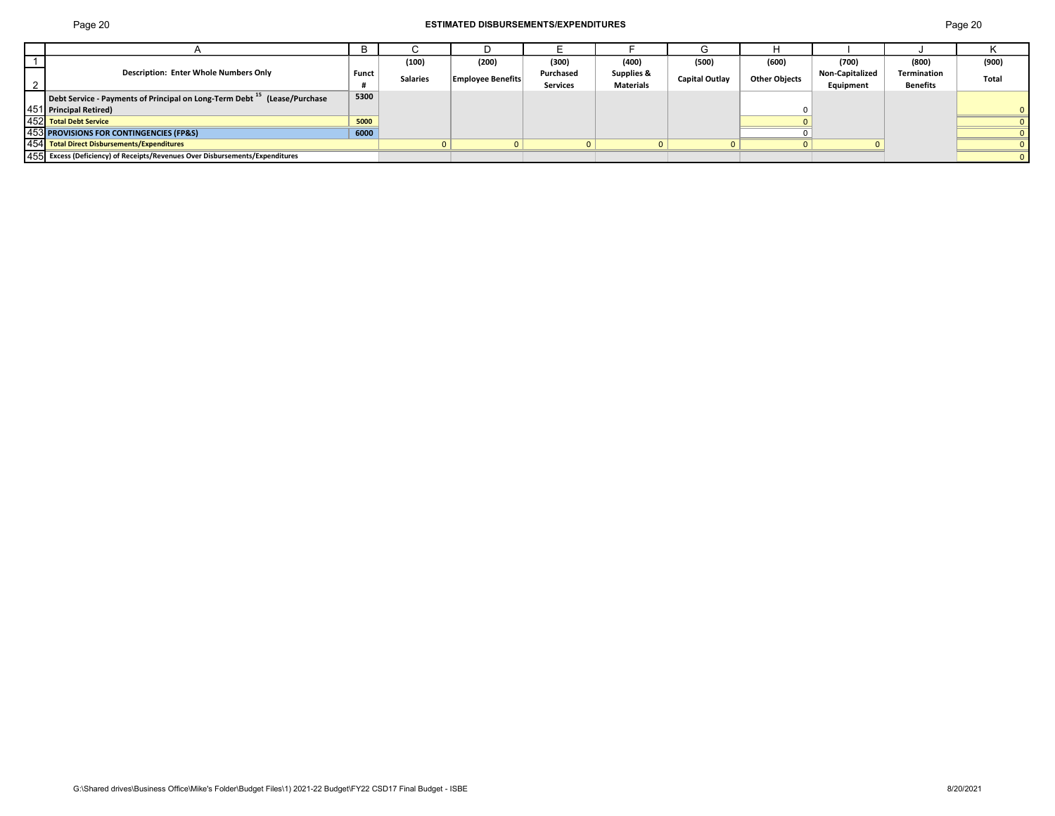## ESTIMATED DISBURSEMENTS/EXPENDITURES

| | A | B | C | D | E | F | G | H | I | J | K |
|---|---|---|---|---|---|---|---|---|---|---|---|
| 1 | | | (100) | (200) | (300) | (400) | (500) | (600) | (700) | (800) | (900) |
| 2 | Description: Enter Whole Numbers Only | Funct # | Salaries | Employee Benefits | Purchased Services | Supplies & Materials | Capital Outlay | Other Objects | Non-Capitalized Equipment | Termination Benefits | Total |
| 451 | Debt Service - Payments of Principal on Long-Term Debt [15] (Lease/Purchase Principal Retired) | 5300 | | | | | | 0 | | | 0 |
| 452 | Total Debt Service | 5000 | | | | | | 0 | | | 0 |
| 453 | PROVISIONS FOR CONTINGENCIES (FP&S) | 6000 | | | | | | 0 | | | 0 |
| 454 | Total Direct Disbursements/Expenditures | | 0 | 0 | 0 | 0 | 0 | 0 | 0 | | 0 |
| 455 | Excess (Deficiency) of Receipts/Revenues Over Disbursements/Expenditures | | | | | | | | | | 0 |

G:\Shared drives\Business Office\Mike's Folder\Budget Files\1) 2021-22 Budget\FY22 CSD17 Final Budget - ISBE

8/20/2021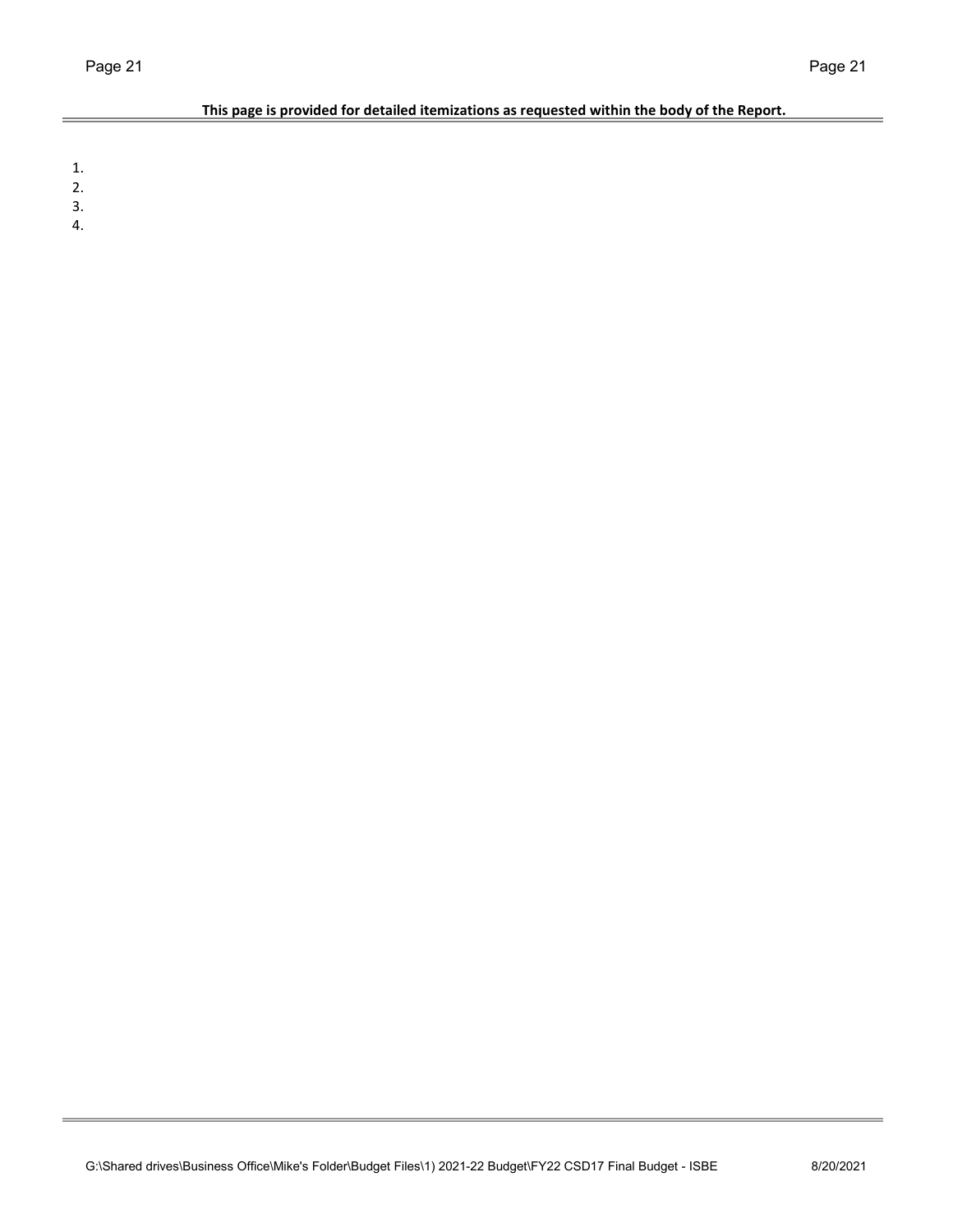**This page is provided for detailed itemizations as requested within the body of the Report.**

1.
2.
3.
4.

G:\Shared drives\Business Office\Mike's Folder\Budget Files\1) 2021-22 Budget\FY22 CSD17 Final Budget - ISBE 8/20/2021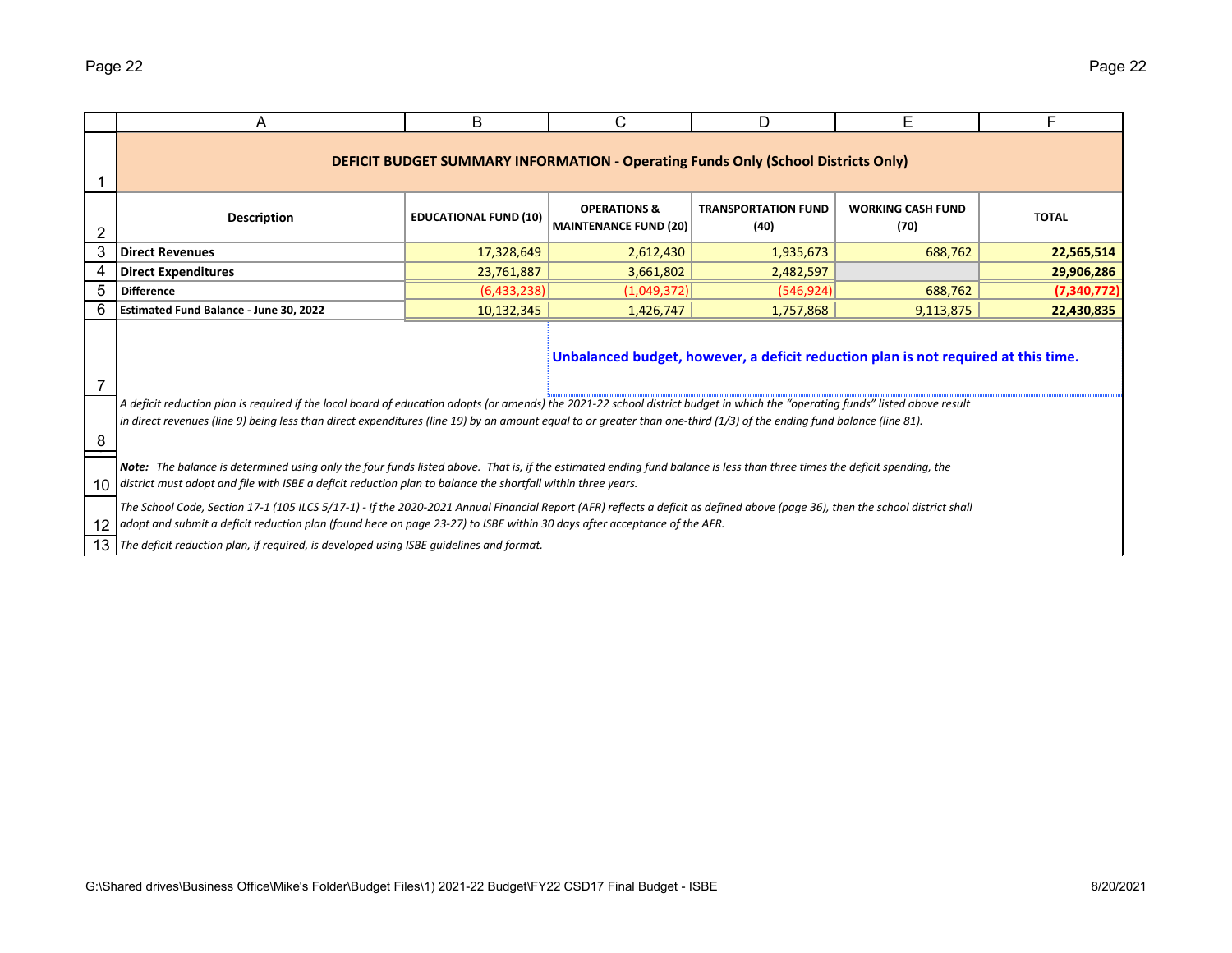## DEFICIT BUDGET SUMMARY INFORMATION - Operating Funds Only (School Districts Only)

| Description | EDUCATIONAL FUND (10) | OPERATIONS & MAINTENANCE FUND (20) | TRANSPORTATION FUND (40) | WORKING CASH FUND (70) | TOTAL |
|---|---|---|---|---|---|
| **Direct Revenues** | 17,328,649 | 2,612,430 | 1,935,673 | 688,762 | **22,565,514** |
| **Direct Expenditures** | 23,761,887 | 3,661,802 | 2,482,597 | | **29,906,286** |
| **Difference** | (6,433,238) | (1,049,372) | (546,924) | 688,762 | **(7,340,772)** |
| **Estimated Fund Balance - June 30, 2022** | 10,132,345 | 1,426,747 | 1,757,868 | 9,113,875 | **22,430,835** |

**Unbalanced budget, however, a deficit reduction plan is not required at this time.**

*A deficit reduction plan is required if the local board of education adopts (or amends) the 2021-22 school district budget in which the "operating funds" listed above result in direct revenues (line 9) being less than direct expenditures (line 19) by an amount equal to or greater than one-third (1/3) of the ending fund balance (line 81).*

***Note:** The balance is determined using only the four funds listed above. That is, if the estimated ending fund balance is less than three times the deficit spending, the district must adopt and file with ISBE a deficit reduction plan to balance the shortfall within three years.*

*The School Code, Section 17-1 (105 ILCS 5/17-1) - If the 2020-2021 Annual Financial Report (AFR) reflects a deficit as defined above (page 36), then the school district shall adopt and submit a deficit reduction plan (found here on page 23-27) to ISBE within 30 days after acceptance of the AFR.*

*The deficit reduction plan, if required, is developed using ISBE guidelines and format.*

G:\Shared drives\Business Office\Mike's Folder\Budget Files\1) 2021-22 Budget\FY22 CSD17 Final Budget - ISBE 8/20/2021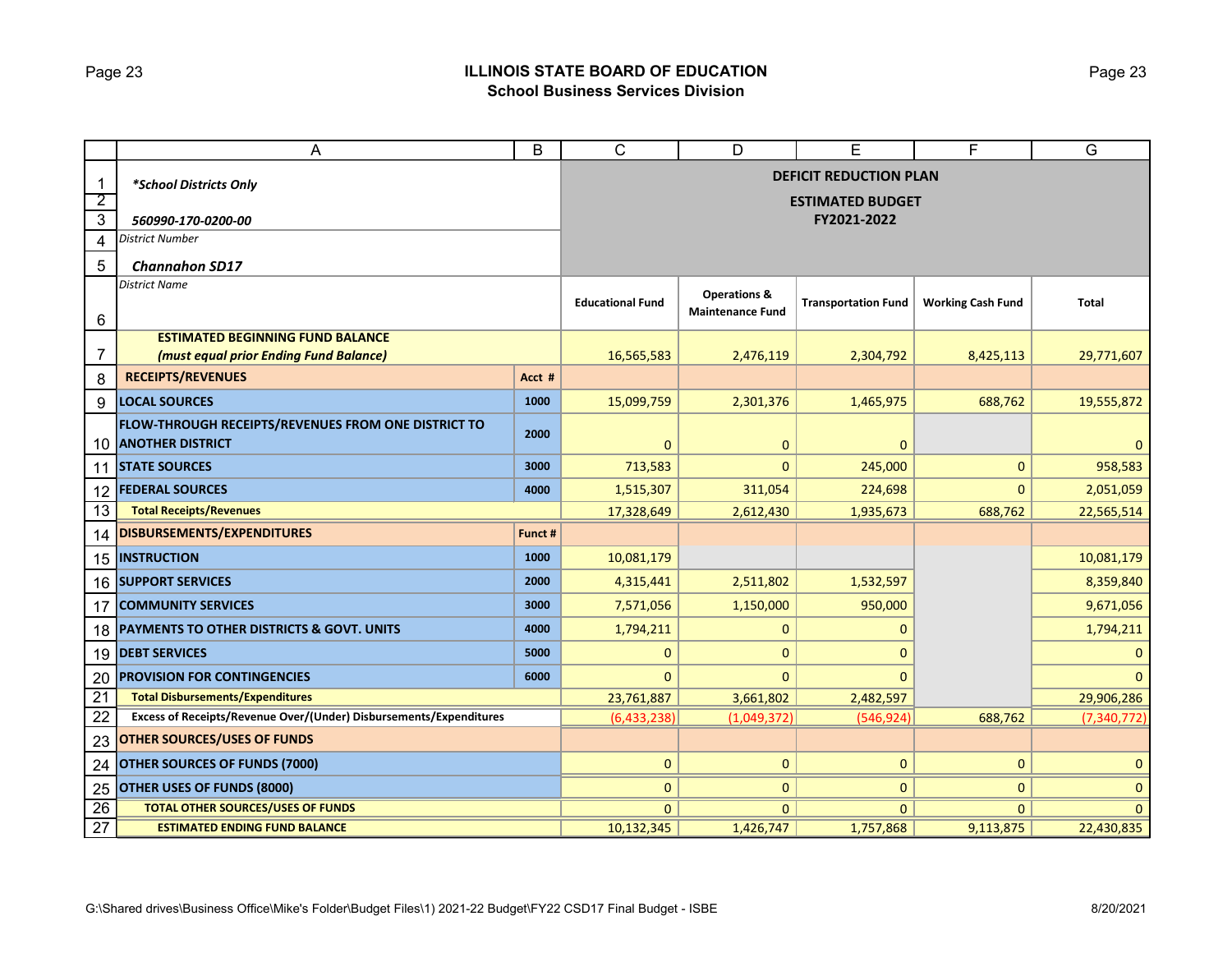# ILLINOIS STATE BOARD OF EDUCATION
## School Business Services Division

| | A | B | C | D | E | F | G |
|---|---|---|---|---|---|---|---|
| 1 | *\*School Districts Only* | | **DEFICIT REDUCTION PLAN** | | | | |
| 2 | | | **ESTIMATED BUDGET** | | | | |
| 3 | ***560990-170-0200-00*** | | **FY2021-2022** | | | | |
| 4 | *District Number* | | | | | | |
| 5 | ***Channahon SD17*** | | | | | | |
| 6 | *District Name* | | **Educational Fund** | **Operations & Maintenance Fund** | **Transportation Fund** | **Working Cash Fund** | **Total** |
| 7 | **ESTIMATED BEGINNING FUND BALANCE** ***(must equal prior Ending Fund Balance)*** | | 16,565,583 | 2,476,119 | 2,304,792 | 8,425,113 | 29,771,607 |
| 8 | **RECEIPTS/REVENUES** | **Acct #** | | | | | |
| 9 | **LOCAL SOURCES** | **1000** | 15,099,759 | 2,301,376 | 1,465,975 | 688,762 | 19,555,872 |
| 10 | **FLOW-THROUGH RECEIPTS/REVENUES FROM ONE DISTRICT TO ANOTHER DISTRICT** | **2000** | 0 | 0 | 0 | | 0 |
| 11 | **STATE SOURCES** | **3000** | 713,583 | 0 | 245,000 | 0 | 958,583 |
| 12 | **FEDERAL SOURCES** | **4000** | 1,515,307 | 311,054 | 224,698 | 0 | 2,051,059 |
| 13 | **Total Receipts/Revenues** | | 17,328,649 | 2,612,430 | 1,935,673 | 688,762 | 22,565,514 |
| 14 | **DISBURSEMENTS/EXPENDITURES** | **Funct #** | | | | | |
| 15 | **INSTRUCTION** | **1000** | 10,081,179 | | | | 10,081,179 |
| 16 | **SUPPORT SERVICES** | **2000** | 4,315,441 | 2,511,802 | 1,532,597 | | 8,359,840 |
| 17 | **COMMUNITY SERVICES** | **3000** | 7,571,056 | 1,150,000 | 950,000 | | 9,671,056 |
| 18 | **PAYMENTS TO OTHER DISTRICTS & GOVT. UNITS** | **4000** | 1,794,211 | 0 | 0 | | 1,794,211 |
| 19 | **DEBT SERVICES** | **5000** | 0 | 0 | 0 | | 0 |
| 20 | **PROVISION FOR CONTINGENCIES** | **6000** | 0 | 0 | 0 | | 0 |
| 21 | **Total Disbursements/Expenditures** | | 23,761,887 | 3,661,802 | 2,482,597 | | 29,906,286 |
| 22 | **Excess of Receipts/Revenue Over/(Under) Disbursements/Expenditures** | | (6,433,238) | (1,049,372) | (546,924) | 688,762 | (7,340,772) |
| 23 | **OTHER SOURCES/USES OF FUNDS** | | | | | | |
| 24 | **OTHER SOURCES OF FUNDS (7000)** | | 0 | 0 | 0 | 0 | 0 |
| 25 | **OTHER USES OF FUNDS (8000)** | | 0 | 0 | 0 | 0 | 0 |
| 26 | **TOTAL OTHER SOURCES/USES OF FUNDS** | | 0 | 0 | 0 | 0 | 0 |
| 27 | **ESTIMATED ENDING FUND BALANCE** | | 10,132,345 | 1,426,747 | 1,757,868 | 9,113,875 | 22,430,835 |

G:\Shared drives\Business Office\Mike's Folder\Budget Files\1) 2021-22 Budget\FY22 CSD17 Final Budget - ISBE    8/20/2021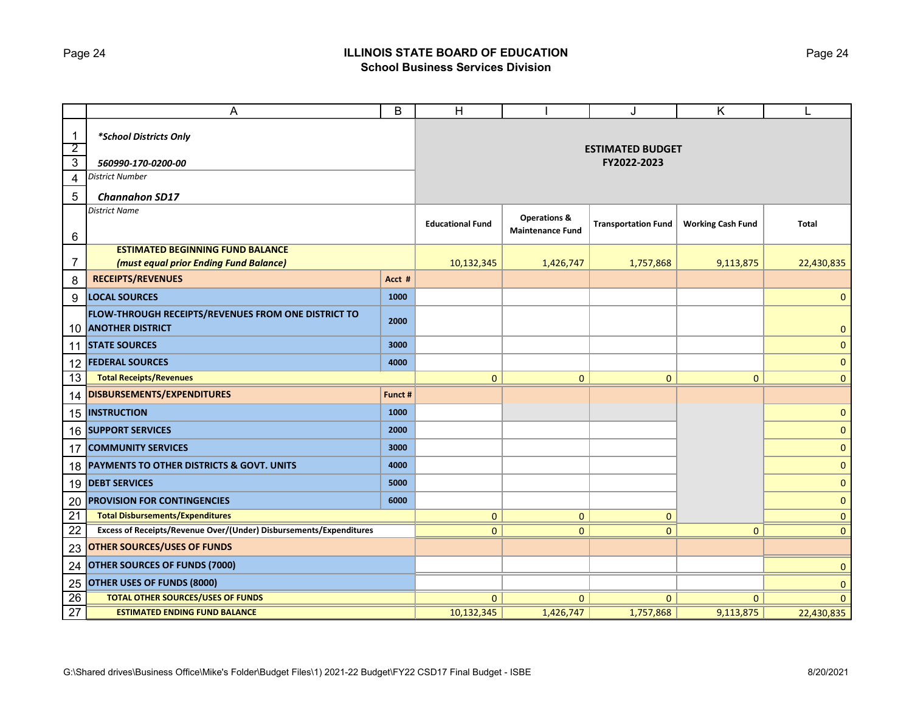## ILLINOIS STATE BOARD OF EDUCATION
### School Business Services Division

*School Districts Only*

**560990-170-0200-00**
*District Number*

**Channahon SD17**
*District Name*

**ESTIMATED BUDGET FY2022-2023**

| | | | Educational Fund | Operations & Maintenance Fund | Transportation Fund | Working Cash Fund | Total |
|---|---|---|---|---|---|---|---|
| 7 | **ESTIMATED BEGINNING FUND BALANCE** *(must equal prior Ending Fund Balance)* | | 10,132,345 | 1,426,747 | 1,757,868 | 9,113,875 | 22,430,835 |
| 8 | **RECEIPTS/REVENUES** | **Acct #** | | | | | |
| 9 | **LOCAL SOURCES** | 1000 | | | | | 0 |
| 10 | **FLOW-THROUGH RECEIPTS/REVENUES FROM ONE DISTRICT TO ANOTHER DISTRICT** | 2000 | | | | | 0 |
| 11 | **STATE SOURCES** | 3000 | | | | | 0 |
| 12 | **FEDERAL SOURCES** | 4000 | | | | | 0 |
| 13 | **Total Receipts/Revenues** | | 0 | 0 | 0 | 0 | 0 |
| 14 | **DISBURSEMENTS/EXPENDITURES** | **Funct #** | | | | | |
| 15 | **INSTRUCTION** | 1000 | | | | | 0 |
| 16 | **SUPPORT SERVICES** | 2000 | | | | | 0 |
| 17 | **COMMUNITY SERVICES** | 3000 | | | | | 0 |
| 18 | **PAYMENTS TO OTHER DISTRICTS & GOVT. UNITS** | 4000 | | | | | 0 |
| 19 | **DEBT SERVICES** | 5000 | | | | | 0 |
| 20 | **PROVISION FOR CONTINGENCIES** | 6000 | | | | | 0 |
| 21 | **Total Disbursements/Expenditures** | | 0 | 0 | 0 | | 0 |
| 22 | **Excess of Receipts/Revenue Over/(Under) Disbursements/Expenditures** | | 0 | 0 | 0 | 0 | 0 |
| 23 | **OTHER SOURCES/USES OF FUNDS** | | | | | | |
| 24 | **OTHER SOURCES OF FUNDS (7000)** | | | | | | 0 |
| 25 | **OTHER USES OF FUNDS (8000)** | | | | | | 0 |
| 26 | **TOTAL OTHER SOURCES/USES OF FUNDS** | | 0 | 0 | 0 | 0 | 0 |
| 27 | **ESTIMATED ENDING FUND BALANCE** | | 10,132,345 | 1,426,747 | 1,757,868 | 9,113,875 | 22,430,835 |

G:\Shared drives\Business Office\Mike's Folder\Budget Files\1) 2021-22 Budget\FY22 CSD17 Final Budget - ISBE

8/20/2021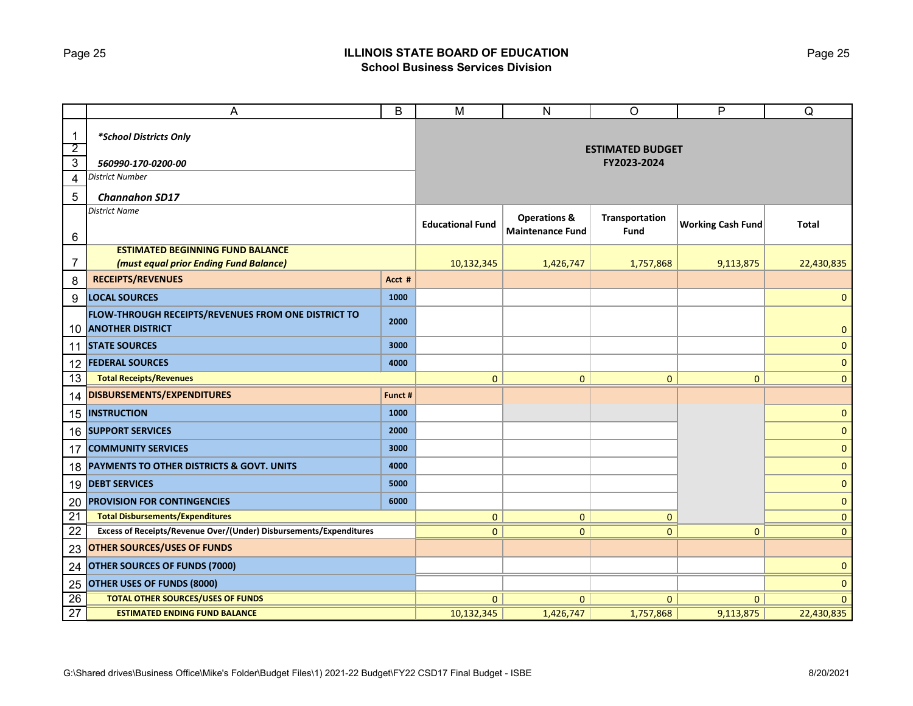## ILLINOIS STATE BOARD OF EDUCATION
### School Business Services Division

| | A | B | M | N | O | P | Q |
|---|---|---|---|---|---|---|---|
| 1 | ***School Districts Only** | | **ESTIMATED BUDGET FY2023-2024** | | | | |
| 2 | | | | | | | |
| 3 | ***560990-170-0200-00*** | | | | | | |
| 4 | *District Number* | | | | | | |
| 5 | ***Channahon SD17*** | | | | | | |
| 6 | *District Name* | | **Educational Fund** | **Operations & Maintenance Fund** | **Transportation Fund** | **Working Cash Fund** | **Total** |
| 7 | **ESTIMATED BEGINNING FUND BALANCE *(must equal prior Ending Fund Balance)*** | | 10,132,345 | 1,426,747 | 1,757,868 | 9,113,875 | 22,430,835 |
| 8 | **RECEIPTS/REVENUES** | **Acct #** | | | | | |
| 9 | **LOCAL SOURCES** | **1000** | | | | | 0 |
| 10 | **FLOW-THROUGH RECEIPTS/REVENUES FROM ONE DISTRICT TO ANOTHER DISTRICT** | **2000** | | | | | 0 |
| 11 | **STATE SOURCES** | **3000** | | | | | 0 |
| 12 | **FEDERAL SOURCES** | **4000** | | | | | 0 |
| 13 | **Total Receipts/Revenues** | | 0 | 0 | 0 | 0 | 0 |
| 14 | **DISBURSEMENTS/EXPENDITURES** | **Funct #** | | | | | |
| 15 | **INSTRUCTION** | **1000** | | | | | 0 |
| 16 | **SUPPORT SERVICES** | **2000** | | | | | 0 |
| 17 | **COMMUNITY SERVICES** | **3000** | | | | | 0 |
| 18 | **PAYMENTS TO OTHER DISTRICTS & GOVT. UNITS** | **4000** | | | | | 0 |
| 19 | **DEBT SERVICES** | **5000** | | | | | 0 |
| 20 | **PROVISION FOR CONTINGENCIES** | **6000** | | | | | 0 |
| 21 | **Total Disbursements/Expenditures** | | 0 | 0 | 0 | | 0 |
| 22 | **Excess of Receipts/Revenue Over/(Under) Disbursements/Expenditures** | | 0 | 0 | 0 | 0 | 0 |
| 23 | **OTHER SOURCES/USES OF FUNDS** | | | | | | |
| 24 | **OTHER SOURCES OF FUNDS (7000)** | | | | | | 0 |
| 25 | **OTHER USES OF FUNDS (8000)** | | | | | | 0 |
| 26 | **TOTAL OTHER SOURCES/USES OF FUNDS** | | 0 | 0 | 0 | 0 | 0 |
| 27 | **ESTIMATED ENDING FUND BALANCE** | | 10,132,345 | 1,426,747 | 1,757,868 | 9,113,875 | 22,430,835 |

G:\Shared drives\Business Office\Mike's Folder\Budget Files\1) 2021-22 Budget\FY22 CSD17 Final Budget - ISBE 8/20/2021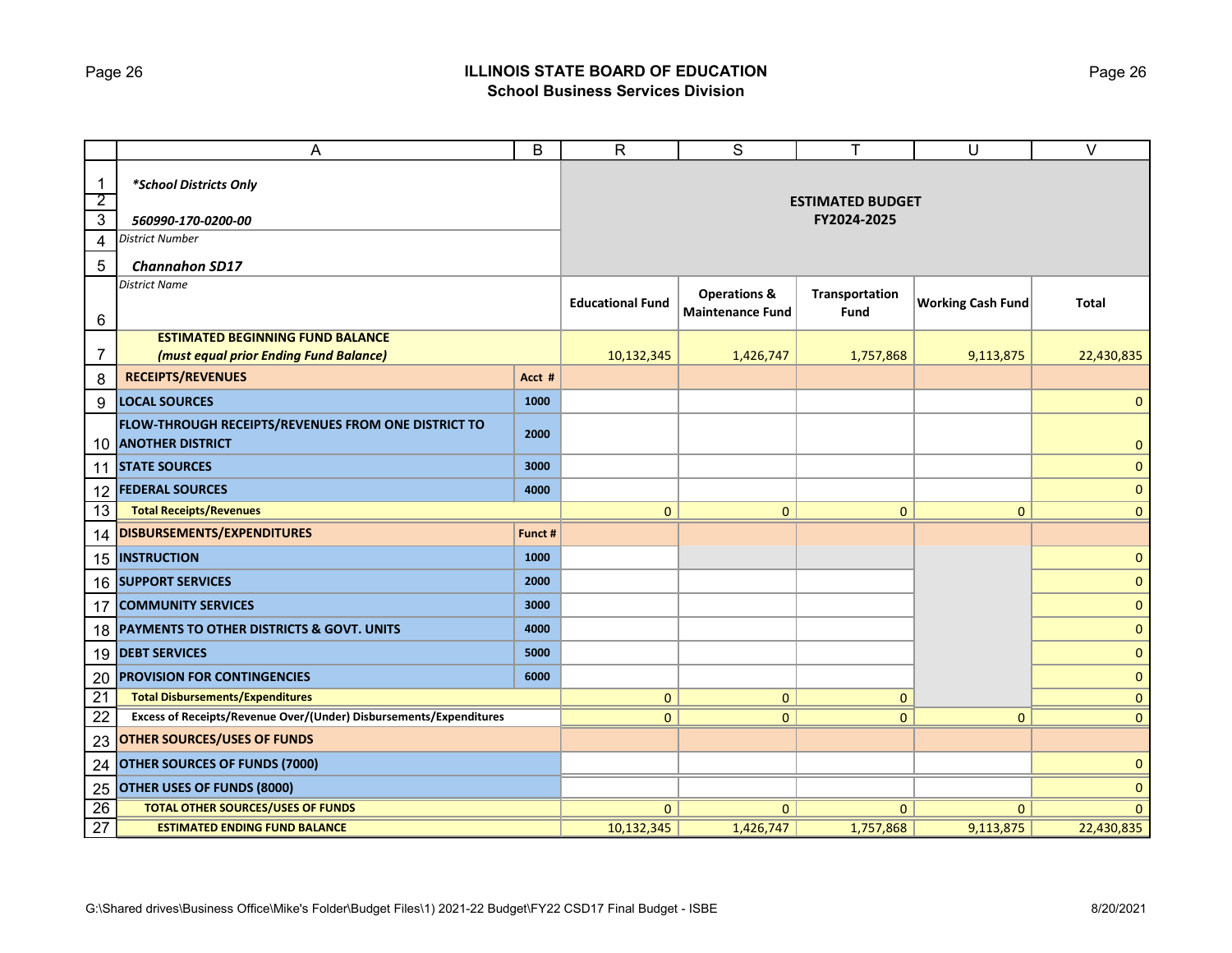## ILLINOIS STATE BOARD OF EDUCATION
### School Business Services Division

| | A | B | R | S | T | U | V |
|---|---|---|---|---|---|---|---|
| 1 | *School Districts Only* | | ESTIMATED BUDGET FY2024-2025 | | | | |
| 2 | | | | | | | |
| 3 | *560990-170-0200-00* | | | | | | |
| 4 | *District Number* | | | | | | |
| 5 | *Channahon SD17* | | | | | | |
| 6 | *District Name* | | Educational Fund | Operations & Maintenance Fund | Transportation Fund | Working Cash Fund | Total |
| 7 | ESTIMATED BEGINNING FUND BALANCE *(must equal prior Ending Fund Balance)* | | 10,132,345 | 1,426,747 | 1,757,868 | 9,113,875 | 22,430,835 |
| 8 | RECEIPTS/REVENUES | Acct # | | | | | |
| 9 | LOCAL SOURCES | 1000 | | | | | 0 |
| 10 | FLOW-THROUGH RECEIPTS/REVENUES FROM ONE DISTRICT TO ANOTHER DISTRICT | 2000 | | | | | 0 |
| 11 | STATE SOURCES | 3000 | | | | | 0 |
| 12 | FEDERAL SOURCES | 4000 | | | | | 0 |
| 13 | Total Receipts/Revenues | | 0 | 0 | 0 | 0 | 0 |
| 14 | DISBURSEMENTS/EXPENDITURES | Funct # | | | | | |
| 15 | INSTRUCTION | 1000 | | | | | 0 |
| 16 | SUPPORT SERVICES | 2000 | | | | | 0 |
| 17 | COMMUNITY SERVICES | 3000 | | | | | 0 |
| 18 | PAYMENTS TO OTHER DISTRICTS & GOVT. UNITS | 4000 | | | | | 0 |
| 19 | DEBT SERVICES | 5000 | | | | | 0 |
| 20 | PROVISION FOR CONTINGENCIES | 6000 | | | | | 0 |
| 21 | Total Disbursements/Expenditures | | 0 | 0 | 0 | | 0 |
| 22 | Excess of Receipts/Revenue Over/(Under) Disbursements/Expenditures | | 0 | 0 | 0 | 0 | 0 |
| 23 | OTHER SOURCES/USES OF FUNDS | | | | | | |
| 24 | OTHER SOURCES OF FUNDS (7000) | | | | | | 0 |
| 25 | OTHER USES OF FUNDS (8000) | | | | | | 0 |
| 26 | TOTAL OTHER SOURCES/USES OF FUNDS | | 0 | 0 | 0 | 0 | 0 |
| 27 | ESTIMATED ENDING FUND BALANCE | | 10,132,345 | 1,426,747 | 1,757,868 | 9,113,875 | 22,430,835 |

G:\Shared drives\Business Office\Mike's Folder\Budget Files\1) 2021-22 Budget\FY22 CSD17 Final Budget - ISBE 8/20/2021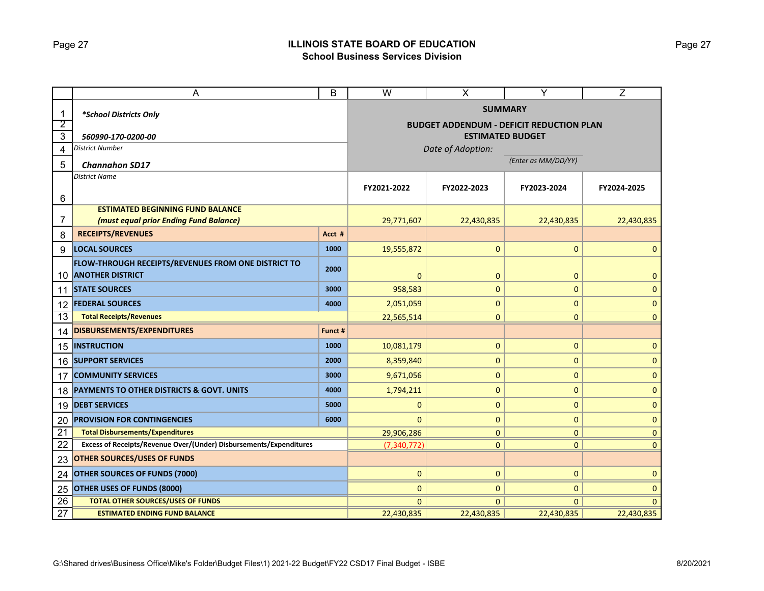## ILLINOIS STATE BOARD OF EDUCATION
### School Business Services Division

| | A | B | W | X | Y | Z |
|---|---|---|---|---|---|---|
| 1 | *\*School Districts Only* | | **SUMMARY** | | | |
| 2 | | | **BUDGET ADDENDUM - DEFICIT REDUCTION PLAN** | | | |
| 3 | ***560990-170-0200-00*** | | **ESTIMATED BUDGET** | | | |
| 4 | *District Number* | | *Date of Adoption:* | | | |
| 5 | ***Channahon SD17*** | | | | *(Enter as MM/DD/YY)* | |
| 6 | *District Name* | | **FY2021-2022** | **FY2022-2023** | **FY2023-2024** | **FY2024-2025** |
| 7 | **ESTIMATED BEGINNING FUND BALANCE** ***(must equal prior Ending Fund Balance)*** | | 29,771,607 | 22,430,835 | 22,430,835 | 22,430,835 |
| 8 | **RECEIPTS/REVENUES** | **Acct #** | | | | |
| 9 | **LOCAL SOURCES** | **1000** | 19,555,872 | 0 | 0 | 0 |
| 10 | **FLOW-THROUGH RECEIPTS/REVENUES FROM ONE DISTRICT TO ANOTHER DISTRICT** | **2000** | 0 | 0 | 0 | 0 |
| 11 | **STATE SOURCES** | **3000** | 958,583 | 0 | 0 | 0 |
| 12 | **FEDERAL SOURCES** | **4000** | 2,051,059 | 0 | 0 | 0 |
| 13 | **Total Receipts/Revenues** | | 22,565,514 | 0 | 0 | 0 |
| 14 | **DISBURSEMENTS/EXPENDITURES** | **Funct #** | | | | |
| 15 | **INSTRUCTION** | **1000** | 10,081,179 | 0 | 0 | 0 |
| 16 | **SUPPORT SERVICES** | **2000** | 8,359,840 | 0 | 0 | 0 |
| 17 | **COMMUNITY SERVICES** | **3000** | 9,671,056 | 0 | 0 | 0 |
| 18 | **PAYMENTS TO OTHER DISTRICTS & GOVT. UNITS** | **4000** | 1,794,211 | 0 | 0 | 0 |
| 19 | **DEBT SERVICES** | **5000** | 0 | 0 | 0 | 0 |
| 20 | **PROVISION FOR CONTINGENCIES** | **6000** | 0 | 0 | 0 | 0 |
| 21 | **Total Disbursements/Expenditures** | | 29,906,286 | 0 | 0 | 0 |
| 22 | **Excess of Receipts/Revenue Over/(Under) Disbursements/Expenditures** | | (7,340,772) | 0 | 0 | 0 |
| 23 | **OTHER SOURCES/USES OF FUNDS** | | | | | |
| 24 | **OTHER SOURCES OF FUNDS (7000)** | | 0 | 0 | 0 | 0 |
| 25 | **OTHER USES OF FUNDS (8000)** | | 0 | 0 | 0 | 0 |
| 26 | **TOTAL OTHER SOURCES/USES OF FUNDS** | | 0 | 0 | 0 | 0 |
| 27 | **ESTIMATED ENDING FUND BALANCE** | | 22,430,835 | 22,430,835 | 22,430,835 | 22,430,835 |

G:\Shared drives\Business Office\Mike's Folder\Budget Files\1) 2021-22 Budget\FY22 CSD17 Final Budget - ISBE 8/20/2021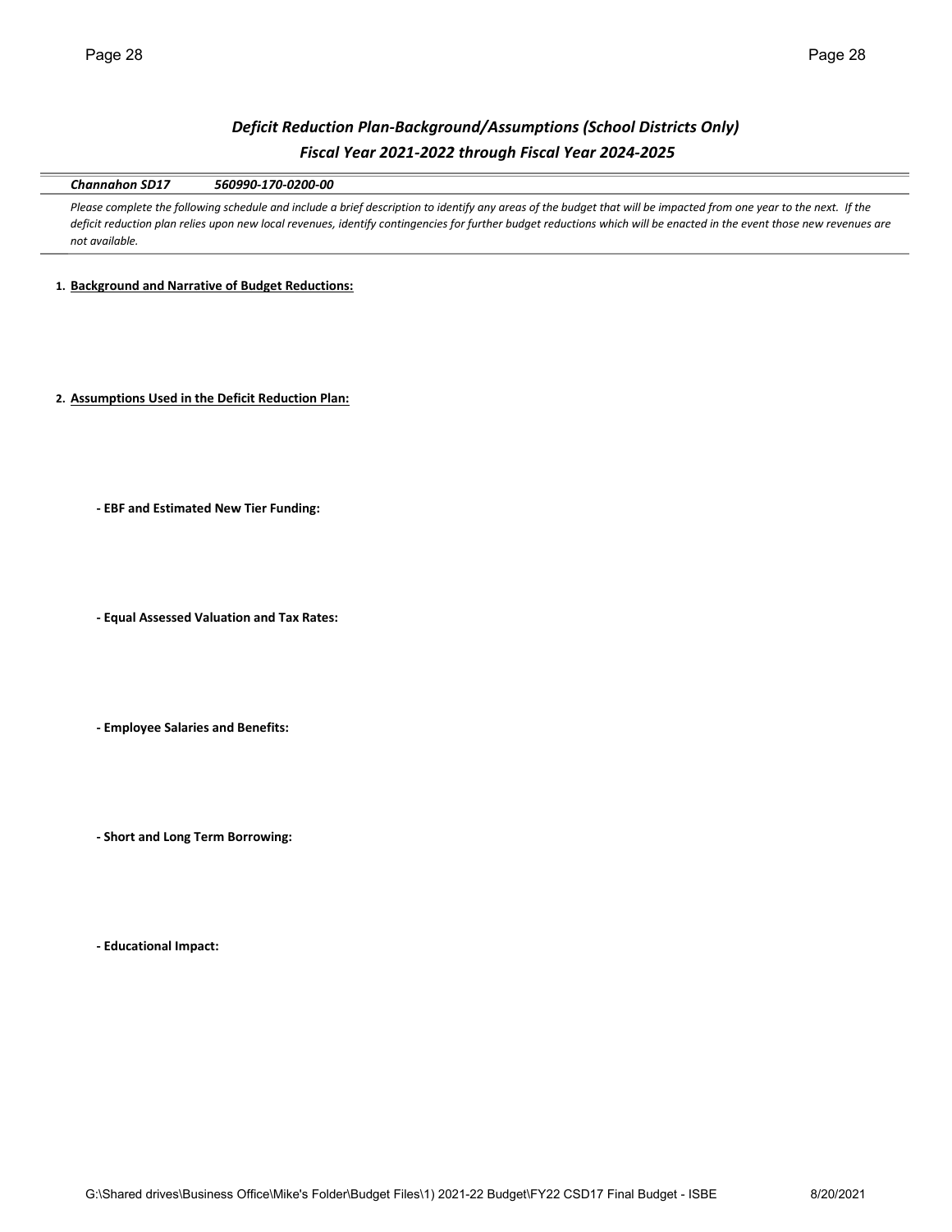# *Deficit Reduction Plan-Background/Assumptions (School Districts Only)*
## *Fiscal Year 2021-2022 through Fiscal Year 2024-2025*

***Channahon SD17*** ***560990-170-0200-00***

*Please complete the following schedule and include a brief description to identify any areas of the budget that will be impacted from one year to the next. If the deficit reduction plan relies upon new local revenues, identify contingencies for further budget reductions which will be enacted in the event those new revenues are not available.*

1. **Background and Narrative of Budget Reductions:**

2. **Assumptions Used in the Deficit Reduction Plan:**

**- EBF and Estimated New Tier Funding:**

**- Equal Assessed Valuation and Tax Rates:**

**- Employee Salaries and Benefits:**

**- Short and Long Term Borrowing:**

**- Educational Impact:**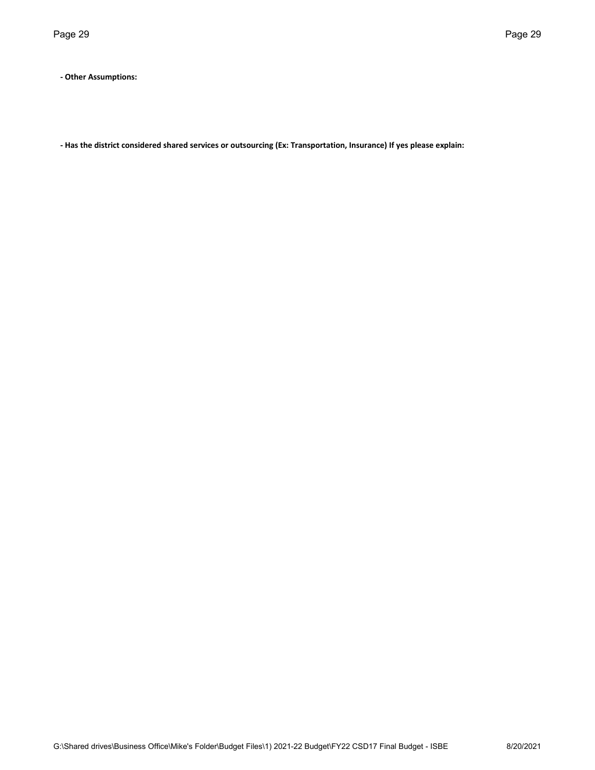**- Other Assumptions:**

**- Has the district considered shared services or outsourcing (Ex: Transportation, Insurance) If yes please explain:**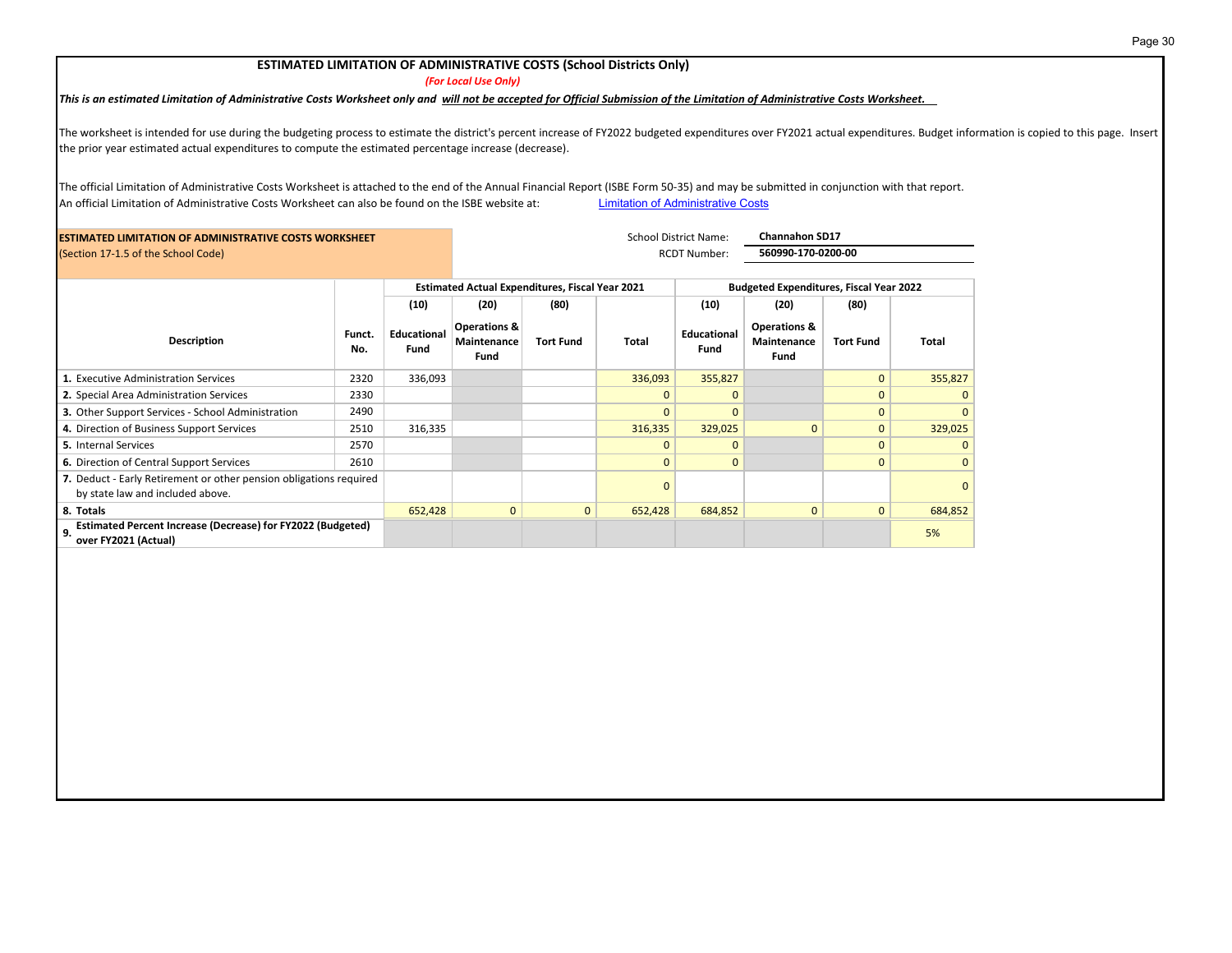## ESTIMATED LIMITATION OF ADMINISTRATIVE COSTS (School Districts Only)

*(For Local Use Only)*

***This is an estimated Limitation of Administrative Costs Worksheet only and will not be accepted for Official Submission of the Limitation of Administrative Costs Worksheet.***

The worksheet is intended for use during the budgeting process to estimate the district's percent increase of FY2022 budgeted expenditures over FY2021 actual expenditures. Budget information is copied to this page. Insert the prior year estimated actual expenditures to compute the estimated percentage increase (decrease).

The official Limitation of Administrative Costs Worksheet is attached to the end of the Annual Financial Report (ISBE Form 50-35) and may be submitted in conjunction with that report.
An official Limitation of Administrative Costs Worksheet can also be found on the ISBE website at: Limitation of Administrative Costs

**ESTIMATED LIMITATION OF ADMINISTRATIVE COSTS WORKSHEET**
(Section 17-1.5 of the School Code)

School District Name: **Channahon SD17**
RCDT Number: **560990-170-0200-00**

| | | Estimated Actual Expenditures, Fiscal Year 2021 | | | | Budgeted Expenditures, Fiscal Year 2022 | | | |
|---|---|---|---|---|---|---|---|---|---|
| Description | Funct. No. | (10) Educational Fund | (20) Operations & Maintenance Fund | (80) Tort Fund | Total | (10) Educational Fund | (20) Operations & Maintenance Fund | (80) Tort Fund | Total |
| 1. Executive Administration Services | 2320 | 336,093 | | | 336,093 | 355,827 | | 0 | 355,827 |
| 2. Special Area Administration Services | 2330 | | | | 0 | 0 | | 0 | 0 |
| 3. Other Support Services - School Administration | 2490 | | | | 0 | 0 | | 0 | 0 |
| 4. Direction of Business Support Services | 2510 | 316,335 | | | 316,335 | 329,025 | 0 | 0 | 329,025 |
| 5. Internal Services | 2570 | | | | 0 | 0 | | 0 | 0 |
| 6. Direction of Central Support Services | 2610 | | | | 0 | 0 | | 0 | 0 |
| 7. Deduct - Early Retirement or other pension obligations required by state law and included above. | | | | | 0 | | | | 0 |
| **8. Totals** | | 652,428 | 0 | 0 | 652,428 | 684,852 | 0 | 0 | 684,852 |
| **9. Estimated Percent Increase (Decrease) for FY2022 (Budgeted) over FY2021 (Actual)** | | | | | | | | | 5% |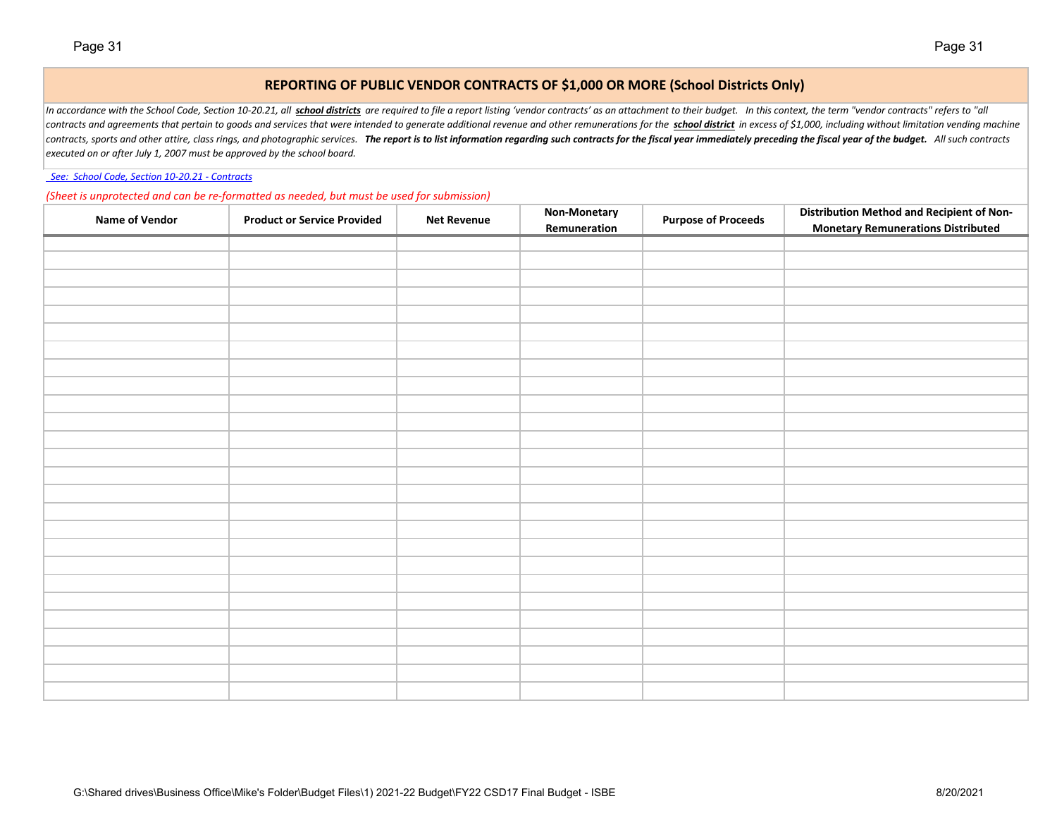## REPORTING OF PUBLIC VENDOR CONTRACTS OF $1,000 OR MORE (School Districts Only)

*In accordance with the School Code, Section 10-20.21, all* ***school districts*** *are required to file a report listing 'vendor contracts' as an attachment to their budget. In this context, the term "vendor contracts" refers to "all contracts and agreements that pertain to goods and services that were intended to generate additional revenue and other remunerations for the* ***school district*** *in excess of $1,000, including without limitation vending machine contracts, sports and other attire, class rings, and photographic services.* ***The report is to list information regarding such contracts for the fiscal year immediately preceding the fiscal year of the budget.*** *All such contracts executed on or after July 1, 2007 must be approved by the school board.*

*See: School Code, Section 10-20.21 - Contracts*

*(Sheet is unprotected and can be re-formatted as needed, but must be used for submission)*

| Name of Vendor | Product or Service Provided | Net Revenue | Non-Monetary Remuneration | Purpose of Proceeds | Distribution Method and Recipient of Non-Monetary Remunerations Distributed |
|---|---|---|---|---|---|
| | | | | | |
| | | | | | |
| | | | | | |
| | | | | | |
| | | | | | |
| | | | | | |
| | | | | | |
| | | | | | |
| | | | | | |
| | | | | | |
| | | | | | |
| | | | | | |
| | | | | | |
| | | | | | |
| | | | | | |
| | | | | | |
| | | | | | |
| | | | | | |
| | | | | | |
| | | | | | |
| | | | | | |
| | | | | | |
| | | | | | |
| | | | | | |
| | | | | | |
| | | | | | |

G:\Shared drives\Business Office\Mike's Folder\Budget Files\1) 2021-22 Budget\FY22 CSD17 Final Budget - ISBE

8/20/2021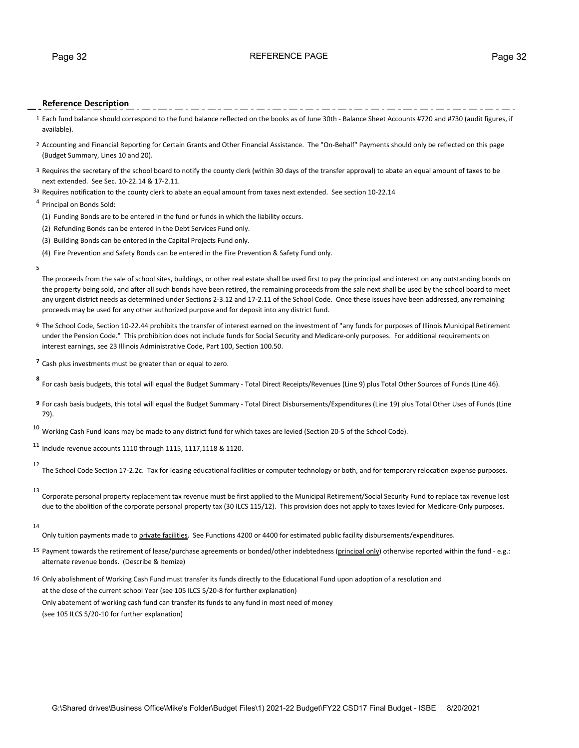## Reference Description

1 Each fund balance should correspond to the fund balance reflected on the books as of June 30th - Balance Sheet Accounts #720 and #730 (audit figures, if available).

2 Accounting and Financial Reporting for Certain Grants and Other Financial Assistance. The "On-Behalf" Payments should only be reflected on this page (Budget Summary, Lines 10 and 20).

3 Requires the secretary of the school board to notify the county clerk (within 30 days of the transfer approval) to abate an equal amount of taxes to be next extended. See Sec. 10-22.14 & 17-2.11.

3a Requires notification to the county clerk to abate an equal amount from taxes next extended. See section 10-22.14

4 Principal on Bonds Sold:

(1) Funding Bonds are to be entered in the fund or funds in which the liability occurs.

(2) Refunding Bonds can be entered in the Debt Services Fund only.

(3) Building Bonds can be entered in the Capital Projects Fund only.

(4) Fire Prevention and Safety Bonds can be entered in the Fire Prevention & Safety Fund only.

5 The proceeds from the sale of school sites, buildings, or other real estate shall be used first to pay the principal and interest on any outstanding bonds on the property being sold, and after all such bonds have been retired, the remaining proceeds from the sale next shall be used by the school board to meet any urgent district needs as determined under Sections 2-3.12 and 17-2.11 of the School Code. Once these issues have been addressed, any remaining proceeds may be used for any other authorized purpose and for deposit into any district fund.

6 The School Code, Section 10-22.44 prohibits the transfer of interest earned on the investment of "any funds for purposes of Illinois Municipal Retirement under the Pension Code." This prohibition does not include funds for Social Security and Medicare-only purposes. For additional requirements on interest earnings, see 23 Illinois Administrative Code, Part 100, Section 100.50.

**7** Cash plus investments must be greater than or equal to zero.

**8** For cash basis budgets, this total will equal the Budget Summary - Total Direct Receipts/Revenues (Line 9) plus Total Other Sources of Funds (Line 46).

**9** For cash basis budgets, this total will equal the Budget Summary - Total Direct Disbursements/Expenditures (Line 19) plus Total Other Uses of Funds (Line 79).

10 Working Cash Fund loans may be made to any district fund for which taxes are levied (Section 20-5 of the School Code).

11 Include revenue accounts 1110 through 1115, 1117,1118 & 1120.

12 The School Code Section 17-2.2c. Tax for leasing educational facilities or computer technology or both, and for temporary relocation expense purposes.

13 Corporate personal property replacement tax revenue must be first applied to the Municipal Retirement/Social Security Fund to replace tax revenue lost due to the abolition of the corporate personal property tax (30 ILCS 115/12). This provision does not apply to taxes levied for Medicare-Only purposes.

14 Only tuition payments made to private facilities. See Functions 4200 or 4400 for estimated public facility disbursements/expenditures.

15 Payment towards the retirement of lease/purchase agreements or bonded/other indebtedness (principal only) otherwise reported within the fund - e.g.: alternate revenue bonds. (Describe & Itemize)

16 Only abolishment of Working Cash Fund must transfer its funds directly to the Educational Fund upon adoption of a resolution and at the close of the current school Year (see 105 ILCS 5/20-8 for further explanation)
Only abatement of working cash fund can transfer its funds to any fund in most need of money
(see 105 ILCS 5/20-10 for further explanation)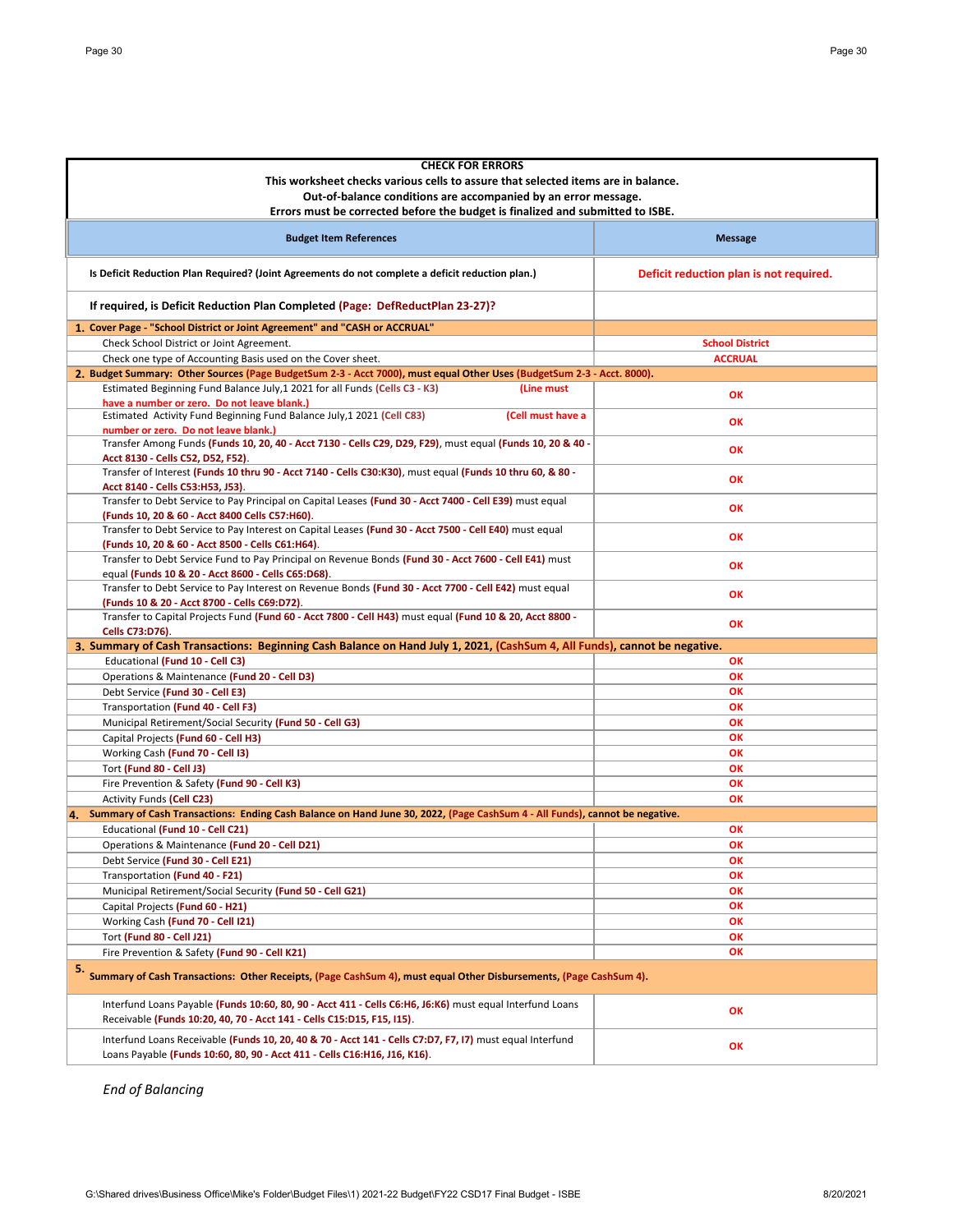**CHECK FOR ERRORS**
**This worksheet checks various cells to assure that selected items are in balance.**
**Out-of-balance conditions are accompanied by an error message.**
**Errors must be corrected before the budget is finalized and submitted to ISBE.**

| Budget Item References | Message |
|---|---|
| Is Deficit Reduction Plan Required? (Joint Agreements do not complete a deficit reduction plan.) | Deficit reduction plan is not required. |
| If required, is Deficit Reduction Plan Completed (Page: DefReductPlan 23-27)? | |
| **1. Cover Page - "School District or Joint Agreement" and "CASH or ACCRUAL"** | |
| Check School District or Joint Agreement. | School District |
| Check one type of Accounting Basis used on the Cover sheet. | ACCRUAL |
| **2. Budget Summary: Other Sources (Page BudgetSum 2-3 - Acct 7000), must equal Other Uses (BudgetSum 2-3 - Acct. 8000).** | |
| Estimated Beginning Fund Balance July,1 2021 for all Funds (Cells C3 - K3) (Line must have a number or zero. Do not leave blank.) | OK |
| Estimated Activity Fund Beginning Fund Balance July,1 2021 (Cell C83) (Cell must have a number or zero. Do not leave blank.) | OK |
| Transfer Among Funds (Funds 10, 20, 40 - Acct 7130 - Cells C29, D29, F29), must equal (Funds 10, 20 & 40 - Acct 8130 - Cells C52, D52, F52). | OK |
| Transfer of Interest (Funds 10 thru 90 - Acct 7140 - Cells C30:K30), must equal (Funds 10 thru 60, & 80 - Acct 8140 - Cells C53:H53, J53). | OK |
| Transfer to Debt Service to Pay Principal on Capital Leases (Fund 30 - Acct 7400 - Cell E39) must equal (Funds 10, 20 & 60 - Acct 8400 Cells C57:H60). | OK |
| Transfer to Debt Service to Pay Interest on Capital Leases (Fund 30 - Acct 7500 - Cell E40) must equal (Funds 10, 20 & 60 - Acct 8500 - Cells C61:H64). | OK |
| Transfer to Debt Service Fund to Pay Principal on Revenue Bonds (Fund 30 - Acct 7600 - Cell E41) must equal (Funds 10 & 20 - Acct 8600 - Cells C65:D68). | OK |
| Transfer to Debt Service to Pay Interest on Revenue Bonds (Fund 30 - Acct 7700 - Cell E42) must equal (Funds 10 & 20 - Acct 8700 - Cells C69:D72). | OK |
| Transfer to Capital Projects Fund (Fund 60 - Acct 7800 - Cell H43) must equal (Fund 10 & 20, Acct 8800 - Cells C73:D76). | OK |
| **3. Summary of Cash Transactions: Beginning Cash Balance on Hand July 1, 2021, (CashSum 4, All Funds), cannot be negative.** | |
| Educational (Fund 10 - Cell C3) | OK |
| Operations & Maintenance (Fund 20 - Cell D3) | OK |
| Debt Service (Fund 30 - Cell E3) | OK |
| Transportation (Fund 40 - Cell F3) | OK |
| Municipal Retirement/Social Security (Fund 50 - Cell G3) | OK |
| Capital Projects (Fund 60 - Cell H3) | OK |
| Working Cash (Fund 70 - Cell I3) | OK |
| Tort (Fund 80 - Cell J3) | OK |
| Fire Prevention & Safety (Fund 90 - Cell K3) | OK |
| Activity Funds (Cell C23) | OK |
| **4. Summary of Cash Transactions: Ending Cash Balance on Hand June 30, 2022, (Page CashSum 4 - All Funds), cannot be negative.** | |
| Educational (Fund 10 - Cell C21) | OK |
| Operations & Maintenance (Fund 20 - Cell D21) | OK |
| Debt Service (Fund 30 - Cell E21) | OK |
| Transportation (Fund 40 - F21) | OK |
| Municipal Retirement/Social Security (Fund 50 - Cell G21) | OK |
| Capital Projects (Fund 60 - H21) | OK |
| Working Cash (Fund 70 - Cell I21) | OK |
| Tort (Fund 80 - Cell J21) | OK |
| Fire Prevention & Safety (Fund 90 - Cell K21) | OK |
| **5. Summary of Cash Transactions: Other Receipts, (Page CashSum 4), must equal Other Disbursements, (Page CashSum 4).** | |
| Interfund Loans Payable (Funds 10:60, 80, 90 - Acct 411 - Cells C6:H6, J6:K6) must equal Interfund Loans Receivable (Funds 10:20, 40, 70 - Acct 141 - Cells C15:D15, F15, I15). | OK |
| Interfund Loans Receivable (Funds 10, 20, 40 & 70 - Acct 141 - Cells C7:D7, F7, I7) must equal Interfund Loans Payable (Funds 10:60, 80, 90 - Acct 411 - Cells C16:H16, J16, K16). | OK |

*End of Balancing*

G:\Shared drives\Business Office\Mike's Folder\Budget Files\1) 2021-22 Budget\FY22 CSD17 Final Budget - ISBE

8/20/2021